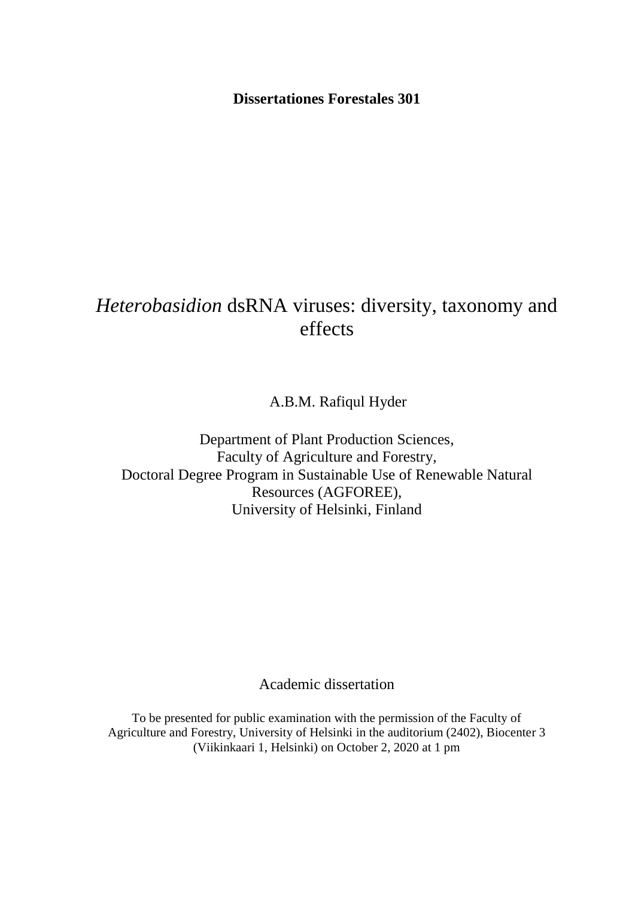**Dissertationes Forestales 301**

# *Heterobasidion* dsRNA viruses: diversity, taxonomy and effects

A.B.M. Rafiqul Hyder

Department of Plant Production Sciences,
Faculty of Agriculture and Forestry,
Doctoral Degree Program in Sustainable Use of Renewable Natural Resources (AGFOREE),
University of Helsinki, Finland

Academic dissertation

To be presented for public examination with the permission of the Faculty of Agriculture and Forestry, University of Helsinki in the auditorium (2402), Biocenter 3 (Viikinkaari 1, Helsinki) on October 2, 2020 at 1 pm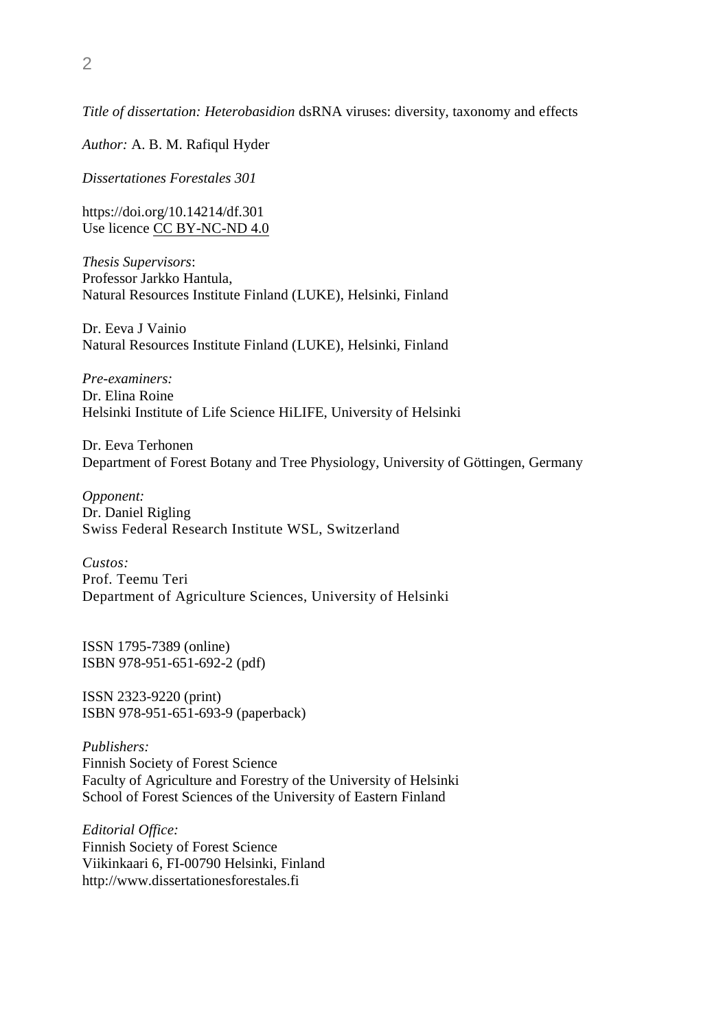*Title of dissertation: Heterobasidion* dsRNA viruses: diversity, taxonomy and effects

*Author:* A. B. M. Rafiqul Hyder

*Dissertationes Forestales 301*

https://doi.org/10.14214/df.301
Use licence CC BY-NC-ND 4.0

*Thesis Supervisors*:
Professor Jarkko Hantula,
Natural Resources Institute Finland (LUKE), Helsinki, Finland

Dr. Eeva J Vainio
Natural Resources Institute Finland (LUKE), Helsinki, Finland

*Pre-examiners:*
Dr. Elina Roine
Helsinki Institute of Life Science HiLIFE, University of Helsinki

Dr. Eeva Terhonen
Department of Forest Botany and Tree Physiology, University of Göttingen, Germany

*Opponent:*
Dr. Daniel Rigling
Swiss Federal Research Institute WSL, Switzerland

*Custos:*
Prof. Teemu Teri
Department of Agriculture Sciences, University of Helsinki

ISSN 1795-7389 (online)
ISBN 978-951-651-692-2 (pdf)

ISSN 2323-9220 (print)
ISBN 978-951-651-693-9 (paperback)

*Publishers:*
Finnish Society of Forest Science
Faculty of Agriculture and Forestry of the University of Helsinki
School of Forest Sciences of the University of Eastern Finland

*Editorial Office:*
Finnish Society of Forest Science
Viikinkaari 6, FI-00790 Helsinki, Finland
http://www.dissertationesforestales.fi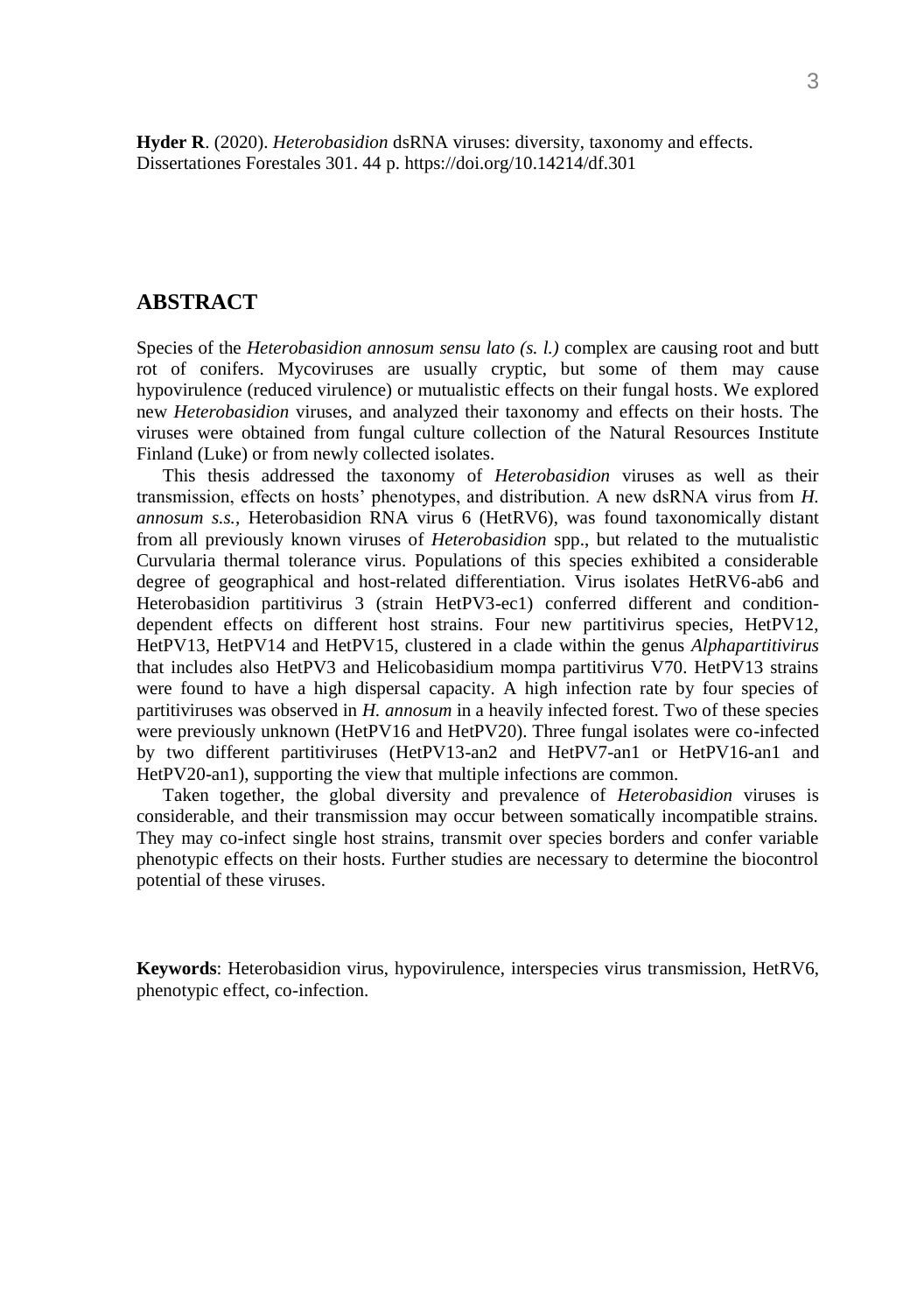**Hyder R**. (2020). *Heterobasidion* dsRNA viruses: diversity, taxonomy and effects. Dissertationes Forestales 301. 44 p. https://doi.org/10.14214/df.301

## ABSTRACT

Species of the *Heterobasidion annosum sensu lato (s. l.)* complex are causing root and butt rot of conifers. Mycoviruses are usually cryptic, but some of them may cause hypovirulence (reduced virulence) or mutualistic effects on their fungal hosts. We explored new *Heterobasidion* viruses, and analyzed their taxonomy and effects on their hosts. The viruses were obtained from fungal culture collection of the Natural Resources Institute Finland (Luke) or from newly collected isolates.

This thesis addressed the taxonomy of *Heterobasidion* viruses as well as their transmission, effects on hosts' phenotypes, and distribution. A new dsRNA virus from *H. annosum s.s.*, Heterobasidion RNA virus 6 (HetRV6), was found taxonomically distant from all previously known viruses of *Heterobasidion* spp., but related to the mutualistic Curvularia thermal tolerance virus. Populations of this species exhibited a considerable degree of geographical and host-related differentiation. Virus isolates HetRV6-ab6 and Heterobasidion partitivirus 3 (strain HetPV3-ec1) conferred different and condition-dependent effects on different host strains. Four new partitivirus species, HetPV12, HetPV13, HetPV14 and HetPV15, clustered in a clade within the genus *Alphapartitivirus* that includes also HetPV3 and Helicobasidium mompa partitivirus V70. HetPV13 strains were found to have a high dispersal capacity. A high infection rate by four species of partitiviruses was observed in *H. annosum* in a heavily infected forest. Two of these species were previously unknown (HetPV16 and HetPV20). Three fungal isolates were co-infected by two different partitiviruses (HetPV13-an2 and HetPV7-an1 or HetPV16-an1 and HetPV20-an1), supporting the view that multiple infections are common.

Taken together, the global diversity and prevalence of *Heterobasidion* viruses is considerable, and their transmission may occur between somatically incompatible strains. They may co-infect single host strains, transmit over species borders and confer variable phenotypic effects on their hosts. Further studies are necessary to determine the biocontrol potential of these viruses.

**Keywords**: Heterobasidion virus, hypovirulence, interspecies virus transmission, HetRV6, phenotypic effect, co-infection.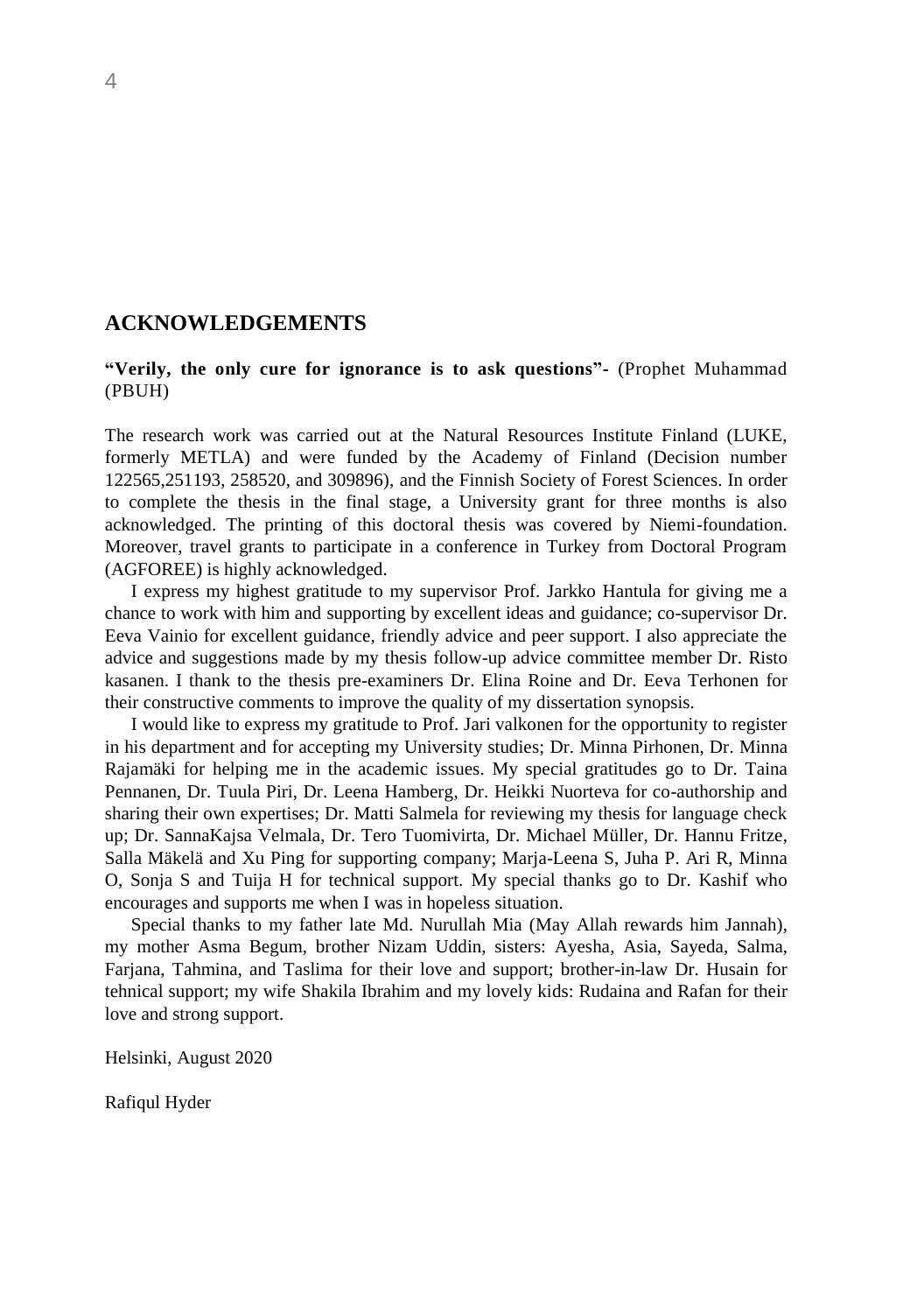## ACKNOWLEDGEMENTS

**"Verily, the only cure for ignorance is to ask questions"-** (Prophet Muhammad (PBUH)

The research work was carried out at the Natural Resources Institute Finland (LUKE, formerly METLA) and were funded by the Academy of Finland (Decision number 122565,251193, 258520, and 309896), and the Finnish Society of Forest Sciences. In order to complete the thesis in the final stage, a University grant for three months is also acknowledged. The printing of this doctoral thesis was covered by Niemi-foundation. Moreover, travel grants to participate in a conference in Turkey from Doctoral Program (AGFOREE) is highly acknowledged.

I express my highest gratitude to my supervisor Prof. Jarkko Hantula for giving me a chance to work with him and supporting by excellent ideas and guidance; co-supervisor Dr. Eeva Vainio for excellent guidance, friendly advice and peer support. I also appreciate the advice and suggestions made by my thesis follow-up advice committee member Dr. Risto kasanen. I thank to the thesis pre-examiners Dr. Elina Roine and Dr. Eeva Terhonen for their constructive comments to improve the quality of my dissertation synopsis.

I would like to express my gratitude to Prof. Jari valkonen for the opportunity to register in his department and for accepting my University studies; Dr. Minna Pirhonen, Dr. Minna Rajamäki for helping me in the academic issues. My special gratitudes go to Dr. Taina Pennanen, Dr. Tuula Piri, Dr. Leena Hamberg, Dr. Heikki Nuorteva for co-authorship and sharing their own expertises; Dr. Matti Salmela for reviewing my thesis for language check up; Dr. SannaKajsa Velmala, Dr. Tero Tuomivirta, Dr. Michael Müller, Dr. Hannu Fritze, Salla Mäkelä and Xu Ping for supporting company; Marja-Leena S, Juha P. Ari R, Minna O, Sonja S and Tuija H for technical support. My special thanks go to Dr. Kashif who encourages and supports me when I was in hopeless situation.

Special thanks to my father late Md. Nurullah Mia (May Allah rewards him Jannah), my mother Asma Begum, brother Nizam Uddin, sisters: Ayesha, Asia, Sayeda, Salma, Farjana, Tahmina, and Taslima for their love and support; brother-in-law Dr. Husain for tehnical support; my wife Shakila Ibrahim and my lovely kids: Rudaina and Rafan for their love and strong support.

Helsinki, August 2020

Rafiqul Hyder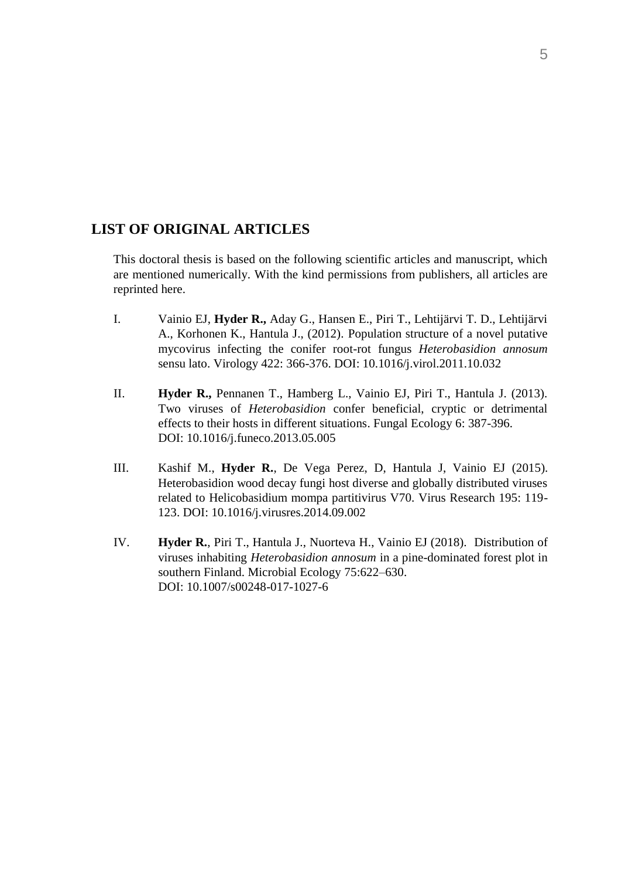## LIST OF ORIGINAL ARTICLES

This doctoral thesis is based on the following scientific articles and manuscript, which are mentioned numerically. With the kind permissions from publishers, all articles are reprinted here.

I. Vainio EJ, **Hyder R.,** Aday G., Hansen E., Piri T., Lehtijärvi T. D., Lehtijärvi A., Korhonen K., Hantula J., (2012). Population structure of a novel putative mycovirus infecting the conifer root-rot fungus *Heterobasidion annosum* sensu lato. Virology 422: 366-376. DOI: 10.1016/j.virol.2011.10.032

II. **Hyder R.,** Pennanen T., Hamberg L., Vainio EJ, Piri T., Hantula J. (2013). Two viruses of *Heterobasidion* confer beneficial, cryptic or detrimental effects to their hosts in different situations. Fungal Ecology 6: 387-396. DOI: 10.1016/j.funeco.2013.05.005

III. Kashif M., **Hyder R.**, De Vega Perez, D, Hantula J, Vainio EJ (2015). Heterobasidion wood decay fungi host diverse and globally distributed viruses related to Helicobasidium mompa partitivirus V70. Virus Research 195: 119-123. DOI: 10.1016/j.virusres.2014.09.002

IV. **Hyder R.**, Piri T., Hantula J., Nuorteva H., Vainio EJ (2018). Distribution of viruses inhabiting *Heterobasidion annosum* in a pine-dominated forest plot in southern Finland. Microbial Ecology 75:622–630. DOI: 10.1007/s00248-017-1027-6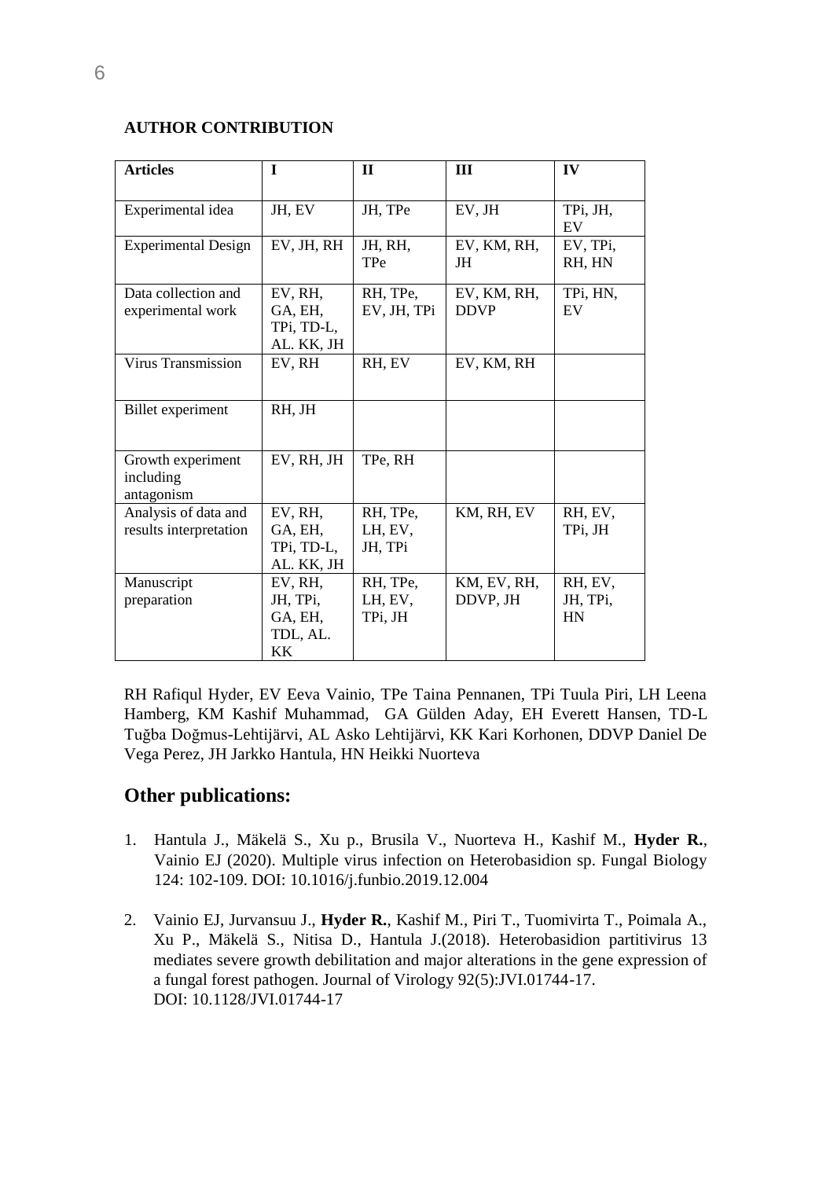**AUTHOR CONTRIBUTION**

| Articles | I | II | III | IV |
|---|---|---|---|---|
| Experimental idea | JH, EV | JH, TPe | EV, JH | TPi, JH, EV |
| Experimental Design | EV, JH, RH | JH, RH, TPe | EV, KM, RH, JH | EV, TPi, RH, HN |
| Data collection and experimental work | EV, RH, GA, EH, TPi, TD-L, AL. KK, JH | RH, TPe, EV, JH, TPi | EV, KM, RH, DDVP | TPi, HN, EV |
| Virus Transmission | EV, RH | RH, EV | EV, KM, RH | |
| Billet experiment | RH, JH | | | |
| Growth experiment including antagonism | EV, RH, JH | TPe, RH | | |
| Analysis of data and results interpretation | EV, RH, GA, EH, TPi, TD-L, AL. KK, JH | RH, TPe, LH, EV, JH, TPi | KM, RH, EV | RH, EV, TPi, JH |
| Manuscript preparation | EV, RH, JH, TPi, GA, EH, TDL, AL. KK | RH, TPe, LH, EV, TPi, JH | KM, EV, RH, DDVP, JH | RH, EV, JH, TPi, HN |

RH Rafiqul Hyder, EV Eeva Vainio, TPe Taina Pennanen, TPi Tuula Piri, LH Leena Hamberg, KM Kashif Muhammad, GA Gülden Aday, EH Everett Hansen, TD-L Tuğba Doğmus-Lehtijärvi, AL Asko Lehtijärvi, KK Kari Korhonen, DDVP Daniel De Vega Perez, JH Jarkko Hantula, HN Heikki Nuorteva

## Other publications:

1. Hantula J., Mäkelä S., Xu p., Brusila V., Nuorteva H., Kashif M., **Hyder R.**, Vainio EJ (2020). Multiple virus infection on Heterobasidion sp. Fungal Biology 124: 102-109. DOI: 10.1016/j.funbio.2019.12.004

2. Vainio EJ, Jurvansuu J., **Hyder R.**, Kashif M., Piri T., Tuomivirta T., Poimala A., Xu P., Mäkelä S., Nitisa D., Hantula J.(2018). Heterobasidion partitivirus 13 mediates severe growth debilitation and major alterations in the gene expression of a fungal forest pathogen. Journal of Virology 92(5):JVI.01744-17. DOI: 10.1128/JVI.01744-17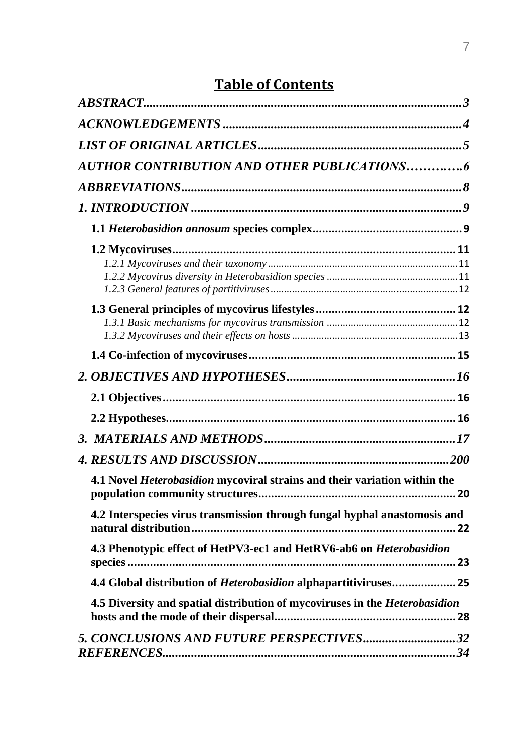# Table of Contents

*ABSTRACT*......3

*ACKNOWLEDGEMENTS*......4

*LIST OF ORIGINAL ARTICLES*......5

*AUTHOR CONTRIBUTION AND OTHER PUBLICATIONS*......6

*ABBREVIATIONS*......8

*1. INTRODUCTION*......9

**1.1 *Heterobasidion annosum* species complex**......9

**1.2 Mycoviruses**......11

*1.2.1 Mycoviruses and their taxonomy*......11

*1.2.2 Mycovirus diversity in Heterobasidion species*......11

*1.2.3 General features of partitiviruses*......12

**1.3 General principles of mycovirus lifestyles**......12

*1.3.1 Basic mechanisms for mycovirus transmission*......12

*1.3.2 Mycoviruses and their effects on hosts*......13

**1.4 Co-infection of mycoviruses**......15

*2. OBJECTIVES AND HYPOTHESES*......16

**2.1 Objectives**......16

**2.2 Hypotheses**......16

*3. MATERIALS AND METHODS*......17

*4. RESULTS AND DISCUSSION*......200

**4.1 Novel *Heterobasidion* mycoviral strains and their variation within the population community structures**......20

**4.2 Interspecies virus transmission through fungal hyphal anastomosis and natural distribution**......22

**4.3 Phenotypic effect of HetPV3-ec1 and HetRV6-ab6 on *Heterobasidion* species**......23

**4.4 Global distribution of *Heterobasidion* alphapartitiviruses**......25

**4.5 Diversity and spatial distribution of mycoviruses in the *Heterobasidion* hosts and the mode of their dispersal**......28

*5. CONCLUSIONS AND FUTURE PERSPECTIVES*......32

*REFERENCES*......34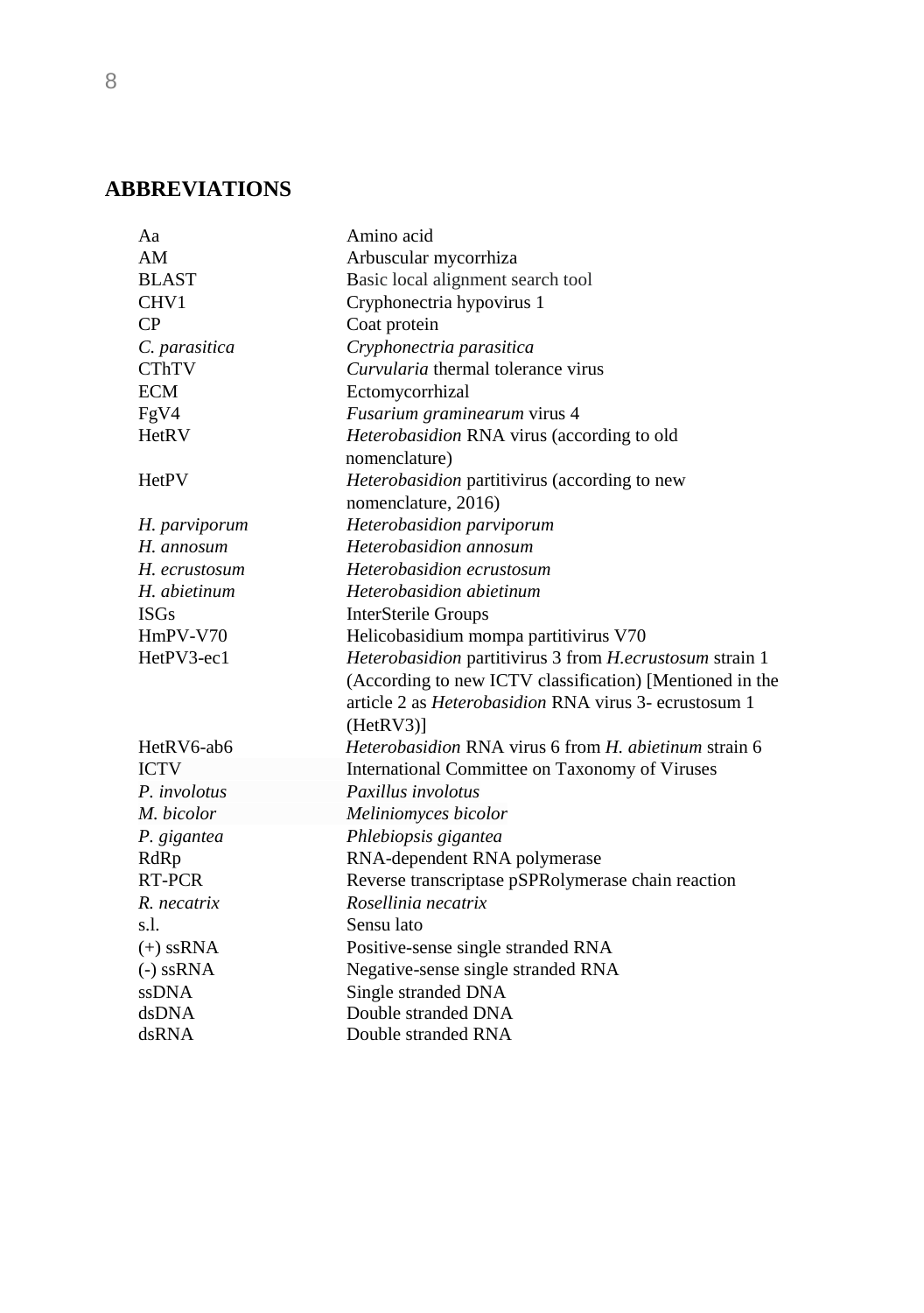## ABBREVIATIONS

| | |
|---|---|
| Aa | Amino acid |
| AM | Arbuscular mycorrhiza |
| BLAST | Basic local alignment search tool |
| CHV1 | Cryphonectria hypovirus 1 |
| CP | Coat protein |
| *C. parasitica* | *Cryphonectria parasitica* |
| CThTV | *Curvularia* thermal tolerance virus |
| ECM | Ectomycorrhizal |
| FgV4 | *Fusarium graminearum* virus 4 |
| HetRV | *Heterobasidion* RNA virus (according to old nomenclature) |
| HetPV | *Heterobasidion* partitivirus (according to new nomenclature, 2016) |
| *H. parviporum* | *Heterobasidion parviporum* |
| *H. annosum* | *Heterobasidion annosum* |
| *H. ecrustosum* | *Heterobasidion ecrustosum* |
| *H. abietinum* | *Heterobasidion abietinum* |
| ISGs | InterSterile Groups |
| HmPV-V70 | Helicobasidium mompa partitivirus V70 |
| HetPV3-ec1 | *Heterobasidion* partitivirus 3 from *H.ecrustosum* strain 1 (According to new ICTV classification) [Mentioned in the article 2 as *Heterobasidion* RNA virus 3- ecrustosum 1 (HetRV3)] |
| HetRV6-ab6 | *Heterobasidion* RNA virus 6 from *H. abietinum* strain 6 |
| ICTV | International Committee on Taxonomy of Viruses |
| *P. involotus* | *Paxillus involotus* |
| *M. bicolor* | *Meliniomyces bicolor* |
| *P. gigantea* | *Phlebiopsis gigantea* |
| RdRp | RNA-dependent RNA polymerase |
| RT-PCR | Reverse transcriptase pSPRolymerase chain reaction |
| *R. necatrix* | *Rosellinia necatrix* |
| s.l. | Sensu lato |
| (+) ssRNA | Positive-sense single stranded RNA |
| (-) ssRNA | Negative-sense single stranded RNA |
| ssDNA | Single stranded DNA |
| dsDNA | Double stranded DNA |
| dsRNA | Double stranded RNA |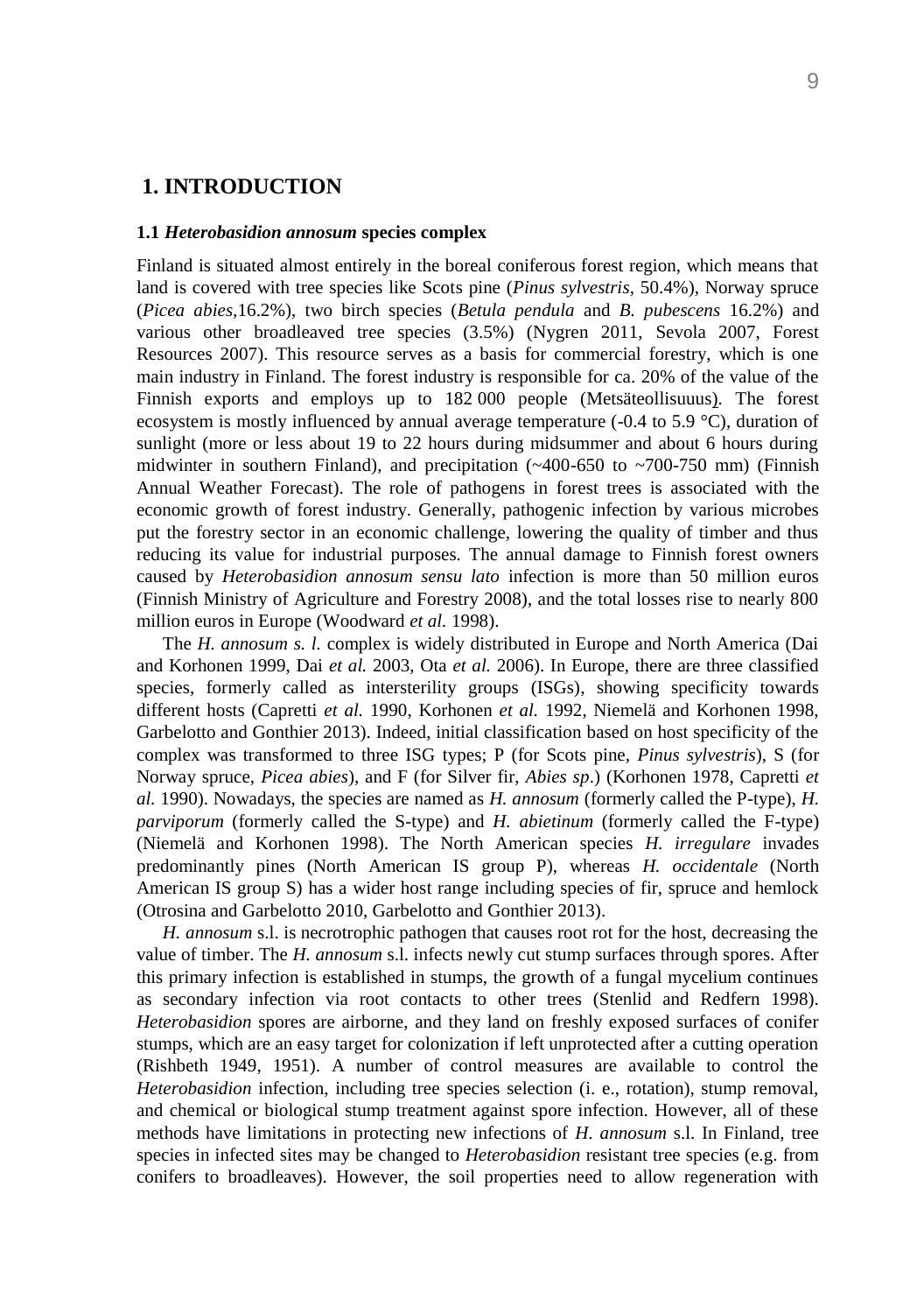# 1. INTRODUCTION

## 1.1 *Heterobasidion annosum* species complex

Finland is situated almost entirely in the boreal coniferous forest region, which means that land is covered with tree species like Scots pine (*Pinus sylvestris*, 50.4%), Norway spruce (*Picea abies*,16.2%), two birch species (*Betula pendula* and *B. pubescens* 16.2%) and various other broadleaved tree species (3.5%) (Nygren 2011, Sevola 2007, Forest Resources 2007). This resource serves as a basis for commercial forestry, which is one main industry in Finland. The forest industry is responsible for ca. 20% of the value of the Finnish exports and employs up to 182 000 people (Metsäteollisuuus). The forest ecosystem is mostly influenced by annual average temperature (-0.4 to 5.9 °C), duration of sunlight (more or less about 19 to 22 hours during midsummer and about 6 hours during midwinter in southern Finland), and precipitation (~400-650 to ~700-750 mm) (Finnish Annual Weather Forecast). The role of pathogens in forest trees is associated with the economic growth of forest industry. Generally, pathogenic infection by various microbes put the forestry sector in an economic challenge, lowering the quality of timber and thus reducing its value for industrial purposes. The annual damage to Finnish forest owners caused by *Heterobasidion annosum sensu lato* infection is more than 50 million euros (Finnish Ministry of Agriculture and Forestry 2008), and the total losses rise to nearly 800 million euros in Europe (Woodward *et al.* 1998).

The *H. annosum s. l.* complex is widely distributed in Europe and North America (Dai and Korhonen 1999, Dai *et al.* 2003, Ota *et al.* 2006). In Europe, there are three classified species, formerly called as intersterility groups (ISGs), showing specificity towards different hosts (Capretti *et al.* 1990, Korhonen *et al.* 1992, Niemelä and Korhonen 1998, Garbelotto and Gonthier 2013). Indeed, initial classification based on host specificity of the complex was transformed to three ISG types; P (for Scots pine, *Pinus sylvestris*), S (for Norway spruce, *Picea abies*), and F (for Silver fir, *Abies sp.*) (Korhonen 1978, Capretti *et al.* 1990). Nowadays, the species are named as *H. annosum* (formerly called the P-type), *H. parviporum* (formerly called the S-type) and *H. abietinum* (formerly called the F-type) (Niemelä and Korhonen 1998). The North American species *H. irregulare* invades predominantly pines (North American IS group P), whereas *H. occidentale* (North American IS group S) has a wider host range including species of fir, spruce and hemlock (Otrosina and Garbelotto 2010, Garbelotto and Gonthier 2013).

*H. annosum* s.l. is necrotrophic pathogen that causes root rot for the host, decreasing the value of timber. The *H. annosum* s.l. infects newly cut stump surfaces through spores. After this primary infection is established in stumps, the growth of a fungal mycelium continues as secondary infection via root contacts to other trees (Stenlid and Redfern 1998). *Heterobasidion* spores are airborne, and they land on freshly exposed surfaces of conifer stumps, which are an easy target for colonization if left unprotected after a cutting operation (Rishbeth 1949, 1951). A number of control measures are available to control the *Heterobasidion* infection, including tree species selection (i. e., rotation), stump removal, and chemical or biological stump treatment against spore infection. However, all of these methods have limitations in protecting new infections of *H. annosum* s.l. In Finland, tree species in infected sites may be changed to *Heterobasidion* resistant tree species (e.g. from conifers to broadleaves). However, the soil properties need to allow regeneration with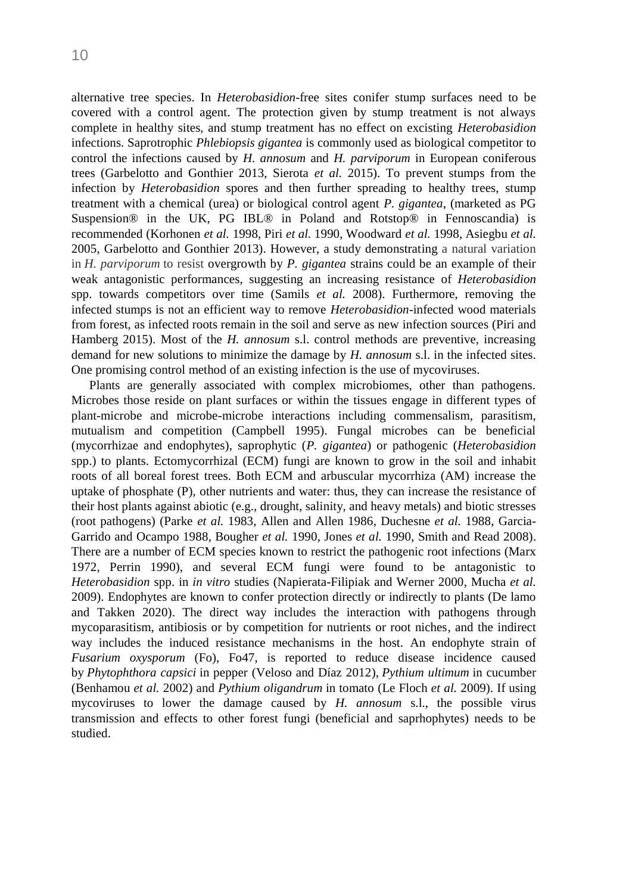alternative tree species. In *Heterobasidion*-free sites conifer stump surfaces need to be covered with a control agent. The protection given by stump treatment is not always complete in healthy sites, and stump treatment has no effect on excisting *Heterobasidion* infections. Saprotrophic *Phlebiopsis gigantea* is commonly used as biological competitor to control the infections caused by *H. annosum* and *H. parviporum* in European coniferous trees (Garbelotto and Gonthier 2013, Sierota *et al.* 2015). To prevent stumps from the infection by *Heterobasidion* spores and then further spreading to healthy trees, stump treatment with a chemical (urea) or biological control agent *P. gigantea*, (marketed as PG Suspension® in the UK, PG IBL® in Poland and Rotstop® in Fennoscandia) is recommended (Korhonen *et al.* 1998, Piri *et al.* 1990, Woodward *et al.* 1998, Asiegbu *et al.* 2005, Garbelotto and Gonthier 2013). However, a study demonstrating a natural variation in *H. parviporum* to resist overgrowth by *P. gigantea* strains could be an example of their weak antagonistic performances, suggesting an increasing resistance of *Heterobasidion* spp. towards competitors over time (Samils *et al.* 2008). Furthermore, removing the infected stumps is not an efficient way to remove *Heterobasidion*-infected wood materials from forest, as infected roots remain in the soil and serve as new infection sources (Piri and Hamberg 2015). Most of the *H. annosum* s.l. control methods are preventive, increasing demand for new solutions to minimize the damage by *H. annosum* s.l. in the infected sites. One promising control method of an existing infection is the use of mycoviruses.

Plants are generally associated with complex microbiomes, other than pathogens. Microbes those reside on plant surfaces or within the tissues engage in different types of plant-microbe and microbe-microbe interactions including commensalism, parasitism, mutualism and competition (Campbell 1995). Fungal microbes can be beneficial (mycorrhizae and endophytes), saprophytic (*P. gigantea*) or pathogenic (*Heterobasidion* spp.) to plants. Ectomycorrhizal (ECM) fungi are known to grow in the soil and inhabit roots of all boreal forest trees. Both ECM and arbuscular mycorrhiza (AM) increase the uptake of phosphate (P), other nutrients and water: thus, they can increase the resistance of their host plants against abiotic (e.g., drought, salinity, and heavy metals) and biotic stresses (root pathogens) (Parke *et al.* 1983, Allen and Allen 1986, Duchesne *et al.* 1988, Garcia-Garrido and Ocampo 1988, Bougher *et al.* 1990, Jones *et al.* 1990, Smith and Read 2008). There are a number of ECM species known to restrict the pathogenic root infections (Marx 1972, Perrin 1990), and several ECM fungi were found to be antagonistic to *Heterobasidion* spp. in *in vitro* studies (Napierata-Filipiak and Werner 2000, Mucha *et al.* 2009). Endophytes are known to confer protection directly or indirectly to plants (De lamo and Takken 2020). The direct way includes the interaction with pathogens through mycoparasitism, antibiosis or by competition for nutrients or root niches, and the indirect way includes the induced resistance mechanisms in the host. An endophyte strain of *Fusarium oxysporum* (Fo), Fo47, is reported to reduce disease incidence caused by *Phytophthora capsici* in pepper (Veloso and Díaz 2012), *Pythium ultimum* in cucumber (Benhamou *et al.* 2002) and *Pythium oligandrum* in tomato (Le Floch *et al.* 2009). If using mycoviruses to lower the damage caused by *H. annosum* s.l., the possible virus transmission and effects to other forest fungi (beneficial and saprhophytes) needs to be studied.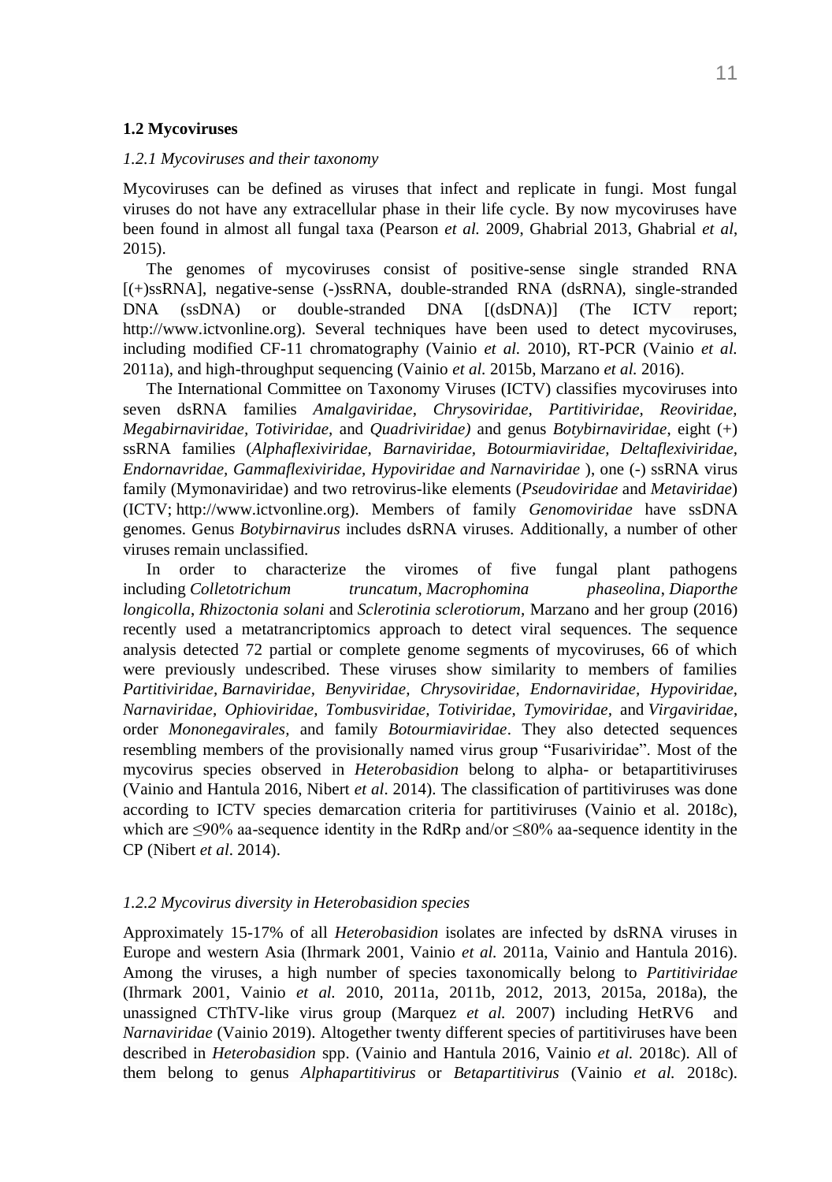**1.2 Mycoviruses**

*1.2.1 Mycoviruses and their taxonomy*

Mycoviruses can be defined as viruses that infect and replicate in fungi. Most fungal viruses do not have any extracellular phase in their life cycle. By now mycoviruses have been found in almost all fungal taxa (Pearson *et al.* 2009, Ghabrial 2013, Ghabrial *et al*, 2015).

The genomes of mycoviruses consist of positive-sense single stranded RNA [(+)ssRNA], negative-sense (-)ssRNA, double-stranded RNA (dsRNA), single-stranded DNA (ssDNA) or double-stranded DNA [(dsDNA)] (The ICTV report; http://www.ictvonline.org). Several techniques have been used to detect mycoviruses, including modified CF-11 chromatography (Vainio *et al.* 2010), RT-PCR (Vainio *et al.* 2011a), and high-throughput sequencing (Vainio *et al.* 2015b, Marzano *et al.* 2016).

The International Committee on Taxonomy Viruses (ICTV) classifies mycoviruses into seven dsRNA families *Amalgaviridae, Chrysoviridae, Partitiviridae, Reoviridae, Megabirnaviridae, Totiviridae,* and *Quadriviridae)* and genus *Botybirnaviridae*, eight (+) ssRNA families (*Alphaflexiviridae, Barnaviridae, Botourmiaviridae, Deltaflexiviridae, Endornavridae, Gammaflexiviridae, Hypoviridae and Narnaviridae* ), one (-) ssRNA virus family (Mymonaviridae) and two retrovirus-like elements (*Pseudoviridae* and *Metaviridae*) (ICTV; http://www.ictvonline.org). Members of family *Genomoviridae* have ssDNA genomes. Genus *Botybirnavirus* includes dsRNA viruses. Additionally, a number of other viruses remain unclassified.

In order to characterize the viromes of five fungal plant pathogens including *Colletotrichum truncatum*, *Macrophomina phaseolina*, *Diaporthe longicolla*, *Rhizoctonia solani* and *Sclerotinia sclerotiorum*, Marzano and her group (2016) recently used a metatrancriptomics approach to detect viral sequences. The sequence analysis detected 72 partial or complete genome segments of mycoviruses, 66 of which were previously undescribed. These viruses show similarity to members of families *Partitiviridae, Barnaviridae, Benyviridae, Chrysoviridae, Endornaviridae, Hypoviridae, Narnaviridae, Ophioviridae, Tombusviridae, Totiviridae, Tymoviridae*, and *Virgaviridae*, order *Mononegavirales*, and family *Botourmiaviridae*. They also detected sequences resembling members of the provisionally named virus group "Fusariviridae". Most of the mycovirus species observed in *Heterobasidion* belong to alpha- or betapartitiviruses (Vainio and Hantula 2016, Nibert *et al*. 2014). The classification of partitiviruses was done according to ICTV species demarcation criteria for partitiviruses (Vainio et al. 2018c), which are ≤90% aa-sequence identity in the RdRp and/or ≤80% aa-sequence identity in the CP (Nibert *et al*. 2014).

*1.2.2 Mycovirus diversity in Heterobasidion species*

Approximately 15-17% of all *Heterobasidion* isolates are infected by dsRNA viruses in Europe and western Asia (Ihrmark 2001, Vainio *et al.* 2011a, Vainio and Hantula 2016). Among the viruses, a high number of species taxonomically belong to *Partitiviridae* (Ihrmark 2001, Vainio *et al.* 2010, 2011a, 2011b, 2012, 2013, 2015a, 2018a), the unassigned CThTV-like virus group (Marquez *et al.* 2007) including HetRV6 and *Narnaviridae* (Vainio 2019). Altogether twenty different species of partitiviruses have been described in *Heterobasidion* spp. (Vainio and Hantula 2016, Vainio *et al.* 2018c). All of them belong to genus *Alphapartitivirus* or *Betapartitivirus* (Vainio *et al.* 2018c).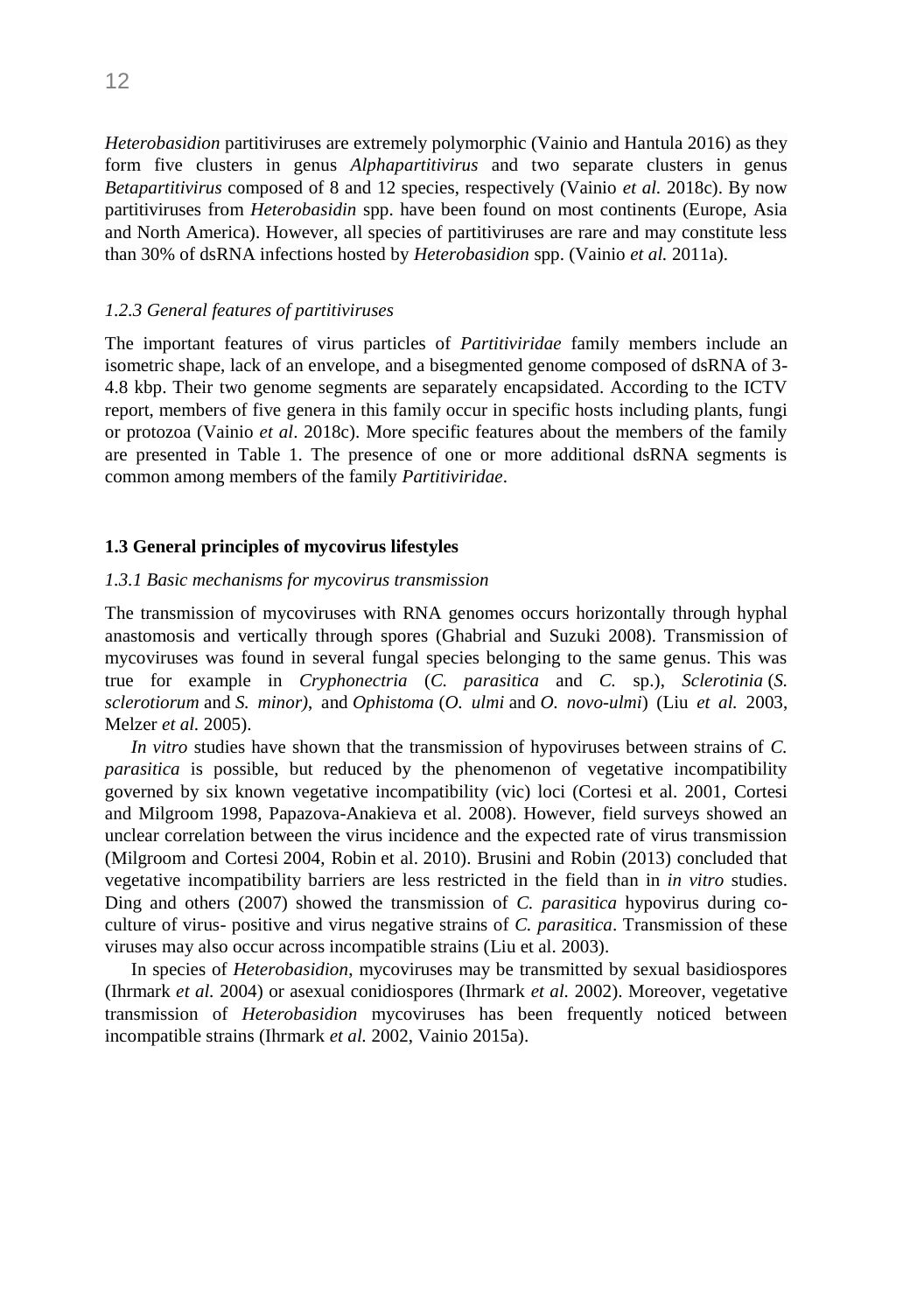*Heterobasidion* partitiviruses are extremely polymorphic (Vainio and Hantula 2016) as they form five clusters in genus *Alphapartitivirus* and two separate clusters in genus *Betapartitivirus* composed of 8 and 12 species, respectively (Vainio *et al.* 2018c). By now partitiviruses from *Heterobasidin* spp. have been found on most continents (Europe, Asia and North America). However, all species of partitiviruses are rare and may constitute less than 30% of dsRNA infections hosted by *Heterobasidion* spp. (Vainio *et al.* 2011a).

### *1.2.3 General features of partitiviruses*

The important features of virus particles of *Partitiviridae* family members include an isometric shape, lack of an envelope, and a bisegmented genome composed of dsRNA of 3-4.8 kbp. Their two genome segments are separately encapsidated. According to the ICTV report, members of five genera in this family occur in specific hosts including plants, fungi or protozoa (Vainio *et al*. 2018c). More specific features about the members of the family are presented in Table 1. The presence of one or more additional dsRNA segments is common among members of the family *Partitiviridae*.

## **1.3 General principles of mycovirus lifestyles**

### *1.3.1 Basic mechanisms for mycovirus transmission*

The transmission of mycoviruses with RNA genomes occurs horizontally through hyphal anastomosis and vertically through spores (Ghabrial and Suzuki 2008). Transmission of mycoviruses was found in several fungal species belonging to the same genus. This was true for example in *Cryphonectria* (*C. parasitica* and *C.* sp.), *Sclerotinia* (*S. sclerotiorum* and *S. minor)*, and *Ophistoma* (*O. ulmi* and *O. novo-ulmi*) (Liu *et al.* 2003, Melzer *et al.* 2005).

*In vitro* studies have shown that the transmission of hypoviruses between strains of *C. parasitica* is possible, but reduced by the phenomenon of vegetative incompatibility governed by six known vegetative incompatibility (vic) loci (Cortesi et al. 2001, Cortesi and Milgroom 1998, Papazova-Anakieva et al. 2008). However, field surveys showed an unclear correlation between the virus incidence and the expected rate of virus transmission (Milgroom and Cortesi 2004, Robin et al. 2010). Brusini and Robin (2013) concluded that vegetative incompatibility barriers are less restricted in the field than in *in vitro* studies. Ding and others (2007) showed the transmission of *C. parasitica* hypovirus during co-culture of virus- positive and virus negative strains of *C. parasitica*. Transmission of these viruses may also occur across incompatible strains (Liu et al. 2003).

In species of *Heterobasidion*, mycoviruses may be transmitted by sexual basidiospores (Ihrmark *et al.* 2004) or asexual conidiospores (Ihrmark *et al.* 2002). Moreover, vegetative transmission of *Heterobasidion* mycoviruses has been frequently noticed between incompatible strains (Ihrmark *et al.* 2002, Vainio 2015a).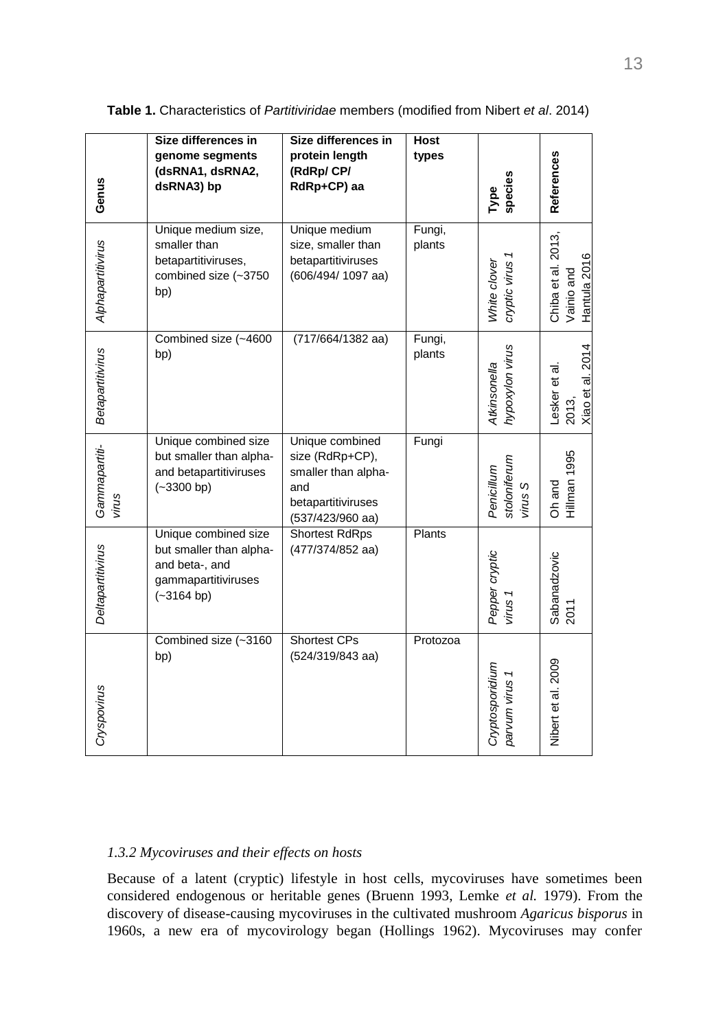**Table 1.** Characteristics of *Partitiviridae* members (modified from Nibert *et al*. 2014)

| Genus | Size differences in genome segments (dsRNA1, dsRNA2, dsRNA3) bp | Size differences in protein length (RdRp/ CP/ RdRp+CP) aa | Host types | Type species | References |
|---|---|---|---|---|---|
| *Alphapartitivirus* | Unique medium size, smaller than betapartitiviruses, combined size (~3750 bp) | Unique medium size, smaller than betapartitiviruses (606/494/ 1097 aa) | Fungi, plants | *White clover cryptic virus 1* | Chiba et al. 2013, Vainio and Hantula 2016 |
| *Betapartitivirus* | Combined size (~4600 bp) | (717/664/1382 aa) | Fungi, plants | *Atkinsonella hypoxylon virus* | Lesker et al. 2013, Xiao et al. 2014 |
| *Gammapartiti-virus* | Unique combined size but smaller than alpha- and betapartitiviruses (~3300 bp) | Unique combined size (RdRp+CP), smaller than alpha- and betapartitiviruses (537/423/960 aa) | Fungi | *Penicillum stoloniferum virus S* | Oh and Hillman 1995 |
| *Deltapartitivirus* | Unique combined size but smaller than alpha- and beta-, and gammapartitiviruses (~3164 bp) | Shortest RdRps (477/374/852 aa) | Plants | *Pepper cryptic virus 1* | Sabanadzovic 2011 |
| *Cryspovirus* | Combined size (~3160 bp) | Shortest CPs (524/319/843 aa) | Protozoa | *Cryptosporidium parvum virus 1* | Nibert et al. 2009 |

*1.3.2 Mycoviruses and their effects on hosts*

Because of a latent (cryptic) lifestyle in host cells, mycoviruses have sometimes been considered endogenous or heritable genes (Bruenn 1993, Lemke *et al.* 1979). From the discovery of disease-causing mycoviruses in the cultivated mushroom *Agaricus bisporus* in 1960s, a new era of mycovirology began (Hollings 1962). Mycoviruses may confer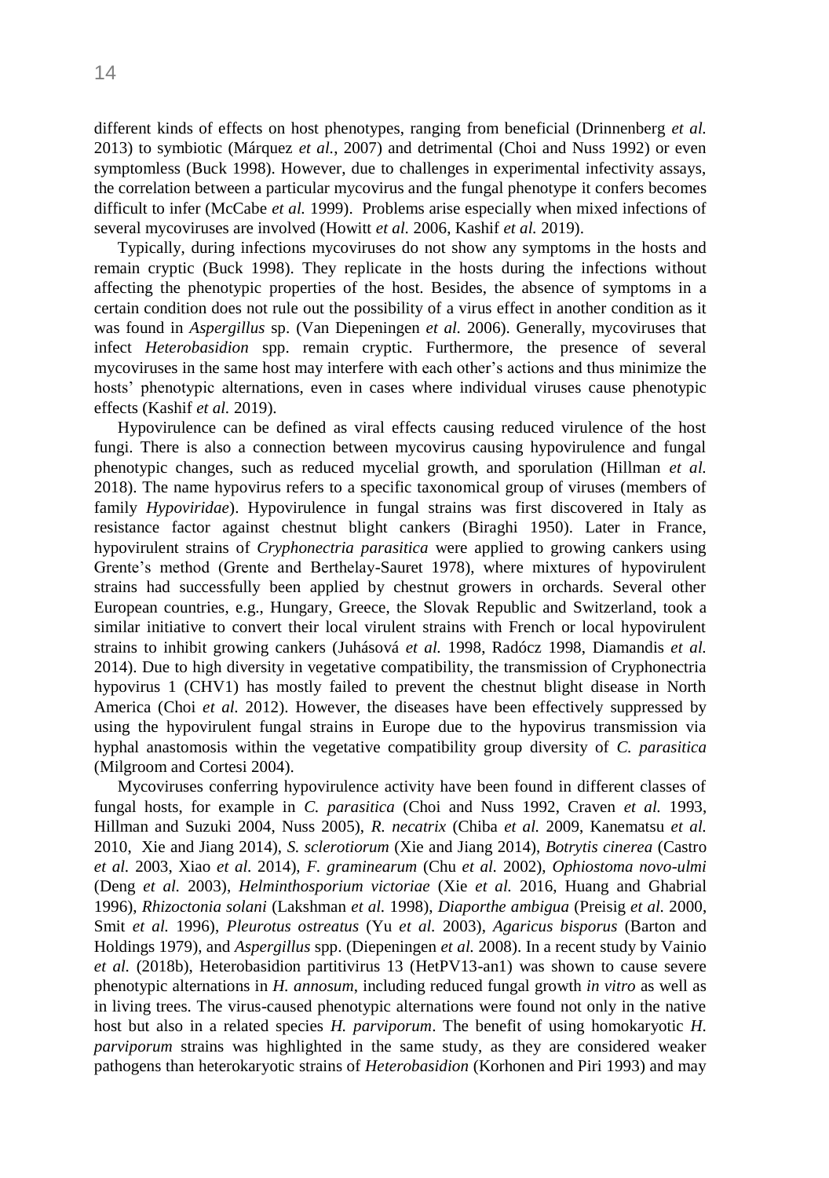different kinds of effects on host phenotypes, ranging from beneficial (Drinnenberg *et al.* 2013) to symbiotic (Márquez *et al.*, 2007) and detrimental (Choi and Nuss 1992) or even symptomless (Buck 1998). However, due to challenges in experimental infectivity assays, the correlation between a particular mycovirus and the fungal phenotype it confers becomes difficult to infer (McCabe *et al.* 1999). Problems arise especially when mixed infections of several mycoviruses are involved (Howitt *et al.* 2006, Kashif *et al.* 2019).

Typically, during infections mycoviruses do not show any symptoms in the hosts and remain cryptic (Buck 1998). They replicate in the hosts during the infections without affecting the phenotypic properties of the host. Besides, the absence of symptoms in a certain condition does not rule out the possibility of a virus effect in another condition as it was found in *Aspergillus* sp. (Van Diepeningen *et al.* 2006). Generally, mycoviruses that infect *Heterobasidion* spp. remain cryptic. Furthermore, the presence of several mycoviruses in the same host may interfere with each other's actions and thus minimize the hosts' phenotypic alternations, even in cases where individual viruses cause phenotypic effects (Kashif *et al.* 2019).

Hypovirulence can be defined as viral effects causing reduced virulence of the host fungi. There is also a connection between mycovirus causing hypovirulence and fungal phenotypic changes, such as reduced mycelial growth, and sporulation (Hillman *et al.* 2018). The name hypovirus refers to a specific taxonomical group of viruses (members of family *Hypoviridae*). Hypovirulence in fungal strains was first discovered in Italy as resistance factor against chestnut blight cankers (Biraghi 1950). Later in France, hypovirulent strains of *Cryphonectria parasitica* were applied to growing cankers using Grente's method (Grente and Berthelay-Sauret 1978), where mixtures of hypovirulent strains had successfully been applied by chestnut growers in orchards. Several other European countries, e.g., Hungary, Greece, the Slovak Republic and Switzerland, took a similar initiative to convert their local virulent strains with French or local hypovirulent strains to inhibit growing cankers (Juhásová *et al.* 1998, Radócz 1998, Diamandis *et al.* 2014). Due to high diversity in vegetative compatibility, the transmission of Cryphonectria hypovirus 1 (CHV1) has mostly failed to prevent the chestnut blight disease in North America (Choi *et al.* 2012). However, the diseases have been effectively suppressed by using the hypovirulent fungal strains in Europe due to the hypovirus transmission via hyphal anastomosis within the vegetative compatibility group diversity of *C. parasitica* (Milgroom and Cortesi 2004).

Mycoviruses conferring hypovirulence activity have been found in different classes of fungal hosts, for example in *C. parasitica* (Choi and Nuss 1992, Craven *et al.* 1993, Hillman and Suzuki 2004, Nuss 2005), *R. necatrix* (Chiba *et al.* 2009, Kanematsu *et al.* 2010, Xie and Jiang 2014), *S. sclerotiorum* (Xie and Jiang 2014), *Botrytis cinerea* (Castro *et al.* 2003, Xiao *et al.* 2014), *F. graminearum* (Chu *et al.* 2002), *Ophiostoma novo-ulmi* (Deng *et al.* 2003), *Helminthosporium victoriae* (Xie *et al.* 2016, Huang and Ghabrial 1996), *Rhizoctonia solani* (Lakshman *et al.* 1998), *Diaporthe ambigua* (Preisig *et al.* 2000, Smit *et al.* 1996), *Pleurotus ostreatus* (Yu *et al.* 2003), *Agaricus bisporus* (Barton and Holdings 1979), and *Aspergillus* spp. (Diepeningen *et al.* 2008). In a recent study by Vainio *et al.* (2018b), Heterobasidion partitivirus 13 (HetPV13-an1) was shown to cause severe phenotypic alternations in *H. annosum*, including reduced fungal growth *in vitro* as well as in living trees. The virus-caused phenotypic alternations were found not only in the native host but also in a related species *H. parviporum*. The benefit of using homokaryotic *H. parviporum* strains was highlighted in the same study, as they are considered weaker pathogens than heterokaryotic strains of *Heterobasidion* (Korhonen and Piri 1993) and may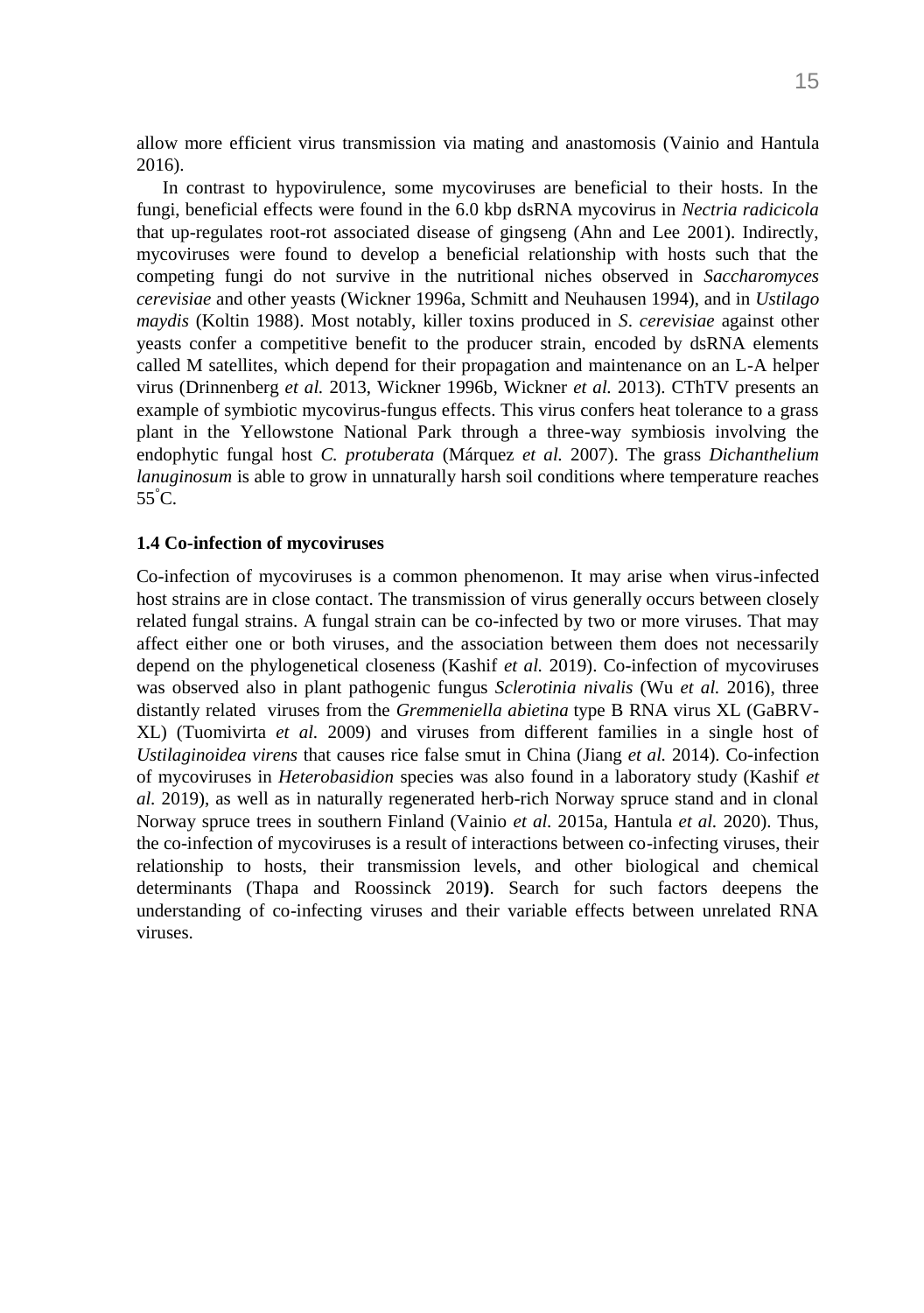allow more efficient virus transmission via mating and anastomosis (Vainio and Hantula 2016).

In contrast to hypovirulence, some mycoviruses are beneficial to their hosts. In the fungi, beneficial effects were found in the 6.0 kbp dsRNA mycovirus in *Nectria radicicola* that up-regulates root-rot associated disease of gingseng (Ahn and Lee 2001). Indirectly, mycoviruses were found to develop a beneficial relationship with hosts such that the competing fungi do not survive in the nutritional niches observed in *Saccharomyces cerevisiae* and other yeasts (Wickner 1996a, Schmitt and Neuhausen 1994), and in *Ustilago maydis* (Koltin 1988). Most notably, killer toxins produced in *S. cerevisiae* against other yeasts confer a competitive benefit to the producer strain, encoded by dsRNA elements called M satellites, which depend for their propagation and maintenance on an L-A helper virus (Drinnenberg *et al.* 2013, Wickner 1996b, Wickner *et al.* 2013). CThTV presents an example of symbiotic mycovirus-fungus effects. This virus confers heat tolerance to a grass plant in the Yellowstone National Park through a three-way symbiosis involving the endophytic fungal host *C. protuberata* (Márquez *et al.* 2007). The grass *Dichanthelium lanuginosum* is able to grow in unnaturally harsh soil conditions where temperature reaches 55°C.

### 1.4 Co-infection of mycoviruses

Co-infection of mycoviruses is a common phenomenon. It may arise when virus-infected host strains are in close contact. The transmission of virus generally occurs between closely related fungal strains. A fungal strain can be co-infected by two or more viruses. That may affect either one or both viruses, and the association between them does not necessarily depend on the phylogenetical closeness (Kashif *et al.* 2019). Co-infection of mycoviruses was observed also in plant pathogenic fungus *Sclerotinia nivalis* (Wu *et al.* 2016), three distantly related viruses from the *Gremmeniella abietina* type B RNA virus XL (GaBRV-XL) (Tuomivirta *et al.* 2009) and viruses from different families in a single host of *Ustilaginoidea virens* that causes rice false smut in China (Jiang *et al.* 2014). Co-infection of mycoviruses in *Heterobasidion* species was also found in a laboratory study (Kashif *et al.* 2019), as well as in naturally regenerated herb-rich Norway spruce stand and in clonal Norway spruce trees in southern Finland (Vainio *et al.* 2015a, Hantula *et al.* 2020). Thus, the co-infection of mycoviruses is a result of interactions between co-infecting viruses, their relationship to hosts, their transmission levels, and other biological and chemical determinants (Thapa and Roossinck 2019**)**. Search for such factors deepens the understanding of co-infecting viruses and their variable effects between unrelated RNA viruses.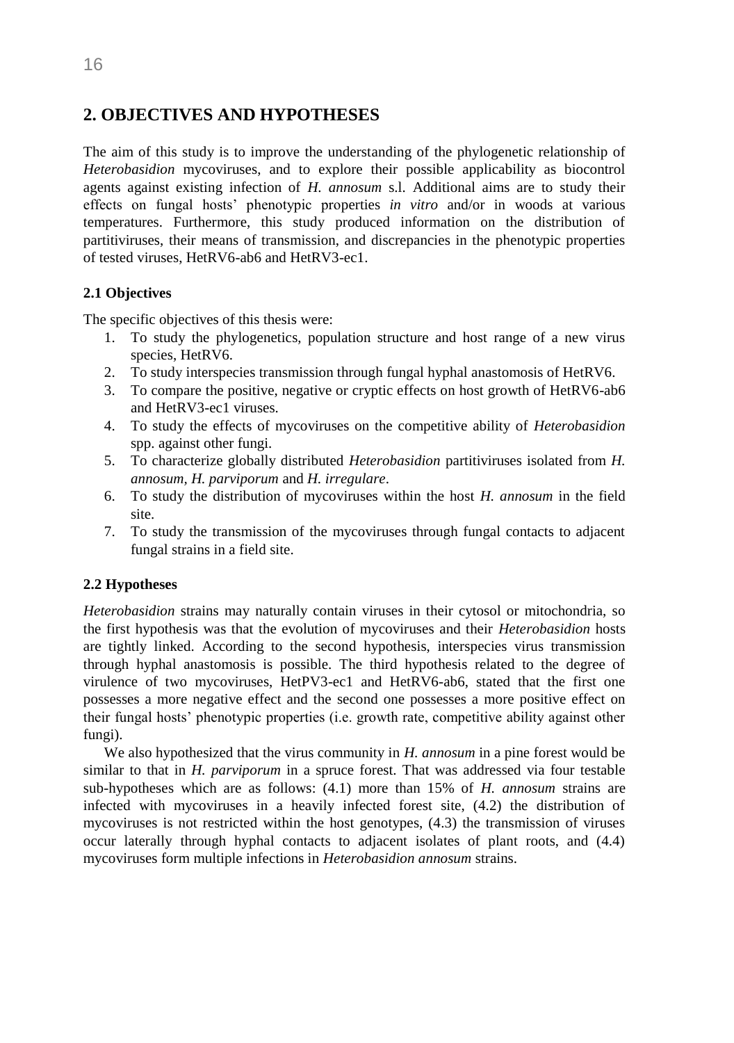## 2. OBJECTIVES AND HYPOTHESES

The aim of this study is to improve the understanding of the phylogenetic relationship of *Heterobasidion* mycoviruses, and to explore their possible applicability as biocontrol agents against existing infection of *H. annosum* s.l. Additional aims are to study their effects on fungal hosts' phenotypic properties *in vitro* and/or in woods at various temperatures. Furthermore, this study produced information on the distribution of partitiviruses, their means of transmission, and discrepancies in the phenotypic properties of tested viruses, HetRV6-ab6 and HetRV3-ec1.

### 2.1 Objectives

The specific objectives of this thesis were:

1. To study the phylogenetics, population structure and host range of a new virus species, HetRV6.
2. To study interspecies transmission through fungal hyphal anastomosis of HetRV6.
3. To compare the positive, negative or cryptic effects on host growth of HetRV6-ab6 and HetRV3-ec1 viruses.
4. To study the effects of mycoviruses on the competitive ability of *Heterobasidion* spp. against other fungi.
5. To characterize globally distributed *Heterobasidion* partitiviruses isolated from *H. annosum, H. parviporum* and *H. irregulare*.
6. To study the distribution of mycoviruses within the host *H. annosum* in the field site.
7. To study the transmission of the mycoviruses through fungal contacts to adjacent fungal strains in a field site.

### 2.2 Hypotheses

*Heterobasidion* strains may naturally contain viruses in their cytosol or mitochondria, so the first hypothesis was that the evolution of mycoviruses and their *Heterobasidion* hosts are tightly linked. According to the second hypothesis, interspecies virus transmission through hyphal anastomosis is possible. The third hypothesis related to the degree of virulence of two mycoviruses, HetPV3-ec1 and HetRV6-ab6, stated that the first one possesses a more negative effect and the second one possesses a more positive effect on their fungal hosts' phenotypic properties (i.e. growth rate, competitive ability against other fungi).

We also hypothesized that the virus community in *H. annosum* in a pine forest would be similar to that in *H. parviporum* in a spruce forest. That was addressed via four testable sub-hypotheses which are as follows: (4.1) more than 15% of *H. annosum* strains are infected with mycoviruses in a heavily infected forest site, (4.2) the distribution of mycoviruses is not restricted within the host genotypes, (4.3) the transmission of viruses occur laterally through hyphal contacts to adjacent isolates of plant roots, and (4.4) mycoviruses form multiple infections in *Heterobasidion annosum* strains.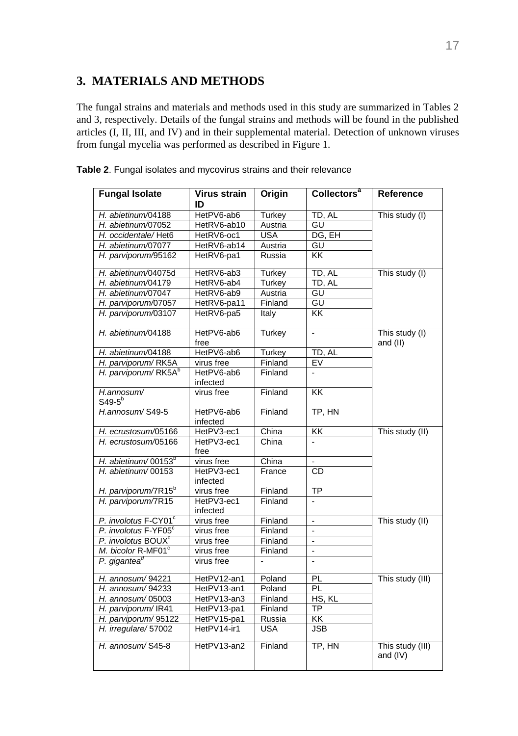# 3. MATERIALS AND METHODS

The fungal strains and materials and methods used in this study are summarized in Tables 2 and 3, respectively. Details of the fungal strains and methods will be found in the published articles (I, II, III, and IV) and in their supplemental material. Detection of unknown viruses from fungal mycelia was performed as described in Figure 1.

**Table 2**. Fungal isolates and mycovirus strains and their relevance

| Fungal Isolate | Virus strain ID | Origin | Collectors[a] | Reference |
|---|---|---|---|---|
| *H. abietinum*/04188 | HetPV6-ab6 | Turkey | TD, AL | This study (I) |
| *H. abietinum*/07052 | HetRV6-ab10 | Austria | GU | |
| *H. occidentale*/ Het6 | HetRV6-oc1 | USA | DG, EH | |
| *H. abietinum*/07077 | HetRV6-ab14 | Austria | GU | |
| *H. parviporum*/95162 | HetRV6-pa1 | Russia | KK | |
| *H. abietinum*/04075d | HetRV6-ab3 | Turkey | TD, AL | This study (I) |
| *H. abietinum*/04179 | HetRV6-ab4 | Turkey | TD, AL | |
| *H. abietinum*/07047 | HetRV6-ab9 | Austria | GU | |
| *H. parviporum*/07057 | HetRV6-pa11 | Finland | GU | |
| *H. parviporum*/03107 | HetRV6-pa5 | Italy | KK | |
| *H. abietinum*/04188 | HetPV6-ab6 free | Turkey | - | This study (I) and (II) |
| *H. abietinum*/04188 | HetPV6-ab6 | Turkey | TD, AL | |
| *H. parviporum*/ RK5A | virus free | Finland | EV | |
| *H. parviporum*/ RK5A[b] | HetPV6-ab6 infected | Finland | - | |
| *H.annosum*/ S49-5[b] | virus free | Finland | KK | |
| *H.annosum*/ S49-5 | HetPV6-ab6 infected | Finland | TP, HN | |
| *H. ecrustosum*/05166 | HetPV3-ec1 | China | KK | This study (II) |
| *H. ecrustosum*/05166 | HetPV3-ec1 free | China | - | |
| *H. abietinum*/ 00153[b] | virus free | China | - | |
| *H. abietinum*/ 00153 | HetPV3-ec1 infected | France | CD | |
| *H. parviporum*/7R15[b] | virus free | Finland | TP | |
| *H. parviporum*/7R15 | HetPV3-ec1 infected | Finland | - | |
| *P. involotus* F-CY01[c] | virus free | Finland | - | This study (II) |
| *P. involotus* F-YF05[c] | virus free | Finland | - | |
| *P. involotus* BOUX[c] | virus free | Finland | - | |
| *M. bicolor* R-MF01[c] | virus free | Finland | - | |
| *P. gigantea*[d] | virus free | - | - | |
| *H. annosum*/ 94221 | HetPV12-an1 | Poland | PL | This study (III) |
| *H. annosum*/ 94233 | HetPV13-an1 | Poland | PL | |
| *H. annosum*/ 05003 | HetPV13-an3 | Finland | HS, KL | |
| *H. parviporum*/ IR41 | HetPV13-pa1 | Finland | TP | |
| *H. parviporum*/ 95122 | HetPV15-pa1 | Russia | KK | |
| *H. irregulare*/ 57002 | HetPV14-ir1 | USA | JSB | |
| *H. annosum*/ S45-8 | HetPV13-an2 | Finland | TP, HN | This study (III) and (IV) |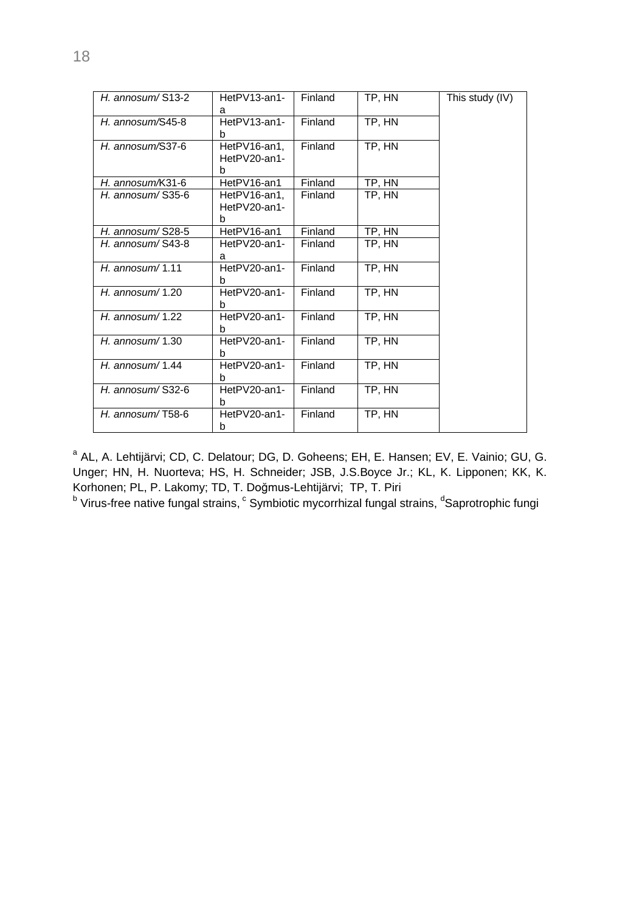| | | | | |
|---|---|---|---|---|
| *H. annosum*/ S13-2 | HetPV13-an1-a | Finland | TP, HN | This study (IV) |
| *H. annosum*/S45-8 | HetPV13-an1-b | Finland | TP, HN | |
| *H. annosum*/S37-6 | HetPV16-an1, HetPV20-an1-b | Finland | TP, HN | |
| *H. annosum*/K31-6 | HetPV16-an1 | Finland | TP, HN | |
| *H. annosum*/ S35-6 | HetPV16-an1, HetPV20-an1-b | Finland | TP, HN | |
| *H. annosum*/ S28-5 | HetPV16-an1 | Finland | TP, HN | |
| *H. annosum*/ S43-8 | HetPV20-an1-a | Finland | TP, HN | |
| *H. annosum*/ 1.11 | HetPV20-an1-b | Finland | TP, HN | |
| *H. annosum*/ 1.20 | HetPV20-an1-b | Finland | TP, HN | |
| *H. annosum*/ 1.22 | HetPV20-an1-b | Finland | TP, HN | |
| *H. annosum*/ 1.30 | HetPV20-an1-b | Finland | TP, HN | |
| *H. annosum*/ 1.44 | HetPV20-an1-b | Finland | TP, HN | |
| *H. annosum*/ S32-6 | HetPV20-an1-b | Finland | TP, HN | |
| *H. annosum*/ T58-6 | HetPV20-an1-b | Finland | TP, HN | |

[a] AL, A. Lehtijärvi; CD, C. Delatour; DG, D. Goheens; EH, E. Hansen; EV, E. Vainio; GU, G. Unger; HN, H. Nuorteva; HS, H. Schneider; JSB, J.S.Boyce Jr.; KL, K. Lipponen; KK, K. Korhonen; PL, P. Lakomy; TD, T. Doğmus-Lehtijärvi; TP, T. Piri

[b] Virus-free native fungal strains, [c] Symbiotic mycorrhizal fungal strains, [d]Saprotrophic fungi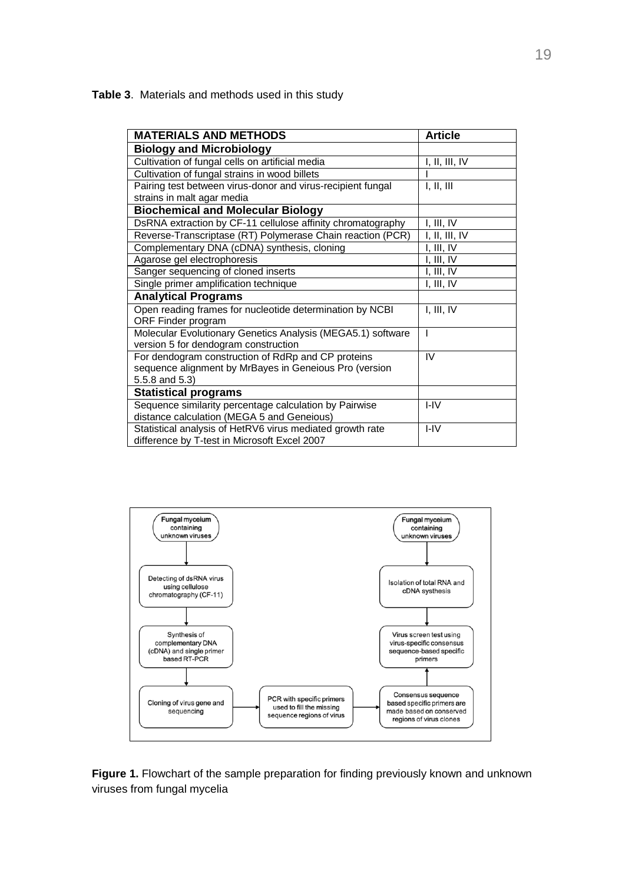**Table 3**. Materials and methods used in this study

| MATERIALS AND METHODS | Article |
|---|---|
| **Biology and Microbiology** | |
| Cultivation of fungal cells on artificial media | I, II, III, IV |
| Cultivation of fungal strains in wood billets | I |
| Pairing test between virus-donor and virus-recipient fungal strains in malt agar media | I, II, III |
| **Biochemical and Molecular Biology** | |
| DsRNA extraction by CF-11 cellulose affinity chromatography | I, III, IV |
| Reverse-Transcriptase (RT) Polymerase Chain reaction (PCR) | I, II, III, IV |
| Complementary DNA (cDNA) synthesis, cloning | I, III, IV |
| Agarose gel electrophoresis | I, III, IV |
| Sanger sequencing of cloned inserts | I, III, IV |
| Single primer amplification technique | I, III, IV |
| **Analytical Programs** | |
| Open reading frames for nucleotide determination by NCBI ORF Finder program | I, III, IV |
| Molecular Evolutionary Genetics Analysis (MEGA5.1) software version 5 for dendogram construction | I |
| For dendogram construction of RdRp and CP proteins sequence alignment by MrBayes in Geneious Pro (version 5.5.8 and 5.3) | IV |
| **Statistical programs** | |
| Sequence similarity percentage calculation by Pairwise distance calculation (MEGA 5 and Geneious) | I-IV |
| Statistical analysis of HetRV6 virus mediated growth rate difference by T-test in Microsoft Excel 2007 | I-IV |

**Figure 1.** Flowchart of the sample preparation for finding previously known and unknown viruses from fungal mycelia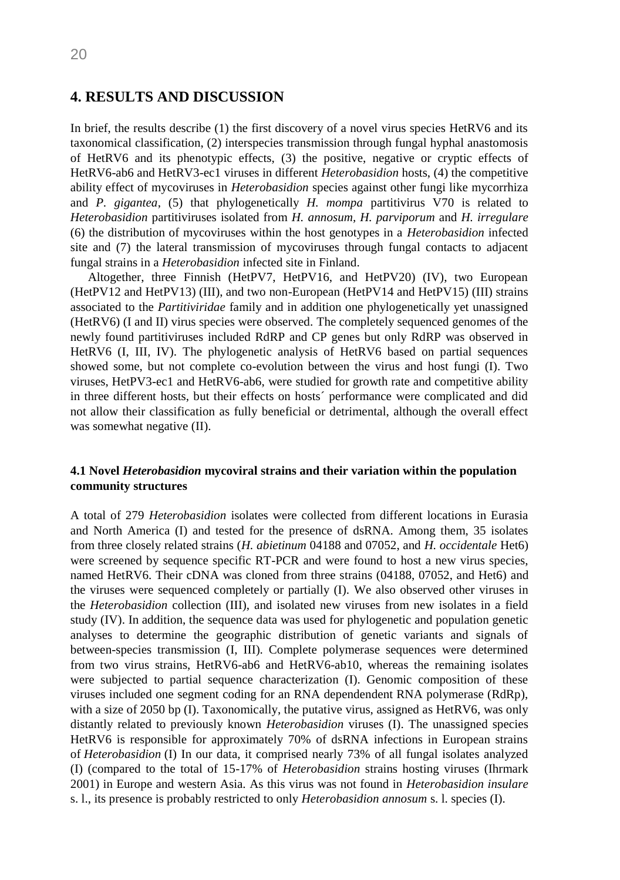## 4. RESULTS AND DISCUSSION

In brief, the results describe (1) the first discovery of a novel virus species HetRV6 and its taxonomical classification, (2) interspecies transmission through fungal hyphal anastomosis of HetRV6 and its phenotypic effects, (3) the positive, negative or cryptic effects of HetRV6-ab6 and HetRV3-ec1 viruses in different *Heterobasidion* hosts, (4) the competitive ability effect of mycoviruses in *Heterobasidion* species against other fungi like mycorrhiza and *P. gigantea*, (5) that phylogenetically *H. mompa* partitivirus V70 is related to *Heterobasidion* partitiviruses isolated from *H. annosum*, *H. parviporum* and *H. irregulare* (6) the distribution of mycoviruses within the host genotypes in a *Heterobasidion* infected site and (7) the lateral transmission of mycoviruses through fungal contacts to adjacent fungal strains in a *Heterobasidion* infected site in Finland.

Altogether, three Finnish (HetPV7, HetPV16, and HetPV20) (IV), two European (HetPV12 and HetPV13) (III), and two non-European (HetPV14 and HetPV15) (III) strains associated to the *Partitiviridae* family and in addition one phylogenetically yet unassigned (HetRV6) (I and II) virus species were observed. The completely sequenced genomes of the newly found partitiviruses included RdRP and CP genes but only RdRP was observed in HetRV6 (I, III, IV). The phylogenetic analysis of HetRV6 based on partial sequences showed some, but not complete co-evolution between the virus and host fungi (I). Two viruses, HetPV3-ec1 and HetRV6-ab6, were studied for growth rate and competitive ability in three different hosts, but their effects on hosts´ performance were complicated and did not allow their classification as fully beneficial or detrimental, although the overall effect was somewhat negative (II).

### 4.1 Novel *Heterobasidion* mycoviral strains and their variation within the population community structures

A total of 279 *Heterobasidion* isolates were collected from different locations in Eurasia and North America (I) and tested for the presence of dsRNA. Among them, 35 isolates from three closely related strains (*H. abietinum* 04188 and 07052, and *H. occidentale* Het6) were screened by sequence specific RT-PCR and were found to host a new virus species, named HetRV6. Their cDNA was cloned from three strains (04188, 07052, and Het6) and the viruses were sequenced completely or partially (I). We also observed other viruses in the *Heterobasidion* collection (III), and isolated new viruses from new isolates in a field study (IV). In addition, the sequence data was used for phylogenetic and population genetic analyses to determine the geographic distribution of genetic variants and signals of between-species transmission (I, III). Complete polymerase sequences were determined from two virus strains, HetRV6-ab6 and HetRV6-ab10, whereas the remaining isolates were subjected to partial sequence characterization (I). Genomic composition of these viruses included one segment coding for an RNA dependendent RNA polymerase (RdRp), with a size of 2050 bp (I). Taxonomically, the putative virus, assigned as HetRV6, was only distantly related to previously known *Heterobasidion* viruses (I). The unassigned species HetRV6 is responsible for approximately 70% of dsRNA infections in European strains of *Heterobasidion* (I) In our data, it comprised nearly 73% of all fungal isolates analyzed (I) (compared to the total of 15-17% of *Heterobasidion* strains hosting viruses (Ihrmark 2001) in Europe and western Asia. As this virus was not found in *Heterobasidion insulare* s. l., its presence is probably restricted to only *Heterobasidion annosum* s. l. species (I).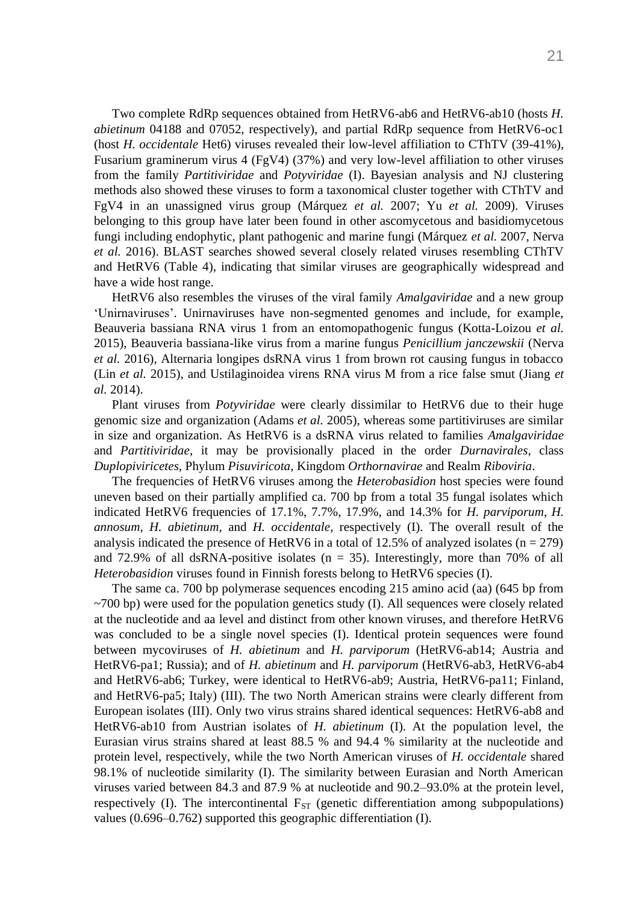Two complete RdRp sequences obtained from HetRV6-ab6 and HetRV6-ab10 (hosts *H. abietinum* 04188 and 07052, respectively), and partial RdRp sequence from HetRV6-oc1 (host *H. occidentale* Het6) viruses revealed their low-level affiliation to CThTV (39-41%), Fusarium graminerum virus 4 (FgV4) (37%) and very low-level affiliation to other viruses from the family *Partitiviridae* and *Potyviridae* (I). Bayesian analysis and NJ clustering methods also showed these viruses to form a taxonomical cluster together with CThTV and FgV4 in an unassigned virus group (Márquez *et al.* 2007; Yu *et al.* 2009). Viruses belonging to this group have later been found in other ascomycetous and basidiomycetous fungi including endophytic, plant pathogenic and marine fungi (Márquez *et al.* 2007, Nerva *et al.* 2016). BLAST searches showed several closely related viruses resembling CThTV and HetRV6 (Table 4), indicating that similar viruses are geographically widespread and have a wide host range.

HetRV6 also resembles the viruses of the viral family *Amalgaviridae* and a new group 'Unirnaviruses'. Unirnaviruses have non-segmented genomes and include, for example, Beauveria bassiana RNA virus 1 from an entomopathogenic fungus (Kotta-Loizou *et al.* 2015), Beauveria bassiana-like virus from a marine fungus *Penicillium janczewskii* (Nerva *et al.* 2016), Alternaria longipes dsRNA virus 1 from brown rot causing fungus in tobacco (Lin *et al.* 2015), and Ustilaginoidea virens RNA virus M from a rice false smut (Jiang *et al.* 2014).

Plant viruses from *Potyviridae* were clearly dissimilar to HetRV6 due to their huge genomic size and organization (Adams *et al.* 2005), whereas some partitiviruses are similar in size and organization. As HetRV6 is a dsRNA virus related to families *Amalgaviridae* and *Partitiviridae*, it may be provisionally placed in the order *Durnavirales*, class *Duplopiviricetes*, Phylum *Pisuviricota*, Kingdom *Orthornavirae* and Realm *Riboviria*.

The frequencies of HetRV6 viruses among the *Heterobasidion* host species were found uneven based on their partially amplified ca. 700 bp from a total 35 fungal isolates which indicated HetRV6 frequencies of 17.1%, 7.7%, 17.9%, and 14.3% for *H. parviporum*, *H. annosum*, *H. abietinum*, and *H. occidentale*, respectively (I). The overall result of the analysis indicated the presence of HetRV6 in a total of 12.5% of analyzed isolates ($n = 279$) and 72.9% of all dsRNA-positive isolates ($n = 35$). Interestingly, more than 70% of all *Heterobasidion* viruses found in Finnish forests belong to HetRV6 species (I).

The same ca. 700 bp polymerase sequences encoding 215 amino acid (aa) (645 bp from ~700 bp) were used for the population genetics study (I). All sequences were closely related at the nucleotide and aa level and distinct from other known viruses, and therefore HetRV6 was concluded to be a single novel species (I). Identical protein sequences were found between mycoviruses of *H. abietinum* and *H. parviporum* (HetRV6-ab14; Austria and HetRV6-pa1; Russia); and of *H. abietinum* and *H. parviporum* (HetRV6-ab3, HetRV6-ab4 and HetRV6-ab6; Turkey, were identical to HetRV6-ab9; Austria, HetRV6-pa11; Finland, and HetRV6-pa5; Italy) (III). The two North American strains were clearly different from European isolates (III). Only two virus strains shared identical sequences: HetRV6-ab8 and HetRV6-ab10 from Austrian isolates of *H. abietinum* (I). At the population level, the Eurasian virus strains shared at least 88.5 % and 94.4 % similarity at the nucleotide and protein level, respectively, while the two North American viruses of *H. occidentale* shared 98.1% of nucleotide similarity (I). The similarity between Eurasian and North American viruses varied between 84.3 and 87.9 % at nucleotide and 90.2–93.0% at the protein level, respectively (I). The intercontinental $F_{ST}$ (genetic differentiation among subpopulations) values (0.696–0.762) supported this geographic differentiation (I).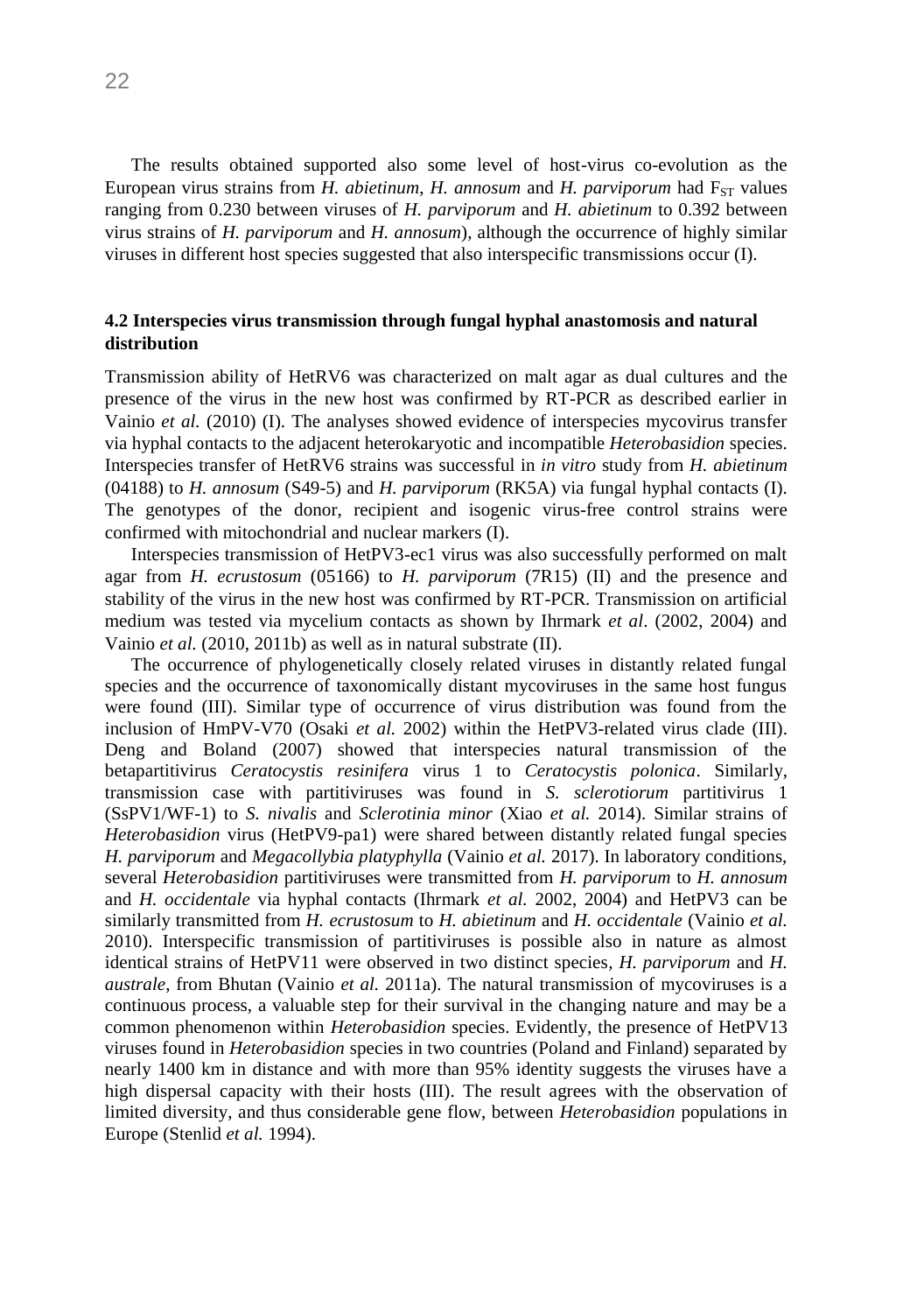The results obtained supported also some level of host-virus co-evolution as the European virus strains from *H. abietinum*, *H. annosum* and *H. parviporum* had $F_{ST}$ values ranging from 0.230 between viruses of *H. parviporum* and *H. abietinum* to 0.392 between virus strains of *H. parviporum* and *H. annosum*), although the occurrence of highly similar viruses in different host species suggested that also interspecific transmissions occur (I).

## 4.2 Interspecies virus transmission through fungal hyphal anastomosis and natural distribution

Transmission ability of HetRV6 was characterized on malt agar as dual cultures and the presence of the virus in the new host was confirmed by RT-PCR as described earlier in Vainio *et al.* (2010) (I). The analyses showed evidence of interspecies mycovirus transfer via hyphal contacts to the adjacent heterokaryotic and incompatible *Heterobasidion* species. Interspecies transfer of HetRV6 strains was successful in *in vitro* study from *H. abietinum* (04188) to *H. annosum* (S49-5) and *H. parviporum* (RK5A) via fungal hyphal contacts (I). The genotypes of the donor, recipient and isogenic virus-free control strains were confirmed with mitochondrial and nuclear markers (I).

Interspecies transmission of HetPV3-ec1 virus was also successfully performed on malt agar from *H. ecrustosum* (05166) to *H. parviporum* (7R15) (II) and the presence and stability of the virus in the new host was confirmed by RT-PCR. Transmission on artificial medium was tested via mycelium contacts as shown by Ihrmark *et al*. (2002, 2004) and Vainio *et al.* (2010, 2011b) as well as in natural substrate (II).

The occurrence of phylogenetically closely related viruses in distantly related fungal species and the occurrence of taxonomically distant mycoviruses in the same host fungus were found (III). Similar type of occurrence of virus distribution was found from the inclusion of HmPV-V70 (Osaki *et al.* 2002) within the HetPV3-related virus clade (III). Deng and Boland (2007) showed that interspecies natural transmission of the betapartitivirus *Ceratocystis resinifera* virus 1 to *Ceratocystis polonica*. Similarly, transmission case with partitiviruses was found in *S. sclerotiorum* partitivirus 1 (SsPV1/WF-1) to *S. nivalis* and *Sclerotinia minor* (Xiao *et al.* 2014). Similar strains of *Heterobasidion* virus (HetPV9-pa1) were shared between distantly related fungal species *H. parviporum* and *Megacollybia platyphylla* (Vainio *et al.* 2017). In laboratory conditions, several *Heterobasidion* partitiviruses were transmitted from *H. parviporum* to *H. annosum* and *H. occidentale* via hyphal contacts (Ihrmark *et al.* 2002, 2004) and HetPV3 can be similarly transmitted from *H. ecrustosum* to *H. abietinum* and *H. occidentale* (Vainio *et al.* 2010). Interspecific transmission of partitiviruses is possible also in nature as almost identical strains of HetPV11 were observed in two distinct species, *H. parviporum* and *H. australe*, from Bhutan (Vainio *et al.* 2011a). The natural transmission of mycoviruses is a continuous process, a valuable step for their survival in the changing nature and may be a common phenomenon within *Heterobasidion* species. Evidently, the presence of HetPV13 viruses found in *Heterobasidion* species in two countries (Poland and Finland) separated by nearly 1400 km in distance and with more than 95% identity suggests the viruses have a high dispersal capacity with their hosts (III). The result agrees with the observation of limited diversity, and thus considerable gene flow, between *Heterobasidion* populations in Europe (Stenlid *et al.* 1994).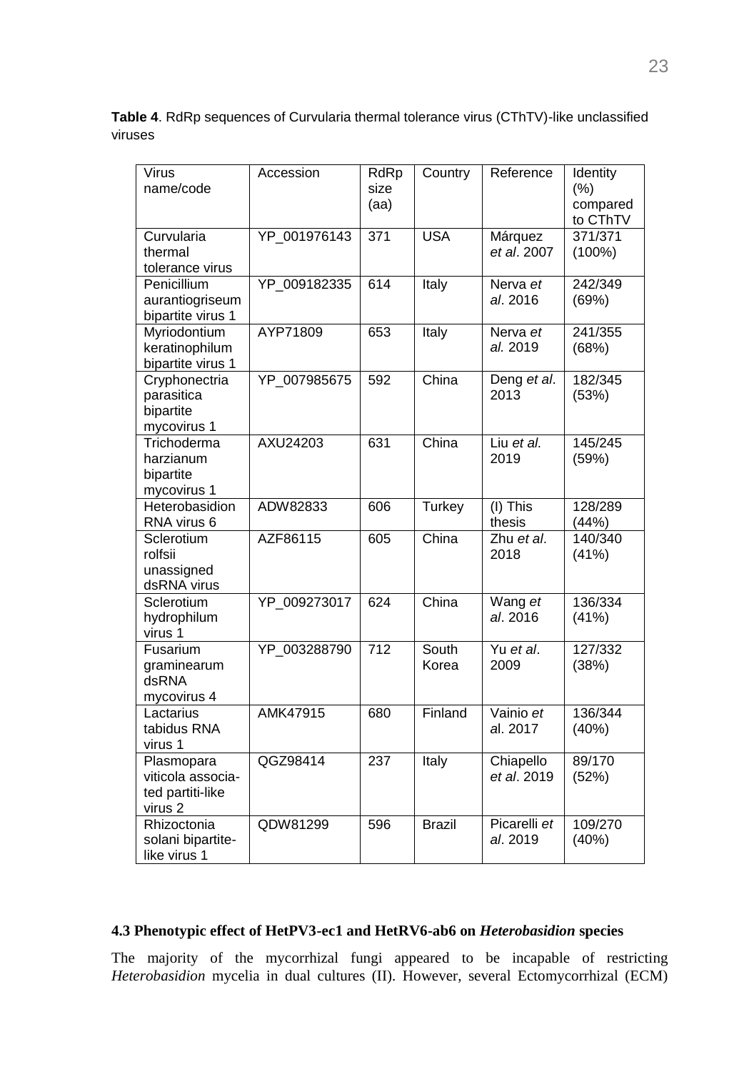**Table 4**. RdRp sequences of Curvularia thermal tolerance virus (CThTV)-like unclassified viruses

| Virus name/code | Accession | RdRp size (aa) | Country | Reference | Identity (%) compared to CThTV |
|---|---|---|---|---|---|
| Curvularia thermal tolerance virus | YP_001976143 | 371 | USA | Márquez *et al*. 2007 | 371/371 (100%) |
| Penicillium aurantiogriseum bipartite virus 1 | YP_009182335 | 614 | Italy | Nerva *et al*. 2016 | 242/349 (69%) |
| Myriodontium keratinophilum bipartite virus 1 | AYP71809 | 653 | Italy | Nerva *et al.* 2019 | 241/355 (68%) |
| Cryphonectria parasitica bipartite mycovirus 1 | YP_007985675 | 592 | China | Deng *et al*. 2013 | 182/345 (53%) |
| Trichoderma harzianum bipartite mycovirus 1 | AXU24203 | 631 | China | Liu *et al.* 2019 | 145/245 (59%) |
| Heterobasidion RNA virus 6 | ADW82833 | 606 | Turkey | (I) This thesis | 128/289 (44%) |
| Sclerotium rolfsii unassigned dsRNA virus | AZF86115 | 605 | China | Zhu *et al*. 2018 | 140/340 (41%) |
| Sclerotium hydrophilum virus 1 | YP_009273017 | 624 | China | Wang *et al*. 2016 | 136/334 (41%) |
| Fusarium graminearum dsRNA mycovirus 4 | YP_003288790 | 712 | South Korea | Yu *et al*. 2009 | 127/332 (38%) |
| Lactarius tabidus RNA virus 1 | AMK47915 | 680 | Finland | Vainio *et* al. 2017 | 136/344 (40%) |
| Plasmopara viticola associa-ted partiti-like virus 2 | QGZ98414 | 237 | Italy | Chiapello *et al*. 2019 | 89/170 (52%) |
| Rhizoctonia solani bipartite-like virus 1 | QDW81299 | 596 | Brazil | Picarelli *et al*. 2019 | 109/270 (40%) |

### 4.3 Phenotypic effect of HetPV3-ec1 and HetRV6-ab6 on *Heterobasidion* species

The majority of the mycorrhizal fungi appeared to be incapable of restricting *Heterobasidion* mycelia in dual cultures (II). However, several Ectomycorrhizal (ECM)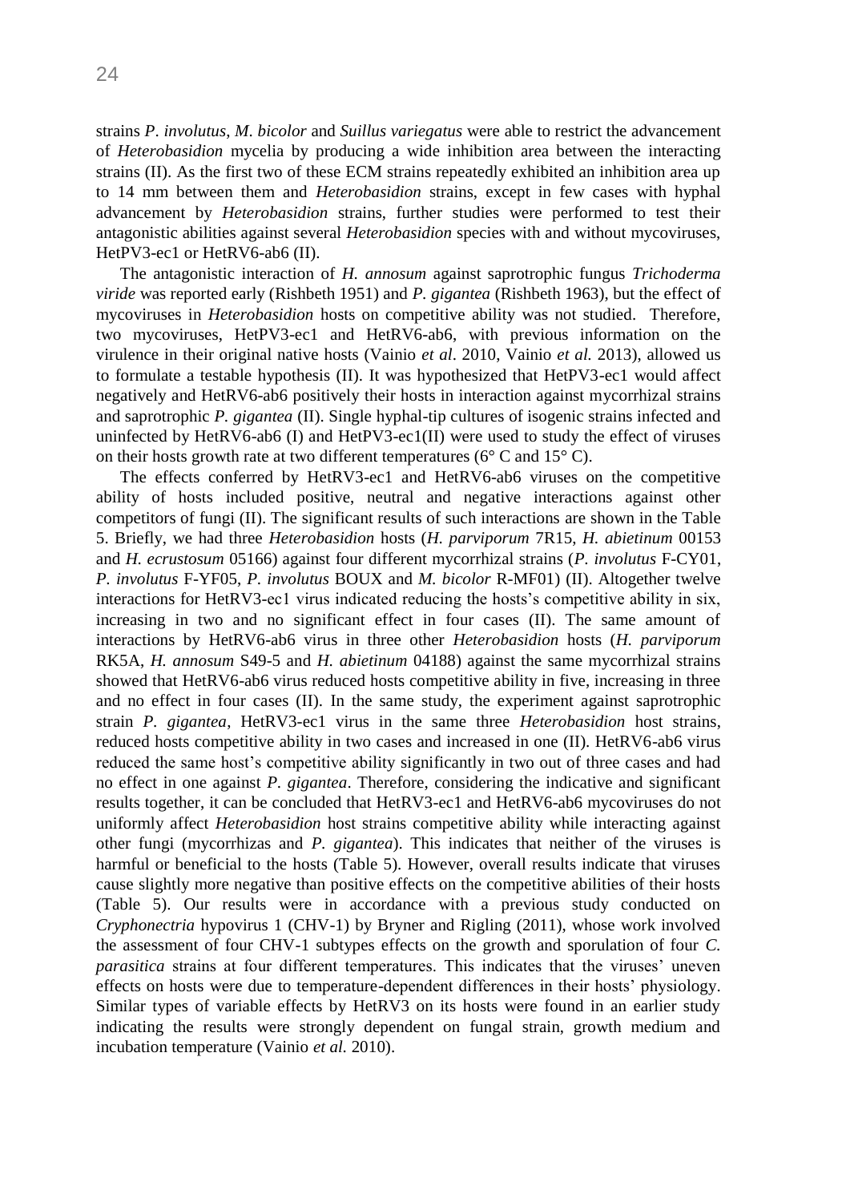strains *P. involutus*, *M. bicolor* and *Suillus variegatus* were able to restrict the advancement of *Heterobasidion* mycelia by producing a wide inhibition area between the interacting strains (II). As the first two of these ECM strains repeatedly exhibited an inhibition area up to 14 mm between them and *Heterobasidion* strains, except in few cases with hyphal advancement by *Heterobasidion* strains, further studies were performed to test their antagonistic abilities against several *Heterobasidion* species with and without mycoviruses, HetPV3-ec1 or HetRV6-ab6 (II).

The antagonistic interaction of *H. annosum* against saprotrophic fungus *Trichoderma viride* was reported early (Rishbeth 1951) and *P. gigantea* (Rishbeth 1963), but the effect of mycoviruses in *Heterobasidion* hosts on competitive ability was not studied. Therefore, two mycoviruses, HetPV3-ec1 and HetRV6-ab6, with previous information on the virulence in their original native hosts (Vainio *et al*. 2010, Vainio *et al.* 2013), allowed us to formulate a testable hypothesis (II). It was hypothesized that HetPV3-ec1 would affect negatively and HetRV6-ab6 positively their hosts in interaction against mycorrhizal strains and saprotrophic *P. gigantea* (II). Single hyphal-tip cultures of isogenic strains infected and uninfected by HetRV6-ab6 (I) and HetPV3-ec1(II) were used to study the effect of viruses on their hosts growth rate at two different temperatures (6° C and 15° C).

The effects conferred by HetRV3-ec1 and HetRV6-ab6 viruses on the competitive ability of hosts included positive, neutral and negative interactions against other competitors of fungi (II). The significant results of such interactions are shown in the Table 5. Briefly, we had three *Heterobasidion* hosts (*H. parviporum* 7R15, *H. abietinum* 00153 and *H. ecrustosum* 05166) against four different mycorrhizal strains (*P. involutus* F-CY01, *P. involutus* F-YF05, *P. involutus* BOUX and *M. bicolor* R-MF01) (II). Altogether twelve interactions for HetRV3-ec1 virus indicated reducing the hosts's competitive ability in six, increasing in two and no significant effect in four cases (II). The same amount of interactions by HetRV6-ab6 virus in three other *Heterobasidion* hosts (*H. parviporum* RK5A, *H. annosum* S49-5 and *H. abietinum* 04188) against the same mycorrhizal strains showed that HetRV6-ab6 virus reduced hosts competitive ability in five, increasing in three and no effect in four cases (II). In the same study, the experiment against saprotrophic strain *P. gigantea*, HetRV3-ec1 virus in the same three *Heterobasidion* host strains, reduced hosts competitive ability in two cases and increased in one (II). HetRV6-ab6 virus reduced the same host's competitive ability significantly in two out of three cases and had no effect in one against *P. gigantea*. Therefore, considering the indicative and significant results together, it can be concluded that HetRV3-ec1 and HetRV6-ab6 mycoviruses do not uniformly affect *Heterobasidion* host strains competitive ability while interacting against other fungi (mycorrhizas and *P. gigantea*). This indicates that neither of the viruses is harmful or beneficial to the hosts (Table 5). However, overall results indicate that viruses cause slightly more negative than positive effects on the competitive abilities of their hosts (Table 5). Our results were in accordance with a previous study conducted on *Cryphonectria* hypovirus 1 (CHV-1) by Bryner and Rigling (2011), whose work involved the assessment of four CHV-1 subtypes effects on the growth and sporulation of four *C. parasitica* strains at four different temperatures. This indicates that the viruses' uneven effects on hosts were due to temperature-dependent differences in their hosts' physiology. Similar types of variable effects by HetRV3 on its hosts were found in an earlier study indicating the results were strongly dependent on fungal strain, growth medium and incubation temperature (Vainio *et al.* 2010).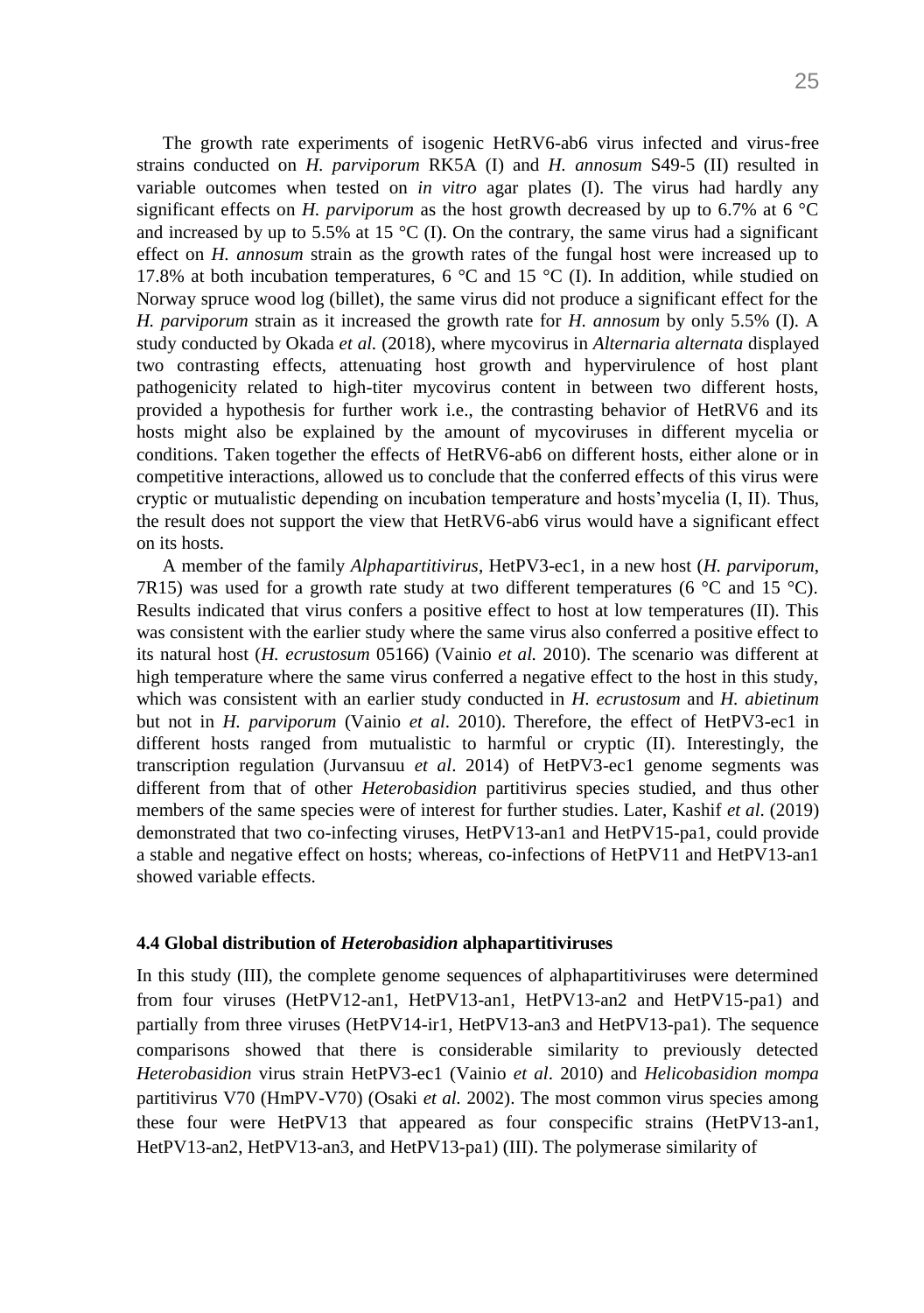The growth rate experiments of isogenic HetRV6-ab6 virus infected and virus-free strains conducted on *H. parviporum* RK5A (I) and *H. annosum* S49-5 (II) resulted in variable outcomes when tested on *in vitro* agar plates (I). The virus had hardly any significant effects on *H. parviporum* as the host growth decreased by up to 6.7% at 6 °C and increased by up to 5.5% at 15 °C (I). On the contrary, the same virus had a significant effect on *H. annosum* strain as the growth rates of the fungal host were increased up to 17.8% at both incubation temperatures, 6 °C and 15 °C (I). In addition, while studied on Norway spruce wood log (billet), the same virus did not produce a significant effect for the *H. parviporum* strain as it increased the growth rate for *H. annosum* by only 5.5% (I). A study conducted by Okada *et al.* (2018), where mycovirus in *Alternaria alternata* displayed two contrasting effects, attenuating host growth and hypervirulence of host plant pathogenicity related to high-titer mycovirus content in between two different hosts, provided a hypothesis for further work i.e., the contrasting behavior of HetRV6 and its hosts might also be explained by the amount of mycoviruses in different mycelia or conditions. Taken together the effects of HetRV6-ab6 on different hosts, either alone or in competitive interactions, allowed us to conclude that the conferred effects of this virus were cryptic or mutualistic depending on incubation temperature and hosts'mycelia (I, II). Thus, the result does not support the view that HetRV6-ab6 virus would have a significant effect on its hosts.

A member of the family *Alphapartitivirus*, HetPV3-ec1, in a new host (*H. parviporum*, 7R15) was used for a growth rate study at two different temperatures (6 °C and 15 °C). Results indicated that virus confers a positive effect to host at low temperatures (II). This was consistent with the earlier study where the same virus also conferred a positive effect to its natural host (*H. ecrustosum* 05166) (Vainio *et al.* 2010). The scenario was different at high temperature where the same virus conferred a negative effect to the host in this study, which was consistent with an earlier study conducted in *H. ecrustosum* and *H. abietinum* but not in *H. parviporum* (Vainio *et al*. 2010). Therefore, the effect of HetPV3-ec1 in different hosts ranged from mutualistic to harmful or cryptic (II). Interestingly, the transcription regulation (Jurvansuu *et al*. 2014) of HetPV3-ec1 genome segments was different from that of other *Heterobasidion* partitivirus species studied, and thus other members of the same species were of interest for further studies. Later, Kashif *et al*. (2019) demonstrated that two co-infecting viruses, HetPV13-an1 and HetPV15-pa1, could provide a stable and negative effect on hosts; whereas, co-infections of HetPV11 and HetPV13-an1 showed variable effects.

### 4.4 Global distribution of *Heterobasidion* alphapartitiviruses

In this study (III), the complete genome sequences of alphapartitiviruses were determined from four viruses (HetPV12-an1, HetPV13-an1, HetPV13-an2 and HetPV15-pa1) and partially from three viruses (HetPV14-ir1, HetPV13-an3 and HetPV13-pa1). The sequence comparisons showed that there is considerable similarity to previously detected *Heterobasidion* virus strain HetPV3-ec1 (Vainio *et al*. 2010) and *Helicobasidion mompa* partitivirus V70 (HmPV-V70) (Osaki *et al.* 2002). The most common virus species among these four were HetPV13 that appeared as four conspecific strains (HetPV13-an1, HetPV13-an2, HetPV13-an3, and HetPV13-pa1) (III). The polymerase similarity of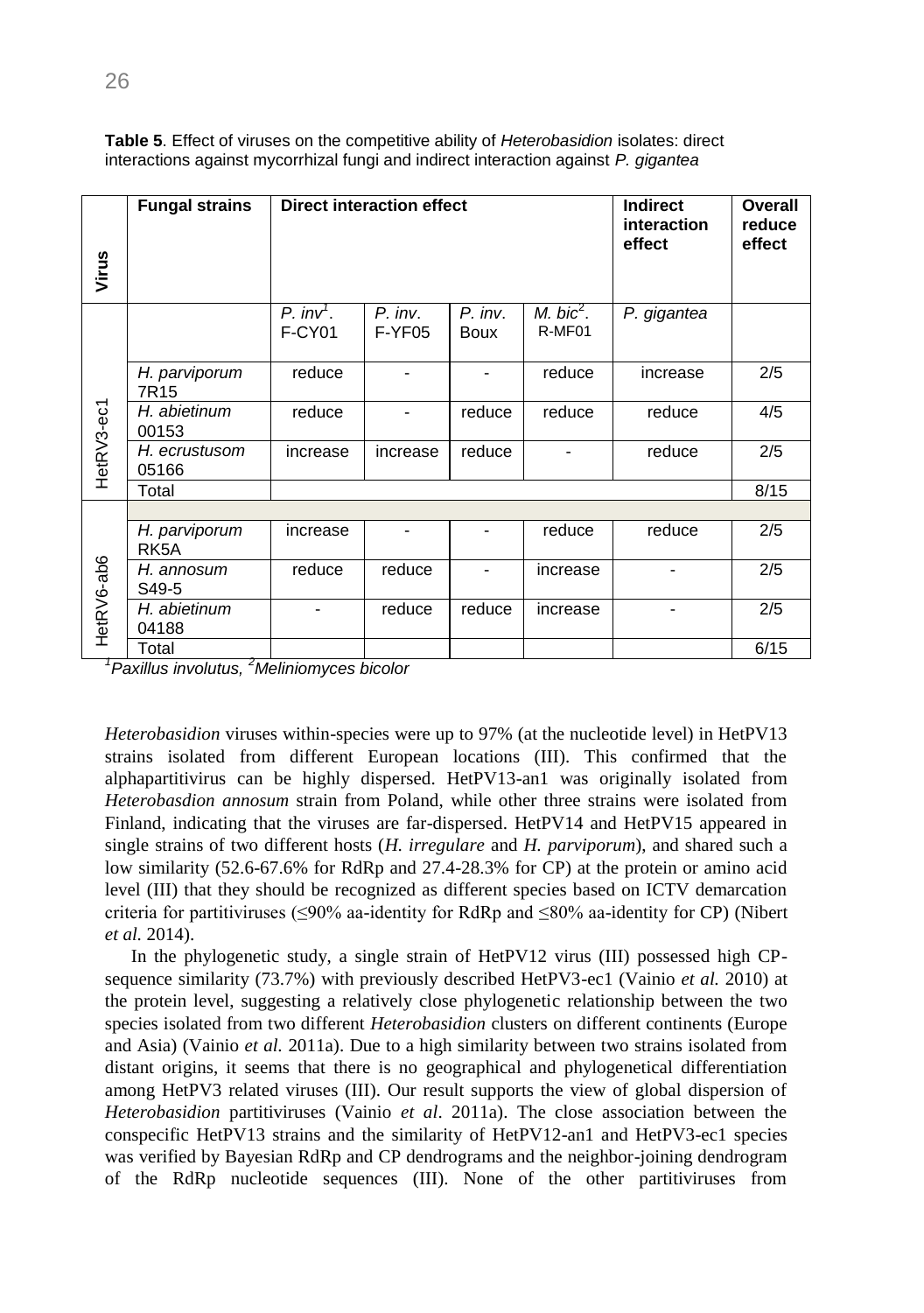**Table 5**. Effect of viruses on the competitive ability of *Heterobasidion* isolates: direct interactions against mycorrhizal fungi and indirect interaction against *P. gigantea*

| Virus | Fungal strains | Direct interaction effect | | | | Indirect interaction effect | Overall reduce effect |
|---|---|---|---|---|---|---|---|
| | | *P. inv*[1]. F-CY01 | *P. inv*. F-YF05 | *P. inv*. Boux | *M. bic*[2]. R-MF01 | *P. gigantea* | |
| HetRV3-ec1 | *H. parviporum* 7R15 | reduce | - | - | reduce | increase | 2/5 |
| | *H. abietinum* 00153 | reduce | - | reduce | reduce | reduce | 4/5 |
| | *H. ecrustusom* 05166 | increase | increase | reduce | - | reduce | 2/5 |
| | Total | | | | | | 8/15 |
| HetRV6-ab6 | *H. parviporum* RK5A | increase | - | - | reduce | reduce | 2/5 |
| | *H. annosum* S49-5 | reduce | reduce | - | increase | - | 2/5 |
| | *H. abietinum* 04188 | - | reduce | reduce | increase | - | 2/5 |
| | Total | | | | | | 6/15 |

[1]*Paxillus involutus,* [2]*Meliniomyces bicolor*

*Heterobasidion* viruses within-species were up to 97% (at the nucleotide level) in HetPV13 strains isolated from different European locations (III). This confirmed that the alphapartitivirus can be highly dispersed. HetPV13-an1 was originally isolated from *Heterobasdion annosum* strain from Poland, while other three strains were isolated from Finland, indicating that the viruses are far-dispersed. HetPV14 and HetPV15 appeared in single strains of two different hosts (*H. irregulare* and *H. parviporum*), and shared such a low similarity (52.6-67.6% for RdRp and 27.4-28.3% for CP) at the protein or amino acid level (III) that they should be recognized as different species based on ICTV demarcation criteria for partitiviruses (≤90% aa-identity for RdRp and ≤80% aa-identity for CP) (Nibert *et al.* 2014).

In the phylogenetic study, a single strain of HetPV12 virus (III) possessed high CP-sequence similarity (73.7%) with previously described HetPV3-ec1 (Vainio *et al.* 2010) at the protein level, suggesting a relatively close phylogenetic relationship between the two species isolated from two different *Heterobasidion* clusters on different continents (Europe and Asia) (Vainio *et al.* 2011a). Due to a high similarity between two strains isolated from distant origins, it seems that there is no geographical and phylogenetical differentiation among HetPV3 related viruses (III). Our result supports the view of global dispersion of *Heterobasidion* partitiviruses (Vainio *et al*. 2011a). The close association between the conspecific HetPV13 strains and the similarity of HetPV12-an1 and HetPV3-ec1 species was verified by Bayesian RdRp and CP dendrograms and the neighbor-joining dendrogram of the RdRp nucleotide sequences (III). None of the other partitiviruses from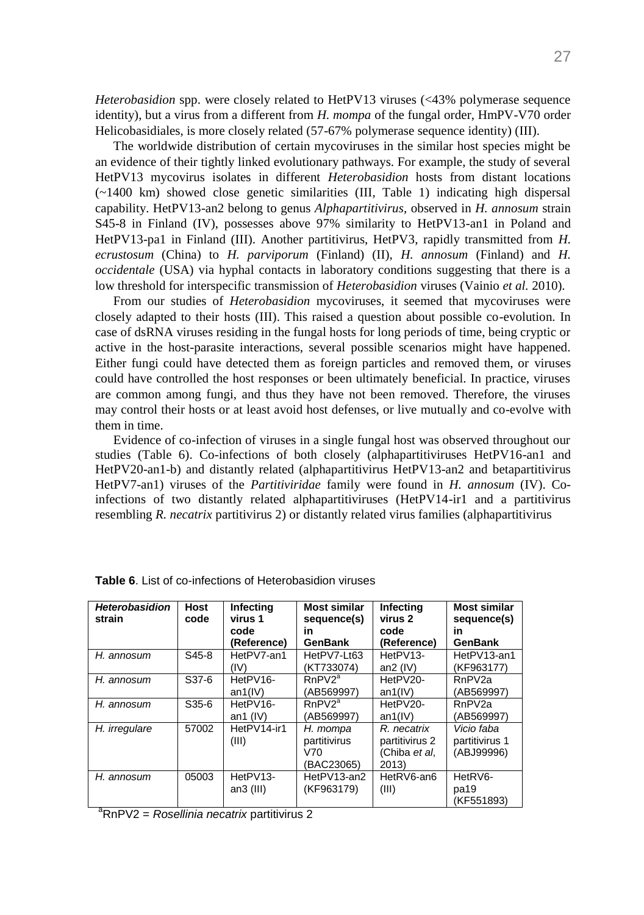*Heterobasidion* spp. were closely related to HetPV13 viruses (<43% polymerase sequence identity), but a virus from a different from *H. mompa* of the fungal order, HmPV-V70 order Helicobasidiales, is more closely related (57-67% polymerase sequence identity) (III).

The worldwide distribution of certain mycoviruses in the similar host species might be an evidence of their tightly linked evolutionary pathways. For example, the study of several HetPV13 mycovirus isolates in different *Heterobasidion* hosts from distant locations (~1400 km) showed close genetic similarities (III, Table 1) indicating high dispersal capability. HetPV13-an2 belong to genus *Alphapartitivirus*, observed in *H. annosum* strain S45-8 in Finland (IV), possesses above 97% similarity to HetPV13-an1 in Poland and HetPV13-pa1 in Finland (III). Another partitivirus, HetPV3, rapidly transmitted from *H. ecrustosum* (China) to *H. parviporum* (Finland) (II), *H. annosum* (Finland) and *H. occidentale* (USA) via hyphal contacts in laboratory conditions suggesting that there is a low threshold for interspecific transmission of *Heterobasidion* viruses (Vainio *et al.* 2010).

From our studies of *Heterobasidion* mycoviruses, it seemed that mycoviruses were closely adapted to their hosts (III). This raised a question about possible co-evolution. In case of dsRNA viruses residing in the fungal hosts for long periods of time, being cryptic or active in the host-parasite interactions, several possible scenarios might have happened. Either fungi could have detected them as foreign particles and removed them, or viruses could have controlled the host responses or been ultimately beneficial. In practice, viruses are common among fungi, and thus they have not been removed. Therefore, the viruses may control their hosts or at least avoid host defenses, or live mutually and co-evolve with them in time.

Evidence of co-infection of viruses in a single fungal host was observed throughout our studies (Table 6). Co-infections of both closely (alphapartitiviruses HetPV16-an1 and HetPV20-an1-b) and distantly related (alphapartitivirus HetPV13-an2 and betapartitivirus HetPV7-an1) viruses of the *Partitiviridae* family were found in *H. annosum* (IV). Co-infections of two distantly related alphapartitiviruses (HetPV14-ir1 and a partitivirus resembling *R. necatrix* partitivirus 2) or distantly related virus families (alphapartitivirus

**Table 6**. List of co-infections of Heterobasidion viruses

| *Heterobasidion* strain | Host code | Infecting virus 1 code (Reference) | Most similar sequence(s) in GenBank | Infecting virus 2 code (Reference) | Most similar sequence(s) in GenBank |
|---|---|---|---|---|---|
| *H. annosum* | S45-8 | HetPV7-an1 (IV) | HetPV7-Lt63 (KT733074) | HetPV13-an2 (IV) | HetPV13-an1 (KF963177) |
| *H. annosum* | S37-6 | HetPV16-an1(IV) | RnPV2[a] (AB569997) | HetPV20-an1(IV) | RnPV2a (AB569997) |
| *H. annosum* | S35-6 | HetPV16-an1 (IV) | RnPV2[a] (AB569997) | HetPV20-an1(IV) | RnPV2a (AB569997) |
| *H. irregulare* | 57002 | HetPV14-ir1 (III) | *H. mompa* partitivirus V70 (BAC23065) | *R. necatrix* partitivirus 2 (Chiba *et al*, 2013) | *Vicio faba* partitivirus 1 (ABJ99996) |
| *H. annosum* | 05003 | HetPV13-an3 (III) | HetPV13-an2 (KF963179) | HetRV6-an6 (III) | HetRV6-pa19 (KF551893) |

[a]RnPV2 = *Rosellinia necatrix* partitivirus 2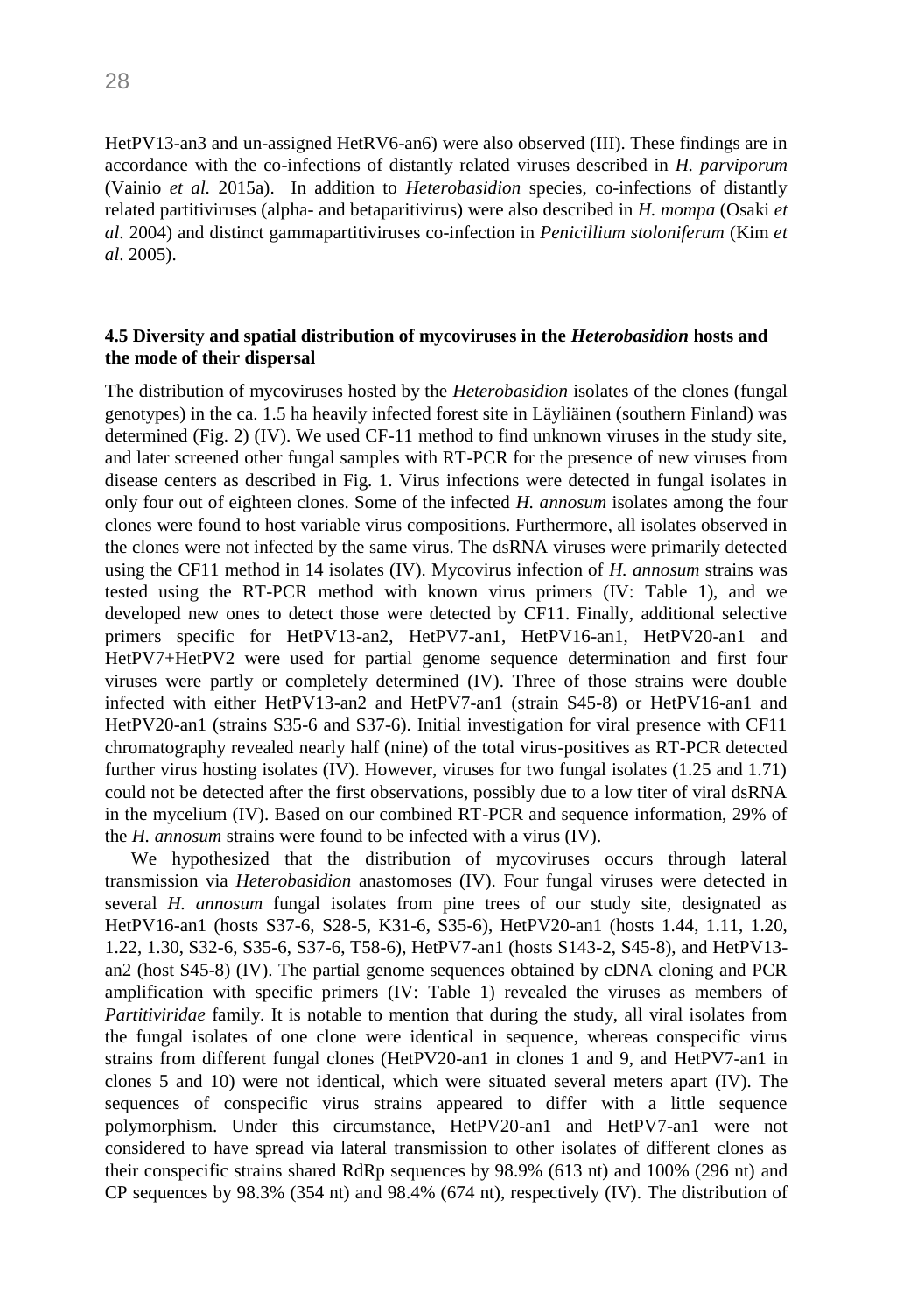HetPV13-an3 and un-assigned HetRV6-an6) were also observed (III). These findings are in accordance with the co-infections of distantly related viruses described in *H. parviporum* (Vainio *et al.* 2015a). In addition to *Heterobasidion* species, co-infections of distantly related partitiviruses (alpha- and betaparitivirus) were also described in *H. mompa* (Osaki *et al*. 2004) and distinct gammapartitiviruses co-infection in *Penicillium stoloniferum* (Kim *et al*. 2005).

### 4.5 Diversity and spatial distribution of mycoviruses in the *Heterobasidion* hosts and the mode of their dispersal

The distribution of mycoviruses hosted by the *Heterobasidion* isolates of the clones (fungal genotypes) in the ca. 1.5 ha heavily infected forest site in Läyliäinen (southern Finland) was determined (Fig. 2) (IV). We used CF-11 method to find unknown viruses in the study site, and later screened other fungal samples with RT-PCR for the presence of new viruses from disease centers as described in Fig. 1. Virus infections were detected in fungal isolates in only four out of eighteen clones. Some of the infected *H. annosum* isolates among the four clones were found to host variable virus compositions. Furthermore, all isolates observed in the clones were not infected by the same virus. The dsRNA viruses were primarily detected using the CF11 method in 14 isolates (IV). Mycovirus infection of *H. annosum* strains was tested using the RT-PCR method with known virus primers (IV: Table 1), and we developed new ones to detect those were detected by CF11. Finally, additional selective primers specific for HetPV13-an2, HetPV7-an1, HetPV16-an1, HetPV20-an1 and HetPV7+HetPV2 were used for partial genome sequence determination and first four viruses were partly or completely determined (IV). Three of those strains were double infected with either HetPV13-an2 and HetPV7-an1 (strain S45-8) or HetPV16-an1 and HetPV20-an1 (strains S35-6 and S37-6). Initial investigation for viral presence with CF11 chromatography revealed nearly half (nine) of the total virus-positives as RT-PCR detected further virus hosting isolates (IV). However, viruses for two fungal isolates (1.25 and 1.71) could not be detected after the first observations, possibly due to a low titer of viral dsRNA in the mycelium (IV). Based on our combined RT-PCR and sequence information, 29% of the *H. annosum* strains were found to be infected with a virus (IV).

We hypothesized that the distribution of mycoviruses occurs through lateral transmission via *Heterobasidion* anastomoses (IV). Four fungal viruses were detected in several *H. annosum* fungal isolates from pine trees of our study site, designated as HetPV16-an1 (hosts S37-6, S28-5, K31-6, S35-6), HetPV20-an1 (hosts 1.44, 1.11, 1.20, 1.22, 1.30, S32-6, S35-6, S37-6, T58-6), HetPV7-an1 (hosts S143-2, S45-8), and HetPV13-an2 (host S45-8) (IV). The partial genome sequences obtained by cDNA cloning and PCR amplification with specific primers (IV: Table 1) revealed the viruses as members of *Partitiviridae* family. It is notable to mention that during the study, all viral isolates from the fungal isolates of one clone were identical in sequence, whereas conspecific virus strains from different fungal clones (HetPV20-an1 in clones 1 and 9, and HetPV7-an1 in clones 5 and 10) were not identical, which were situated several meters apart (IV). The sequences of conspecific virus strains appeared to differ with a little sequence polymorphism. Under this circumstance, HetPV20-an1 and HetPV7-an1 were not considered to have spread via lateral transmission to other isolates of different clones as their conspecific strains shared RdRp sequences by 98.9% (613 nt) and 100% (296 nt) and CP sequences by 98.3% (354 nt) and 98.4% (674 nt), respectively (IV). The distribution of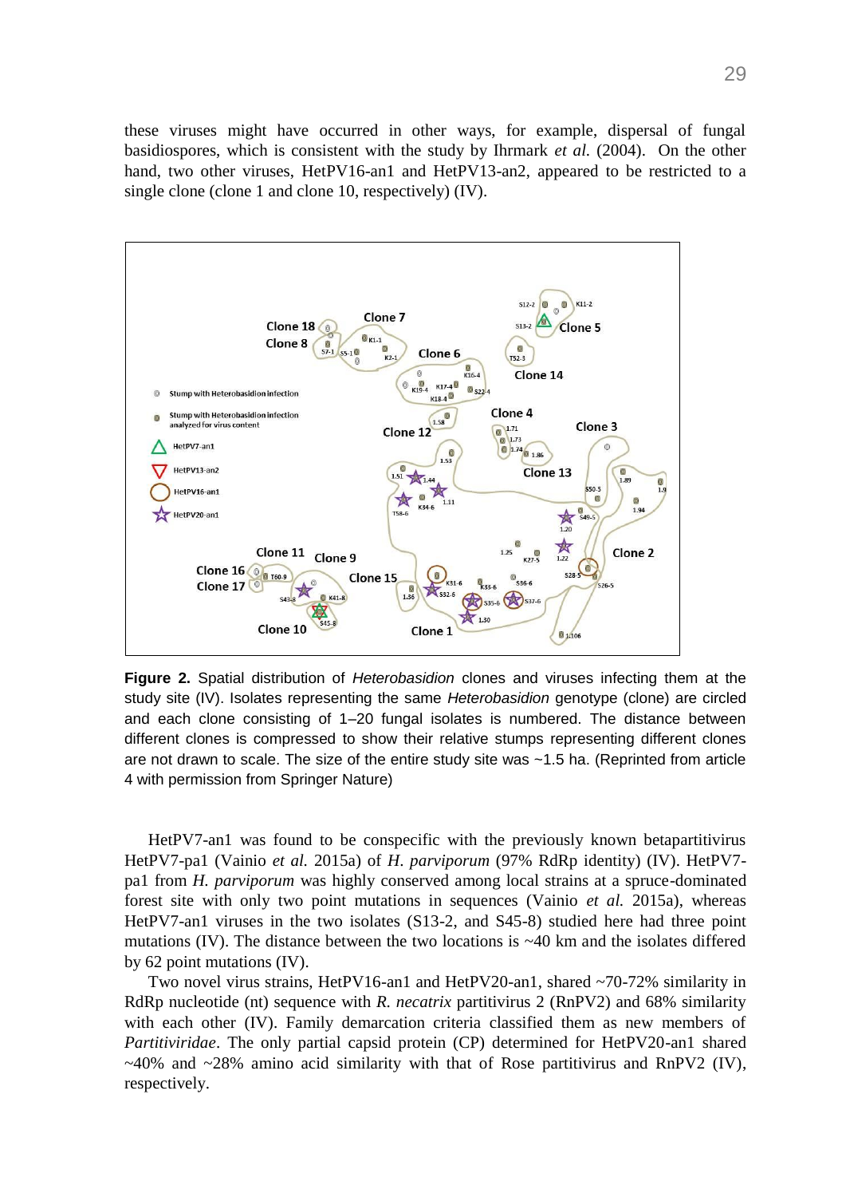these viruses might have occurred in other ways, for example, dispersal of fungal basidiospores, which is consistent with the study by Ihrmark *et al.* (2004). On the other hand, two other viruses, HetPV16-an1 and HetPV13-an2, appeared to be restricted to a single clone (clone 1 and clone 10, respectively) (IV).

**Figure 2.** Spatial distribution of *Heterobasidion* clones and viruses infecting them at the study site (IV). Isolates representing the same *Heterobasidion* genotype (clone) are circled and each clone consisting of 1–20 fungal isolates is numbered. The distance between different clones is compressed to show their relative stumps representing different clones are not drawn to scale. The size of the entire study site was ~1.5 ha. (Reprinted from article 4 with permission from Springer Nature)

HetPV7-an1 was found to be conspecific with the previously known betapartitivirus HetPV7-pa1 (Vainio *et al.* 2015a) of *H. parviporum* (97% RdRp identity) (IV). HetPV7-pa1 from *H. parviporum* was highly conserved among local strains at a spruce-dominated forest site with only two point mutations in sequences (Vainio *et al.* 2015a), whereas HetPV7-an1 viruses in the two isolates (S13-2, and S45-8) studied here had three point mutations (IV). The distance between the two locations is ~40 km and the isolates differed by 62 point mutations (IV).

Two novel virus strains, HetPV16-an1 and HetPV20-an1, shared ~70-72% similarity in RdRp nucleotide (nt) sequence with *R. necatrix* partitivirus 2 (RnPV2) and 68% similarity with each other (IV). Family demarcation criteria classified them as new members of *Partitiviridae*. The only partial capsid protein (CP) determined for HetPV20-an1 shared ~40% and ~28% amino acid similarity with that of Rose partitivirus and RnPV2 (IV), respectively.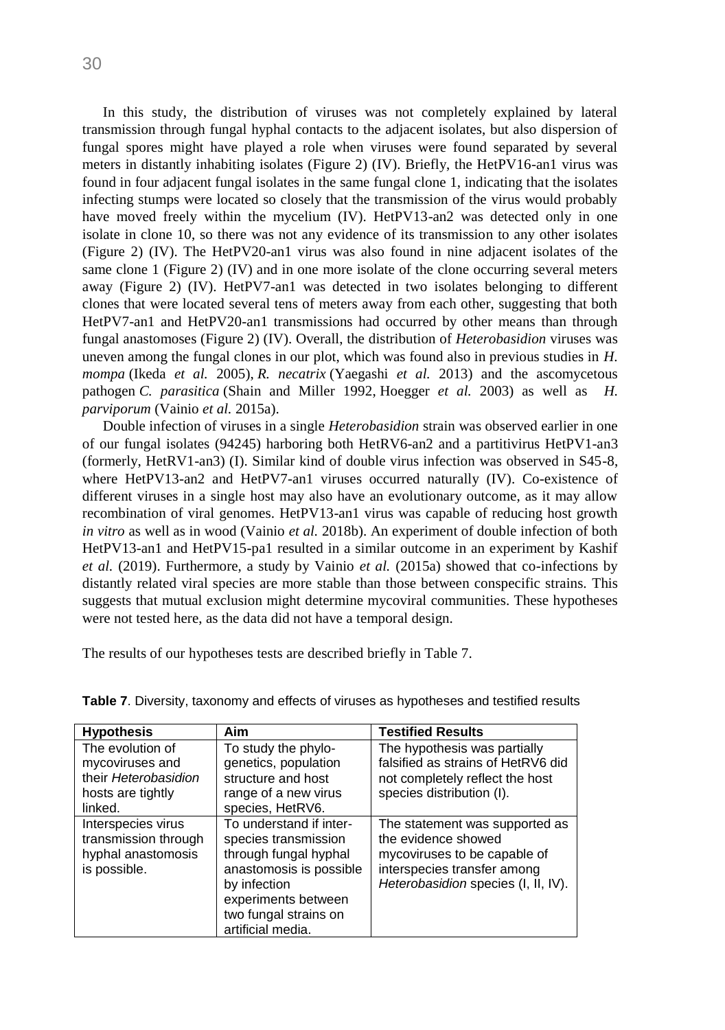In this study, the distribution of viruses was not completely explained by lateral transmission through fungal hyphal contacts to the adjacent isolates, but also dispersion of fungal spores might have played a role when viruses were found separated by several meters in distantly inhabiting isolates (Figure 2) (IV). Briefly, the HetPV16-an1 virus was found in four adjacent fungal isolates in the same fungal clone 1, indicating that the isolates infecting stumps were located so closely that the transmission of the virus would probably have moved freely within the mycelium (IV). HetPV13-an2 was detected only in one isolate in clone 10, so there was not any evidence of its transmission to any other isolates (Figure 2) (IV). The HetPV20-an1 virus was also found in nine adjacent isolates of the same clone 1 (Figure 2) (IV) and in one more isolate of the clone occurring several meters away (Figure 2) (IV). HetPV7-an1 was detected in two isolates belonging to different clones that were located several tens of meters away from each other, suggesting that both HetPV7-an1 and HetPV20-an1 transmissions had occurred by other means than through fungal anastomoses (Figure 2) (IV). Overall, the distribution of *Heterobasidion* viruses was uneven among the fungal clones in our plot, which was found also in previous studies in *H. mompa* (Ikeda *et al.* 2005), *R. necatrix* (Yaegashi *et al.* 2013) and the ascomycetous pathogen *C. parasitica* (Shain and Miller 1992, Hoegger *et al.* 2003) as well as *H. parviporum* (Vainio *et al.* 2015a).

Double infection of viruses in a single *Heterobasidion* strain was observed earlier in one of our fungal isolates (94245) harboring both HetRV6-an2 and a partitivirus HetPV1-an3 (formerly, HetRV1-an3) (I). Similar kind of double virus infection was observed in S45-8, where HetPV13-an2 and HetPV7-an1 viruses occurred naturally (IV). Co-existence of different viruses in a single host may also have an evolutionary outcome, as it may allow recombination of viral genomes. HetPV13-an1 virus was capable of reducing host growth *in vitro* as well as in wood (Vainio *et al.* 2018b). An experiment of double infection of both HetPV13-an1 and HetPV15-pa1 resulted in a similar outcome in an experiment by Kashif *et al.* (2019). Furthermore, a study by Vainio *et al.* (2015a) showed that co-infections by distantly related viral species are more stable than those between conspecific strains. This suggests that mutual exclusion might determine mycoviral communities. These hypotheses were not tested here, as the data did not have a temporal design.

The results of our hypotheses tests are described briefly in Table 7.

**Table 7**. Diversity, taxonomy and effects of viruses as hypotheses and testified results

| Hypothesis | Aim | Testified Results |
|---|---|---|
| The evolution of mycoviruses and their *Heterobasidion* hosts are tightly linked. | To study the phylo-genetics, population structure and host range of a new virus species, HetRV6. | The hypothesis was partially falsified as strains of HetRV6 did not completely reflect the host species distribution (I). |
| Interspecies virus transmission through hyphal anastomosis is possible. | To understand if inter-species transmission through fungal hyphal anastomosis is possible by infection experiments between two fungal strains on artificial media. | The statement was supported as the evidence showed mycoviruses to be capable of interspecies transfer among *Heterobasidion* species (I, II, IV). |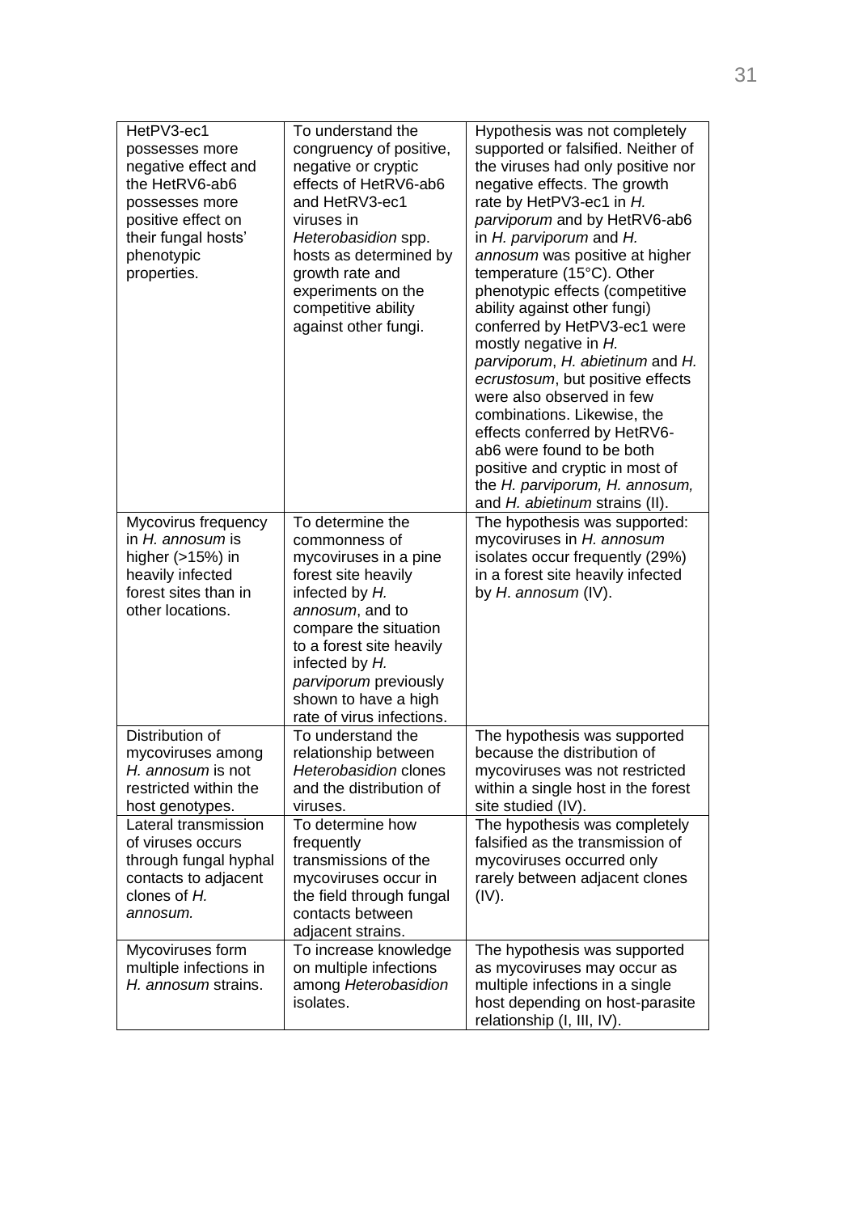| | | |
|---|---|---|
| HetPV3-ec1 possesses more negative effect and the HetRV6-ab6 possesses more positive effect on their fungal hosts' phenotypic properties. | To understand the congruency of positive, negative or cryptic effects of HetRV6-ab6 and HetRV3-ec1 viruses in *Heterobasidion* spp. hosts as determined by growth rate and experiments on the competitive ability against other fungi. | Hypothesis was not completely supported or falsified. Neither of the viruses had only positive nor negative effects. The growth rate by HetPV3-ec1 in *H. parviporum* and by HetRV6-ab6 in *H. parviporum* and *H. annosum* was positive at higher temperature (15°C). Other phenotypic effects (competitive ability against other fungi) conferred by HetPV3-ec1 were mostly negative in *H. parviporum*, *H. abietinum* and *H. ecrustosum*, but positive effects were also observed in few combinations. Likewise, the effects conferred by HetRV6-ab6 were found to be both positive and cryptic in most of the *H. parviporum, H. annosum,* and *H. abietinum* strains (II). |
| Mycovirus frequency in *H. annosum* is higher (>15%) in heavily infected forest sites than in other locations. | To determine the commonness of mycoviruses in a pine forest site heavily infected by *H. annosum*, and to compare the situation to a forest site heavily infected by *H. parviporum* previously shown to have a high rate of virus infections. | The hypothesis was supported: mycoviruses in *H. annosum* isolates occur frequently (29%) in a forest site heavily infected by *H. annosum* (IV). |
| Distribution of mycoviruses among *H. annosum* is not restricted within the host genotypes. | To understand the relationship between *Heterobasidion* clones and the distribution of viruses. | The hypothesis was supported because the distribution of mycoviruses was not restricted within a single host in the forest site studied (IV). |
| Lateral transmission of viruses occurs through fungal hyphal contacts to adjacent clones of *H. annosum.* | To determine how frequently transmissions of the mycoviruses occur in the field through fungal contacts between adjacent strains. | The hypothesis was completely falsified as the transmission of mycoviruses occurred only rarely between adjacent clones (IV). |
| Mycoviruses form multiple infections in *H. annosum* strains. | To increase knowledge on multiple infections among *Heterobasidion* isolates. | The hypothesis was supported as mycoviruses may occur as multiple infections in a single host depending on host-parasite relationship (I, III, IV). |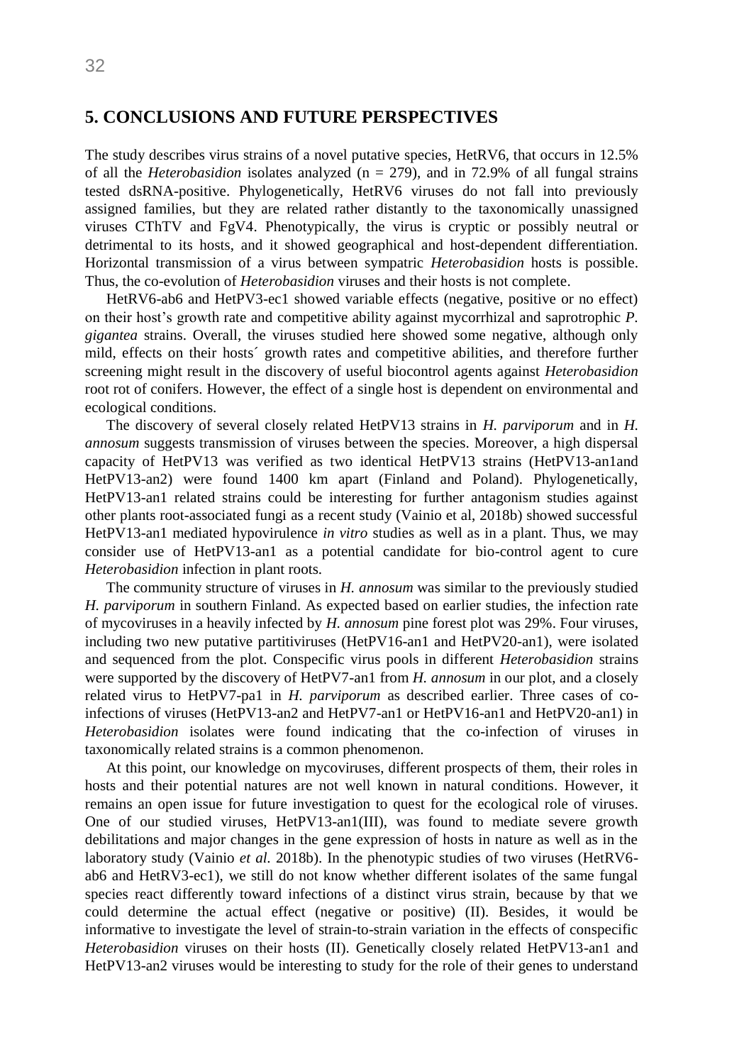## 5. CONCLUSIONS AND FUTURE PERSPECTIVES

The study describes virus strains of a novel putative species, HetRV6, that occurs in 12.5% of all the *Heterobasidion* isolates analyzed (n = 279), and in 72.9% of all fungal strains tested dsRNA-positive. Phylogenetically, HetRV6 viruses do not fall into previously assigned families, but they are related rather distantly to the taxonomically unassigned viruses CThTV and FgV4. Phenotypically, the virus is cryptic or possibly neutral or detrimental to its hosts, and it showed geographical and host-dependent differentiation. Horizontal transmission of a virus between sympatric *Heterobasidion* hosts is possible. Thus, the co-evolution of *Heterobasidion* viruses and their hosts is not complete.

HetRV6-ab6 and HetPV3-ec1 showed variable effects (negative, positive or no effect) on their host's growth rate and competitive ability against mycorrhizal and saprotrophic *P. gigantea* strains. Overall, the viruses studied here showed some negative, although only mild, effects on their hosts´ growth rates and competitive abilities, and therefore further screening might result in the discovery of useful biocontrol agents against *Heterobasidion* root rot of conifers. However, the effect of a single host is dependent on environmental and ecological conditions.

The discovery of several closely related HetPV13 strains in *H. parviporum* and in *H. annosum* suggests transmission of viruses between the species. Moreover, a high dispersal capacity of HetPV13 was verified as two identical HetPV13 strains (HetPV13-an1and HetPV13-an2) were found 1400 km apart (Finland and Poland). Phylogenetically, HetPV13-an1 related strains could be interesting for further antagonism studies against other plants root-associated fungi as a recent study (Vainio et al, 2018b) showed successful HetPV13-an1 mediated hypovirulence *in vitro* studies as well as in a plant. Thus, we may consider use of HetPV13-an1 as a potential candidate for bio-control agent to cure *Heterobasidion* infection in plant roots.

The community structure of viruses in *H. annosum* was similar to the previously studied *H. parviporum* in southern Finland. As expected based on earlier studies, the infection rate of mycoviruses in a heavily infected by *H. annosum* pine forest plot was 29%. Four viruses, including two new putative partitiviruses (HetPV16-an1 and HetPV20-an1), were isolated and sequenced from the plot. Conspecific virus pools in different *Heterobasidion* strains were supported by the discovery of HetPV7-an1 from *H. annosum* in our plot, and a closely related virus to HetPV7-pa1 in *H. parviporum* as described earlier. Three cases of co-infections of viruses (HetPV13-an2 and HetPV7-an1 or HetPV16-an1 and HetPV20-an1) in *Heterobasidion* isolates were found indicating that the co-infection of viruses in taxonomically related strains is a common phenomenon.

At this point, our knowledge on mycoviruses, different prospects of them, their roles in hosts and their potential natures are not well known in natural conditions. However, it remains an open issue for future investigation to quest for the ecological role of viruses. One of our studied viruses, HetPV13-an1(III), was found to mediate severe growth debilitations and major changes in the gene expression of hosts in nature as well as in the laboratory study (Vainio *et al.* 2018b). In the phenotypic studies of two viruses (HetRV6-ab6 and HetRV3-ec1), we still do not know whether different isolates of the same fungal species react differently toward infections of a distinct virus strain, because by that we could determine the actual effect (negative or positive) (II). Besides, it would be informative to investigate the level of strain-to-strain variation in the effects of conspecific *Heterobasidion* viruses on their hosts (II). Genetically closely related HetPV13-an1 and HetPV13-an2 viruses would be interesting to study for the role of their genes to understand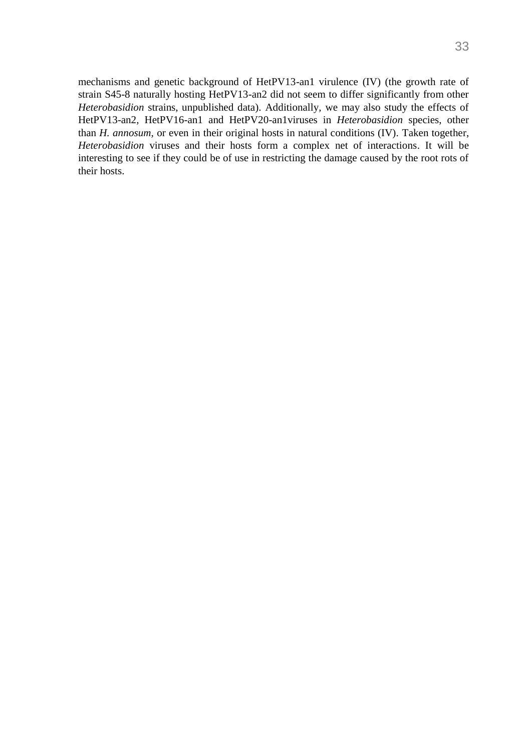mechanisms and genetic background of HetPV13-an1 virulence (IV) (the growth rate of strain S45-8 naturally hosting HetPV13-an2 did not seem to differ significantly from other *Heterobasidion* strains, unpublished data). Additionally, we may also study the effects of HetPV13-an2, HetPV16-an1 and HetPV20-an1viruses in *Heterobasidion* species, other than *H. annosum*, or even in their original hosts in natural conditions (IV). Taken together, *Heterobasidion* viruses and their hosts form a complex net of interactions. It will be interesting to see if they could be of use in restricting the damage caused by the root rots of their hosts.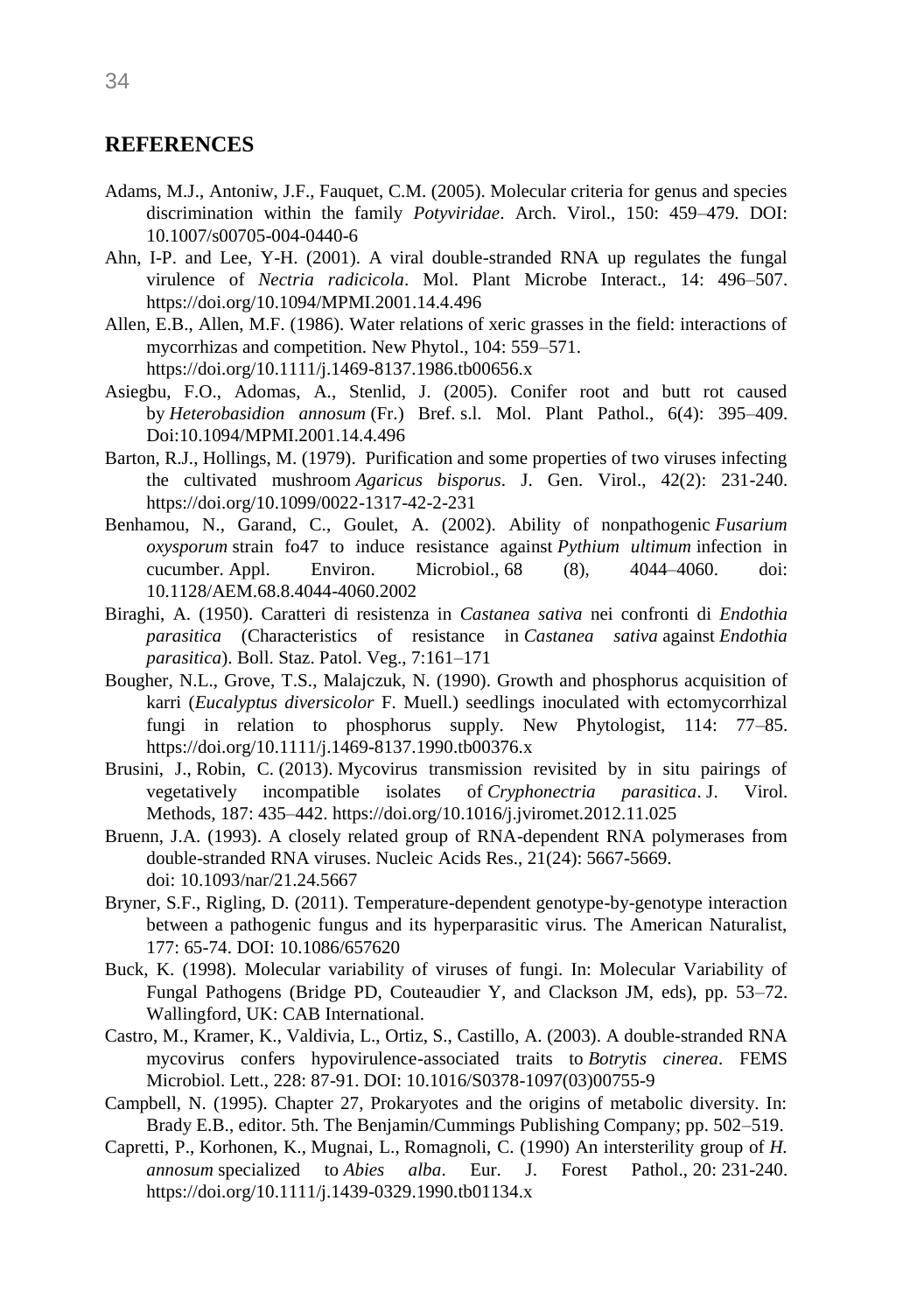## REFERENCES

Adams, M.J., Antoniw, J.F., Fauquet, C.M. (2005). Molecular criteria for genus and species discrimination within the family *Potyviridae*. Arch. Virol., 150: 459–479. DOI: 10.1007/s00705-004-0440-6

Ahn, I-P. and Lee, Y-H. (2001). A viral double-stranded RNA up regulates the fungal virulence of *Nectria radicicola*. Mol. Plant Microbe Interact., 14: 496–507. https://doi.org/10.1094/MPMI.2001.14.4.496

Allen, E.B., Allen, M.F. (1986). Water relations of xeric grasses in the field: interactions of mycorrhizas and competition. New Phytol., 104: 559–571. https://doi.org/10.1111/j.1469-8137.1986.tb00656.x

Asiegbu, F.O., Adomas, A., Stenlid, J. (2005). Conifer root and butt rot caused by *Heterobasidion annosum* (Fr.) Bref. s.l. Mol. Plant Pathol., 6(4): 395–409. Doi:10.1094/MPMI.2001.14.4.496

Barton, R.J., Hollings, M. (1979). Purification and some properties of two viruses infecting the cultivated mushroom *Agaricus bisporus*. J. Gen. Virol., 42(2): 231-240. https://doi.org/10.1099/0022-1317-42-2-231

Benhamou, N., Garand, C., Goulet, A. (2002). Ability of nonpathogenic *Fusarium oxysporum* strain fo47 to induce resistance against *Pythium ultimum* infection in cucumber. Appl. Environ. Microbiol., 68 (8), 4044–4060. doi: 10.1128/AEM.68.8.4044-4060.2002

Biraghi, A. (1950). Caratteri di resistenza in *Castanea sativa* nei confronti di *Endothia parasitica* (Characteristics of resistance in *Castanea sativa* against *Endothia parasitica*). Boll. Staz. Patol. Veg., 7:161–171

Bougher, N.L., Grove, T.S., Malajczuk, N. (1990). Growth and phosphorus acquisition of karri (*Eucalyptus diversicolor* F. Muell.) seedlings inoculated with ectomycorrhizal fungi in relation to phosphorus supply. New Phytologist, 114: 77–85. https://doi.org/10.1111/j.1469-8137.1990.tb00376.x

Brusini, J., Robin, C. (2013). Mycovirus transmission revisited by in situ pairings of vegetatively incompatible isolates of *Cryphonectria parasitica*. J. Virol. Methods, 187: 435–442. https://doi.org/10.1016/j.jviromet.2012.11.025

Bruenn, J.A. (1993). A closely related group of RNA-dependent RNA polymerases from double-stranded RNA viruses. Nucleic Acids Res., 21(24): 5667-5669. doi: 10.1093/nar/21.24.5667

Bryner, S.F., Rigling, D. (2011). Temperature-dependent genotype-by-genotype interaction between a pathogenic fungus and its hyperparasitic virus. The American Naturalist, 177: 65-74. DOI: 10.1086/657620

Buck, K. (1998). Molecular variability of viruses of fungi. In: Molecular Variability of Fungal Pathogens (Bridge PD, Couteaudier Y, and Clackson JM, eds), pp. 53–72. Wallingford, UK: CAB International.

Castro, M., Kramer, K., Valdivia, L., Ortiz, S., Castillo, A. (2003). A double-stranded RNA mycovirus confers hypovirulence-associated traits to *Botrytis cinerea*. FEMS Microbiol. Lett., 228: 87-91. DOI: 10.1016/S0378-1097(03)00755-9

Campbell, N. (1995). Chapter 27, Prokaryotes and the origins of metabolic diversity. In: Brady E.B., editor. 5th. The Benjamin/Cummings Publishing Company; pp. 502–519.

Capretti, P., Korhonen, K., Mugnai, L., Romagnoli, C. (1990) An intersterility group of *H. annosum* specialized to *Abies alba*. Eur. J. Forest Pathol., 20: 231-240. https://doi.org/10.1111/j.1439-0329.1990.tb01134.x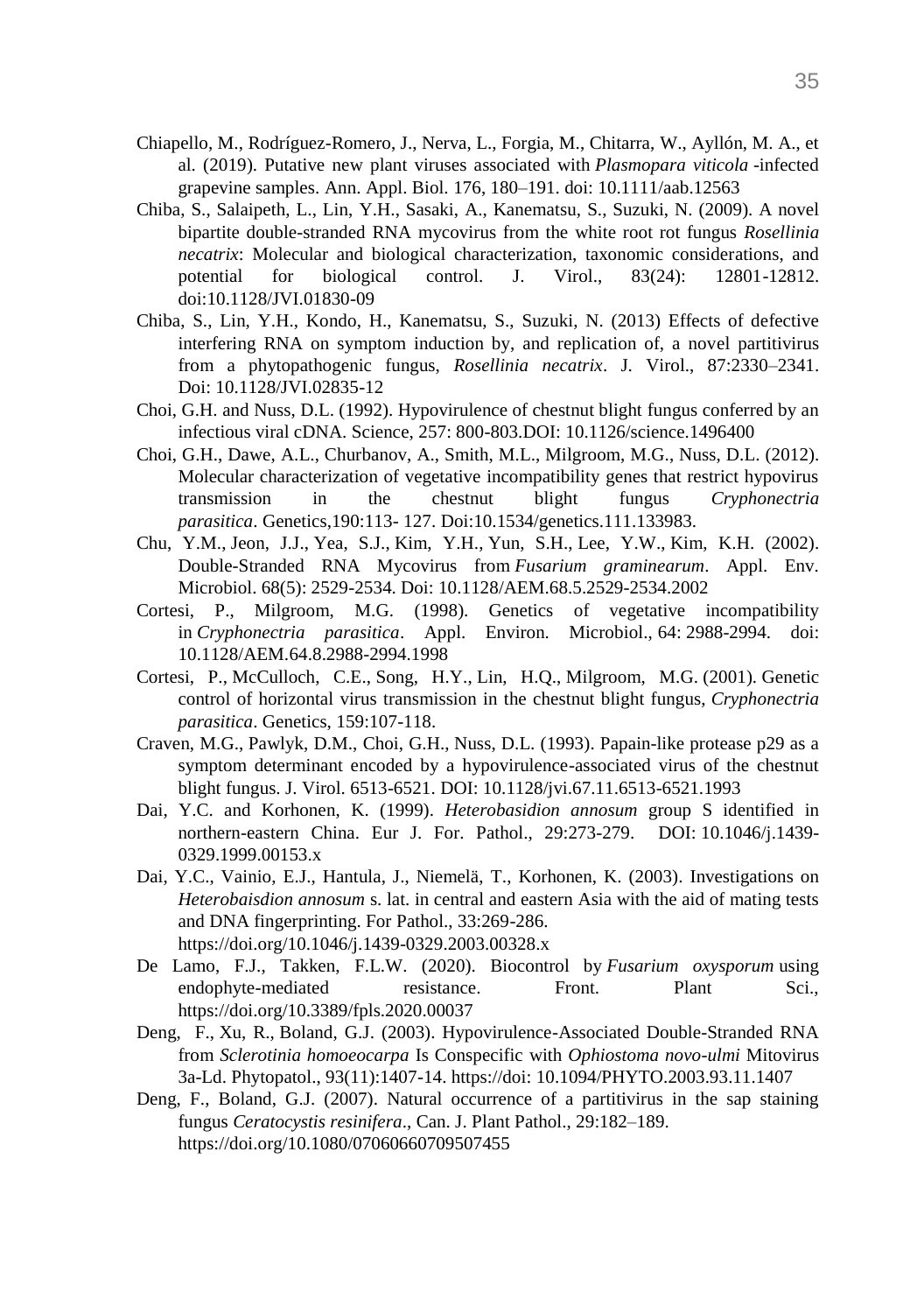Chiapello, M., Rodríguez-Romero, J., Nerva, L., Forgia, M., Chitarra, W., Ayllón, M. A., et al. (2019). Putative new plant viruses associated with *Plasmopara viticola* -infected grapevine samples. Ann. Appl. Biol. 176, 180–191. doi: 10.1111/aab.12563

Chiba, S., Salaipeth, L., Lin, Y.H., Sasaki, A., Kanematsu, S., Suzuki, N. (2009). A novel bipartite double-stranded RNA mycovirus from the white root rot fungus *Rosellinia necatrix*: Molecular and biological characterization, taxonomic considerations, and potential for biological control. J. Virol., 83(24): 12801-12812. doi:10.1128/JVI.01830-09

Chiba, S., Lin, Y.H., Kondo, H., Kanematsu, S., Suzuki, N. (2013) Effects of defective interfering RNA on symptom induction by, and replication of, a novel partitivirus from a phytopathogenic fungus, *Rosellinia necatrix*. J. Virol., 87:2330–2341. Doi: 10.1128/JVI.02835-12

Choi, G.H. and Nuss, D.L. (1992). Hypovirulence of chestnut blight fungus conferred by an infectious viral cDNA. Science, 257: 800-803.DOI: 10.1126/science.1496400

Choi, G.H., Dawe, A.L., Churbanov, A., Smith, M.L., Milgroom, M.G., Nuss, D.L. (2012). Molecular characterization of vegetative incompatibility genes that restrict hypovirus transmission in the chestnut blight fungus *Cryphonectria parasitica*. Genetics,190:113- 127. Doi:10.1534/genetics.111.133983.

Chu, Y.M., Jeon, J.J., Yea, S.J., Kim, Y.H., Yun, S.H., Lee, Y.W., Kim, K.H. (2002). Double-Stranded RNA Mycovirus from *Fusarium graminearum*. Appl. Env. Microbiol. 68(5): 2529-2534. Doi: 10.1128/AEM.68.5.2529-2534.2002

Cortesi, P., Milgroom, M.G. (1998). Genetics of vegetative incompatibility in *Cryphonectria parasitica*. Appl. Environ. Microbiol., 64: 2988-2994. doi: 10.1128/AEM.64.8.2988-2994.1998

Cortesi, P., McCulloch, C.E., Song, H.Y., Lin, H.Q., Milgroom, M.G. (2001). Genetic control of horizontal virus transmission in the chestnut blight fungus, *Cryphonectria parasitica*. Genetics, 159:107-118.

Craven, M.G., Pawlyk, D.M., Choi, G.H., Nuss, D.L. (1993). Papain-like protease p29 as a symptom determinant encoded by a hypovirulence-associated virus of the chestnut blight fungus. J. Virol. 6513-6521. DOI: 10.1128/jvi.67.11.6513-6521.1993

Dai, Y.C. and Korhonen, K. (1999). *Heterobasidion annosum* group S identified in northern-eastern China. Eur J. For. Pathol., 29:273-279. DOI: 10.1046/j.1439-0329.1999.00153.x

Dai, Y.C., Vainio, E.J., Hantula, J., Niemelä, T., Korhonen, K. (2003). Investigations on *Heterobaisdion annosum* s. lat. in central and eastern Asia with the aid of mating tests and DNA fingerprinting. For Pathol., 33:269-286. https://doi.org/10.1046/j.1439-0329.2003.00328.x

De Lamo, F.J., Takken, F.L.W. (2020). Biocontrol by *Fusarium oxysporum* using endophyte-mediated resistance. Front. Plant Sci., https://doi.org/10.3389/fpls.2020.00037

Deng, F., Xu, R., Boland, G.J. (2003). Hypovirulence-Associated Double-Stranded RNA from *Sclerotinia homoeocarpa* Is Conspecific with *Ophiostoma novo-ulmi* Mitovirus 3a-Ld. Phytopatol., 93(11):1407-14. https://doi: 10.1094/PHYTO.2003.93.11.1407

Deng, F., Boland, G.J. (2007). Natural occurrence of a partitivirus in the sap staining fungus *Ceratocystis resinifera*., Can. J. Plant Pathol., 29:182–189. https://doi.org/10.1080/07060660709507455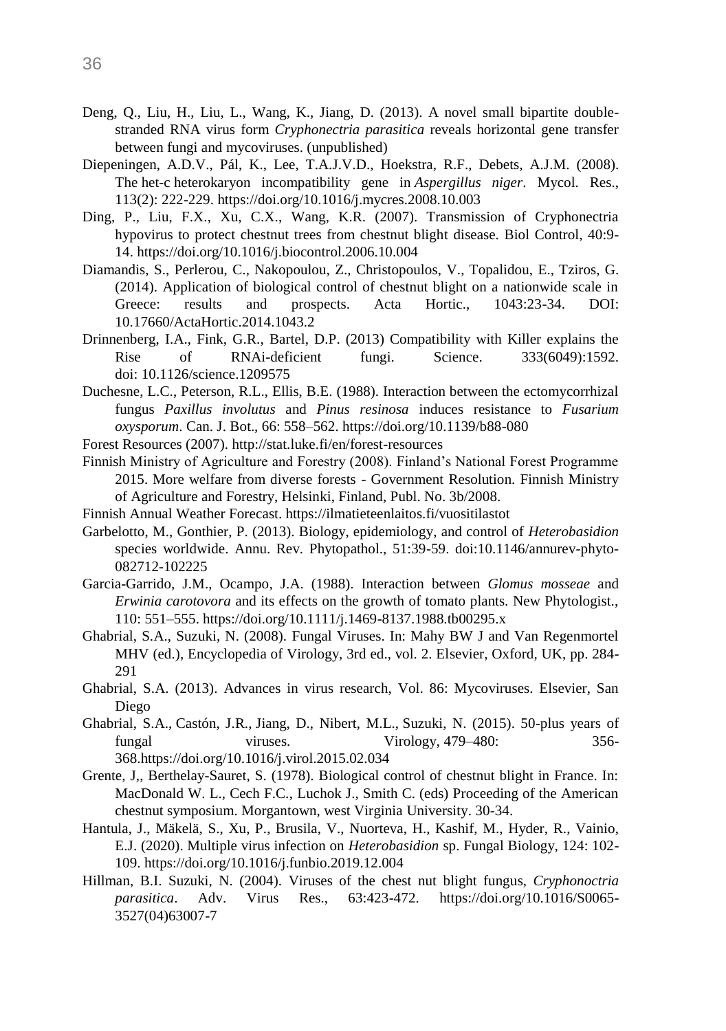Deng, Q., Liu, H., Liu, L., Wang, K., Jiang, D. (2013). A novel small bipartite double-stranded RNA virus form *Cryphonectria parasitica* reveals horizontal gene transfer between fungi and mycoviruses. (unpublished)

Diepeningen, A.D.V., Pál, K., Lee, T.A.J.V.D., Hoekstra, R.F., Debets, A.J.M. (2008). The het-c heterokaryon incompatibility gene in *Aspergillus niger*. Mycol. Res., 113(2): 222-229. https://doi.org/10.1016/j.mycres.2008.10.003

Ding, P., Liu, F.X., Xu, C.X., Wang, K.R. (2007). Transmission of Cryphonectria hypovirus to protect chestnut trees from chestnut blight disease. Biol Control, 40:9-14. https://doi.org/10.1016/j.biocontrol.2006.10.004

Diamandis, S., Perlerou, C., Nakopoulou, Z., Christopoulos, V., Topalidou, E., Tziros, G. (2014). Application of biological control of chestnut blight on a nationwide scale in Greece: results and prospects. Acta Hortic., 1043:23-34. DOI: 10.17660/ActaHortic.2014.1043.2

Drinnenberg, I.A., Fink, G.R., Bartel, D.P. (2013) Compatibility with Killer explains the Rise of RNAi-deficient fungi. Science. 333(6049):1592. doi: 10.1126/science.1209575

Duchesne, L.C., Peterson, R.L., Ellis, B.E. (1988). Interaction between the ectomycorrhizal fungus *Paxillus involutus* and *Pinus resinosa* induces resistance to *Fusarium oxysporum*. Can. J. Bot., 66: 558–562. https://doi.org/10.1139/b88-080

Forest Resources (2007). http://stat.luke.fi/en/forest-resources

Finnish Ministry of Agriculture and Forestry (2008). Finland's National Forest Programme 2015. More welfare from diverse forests - Government Resolution. Finnish Ministry of Agriculture and Forestry, Helsinki, Finland, Publ. No. 3b/2008.

Finnish Annual Weather Forecast. https://ilmatieteenlaitos.fi/vuositilastot

Garbelotto, M., Gonthier, P. (2013). Biology, epidemiology, and control of *Heterobasidion* species worldwide. Annu. Rev. Phytopathol., 51:39-59. doi:10.1146/annurev-phyto-082712-102225

Garcia-Garrido, J.M., Ocampo, J.A. (1988). Interaction between *Glomus mosseae* and *Erwinia carotovora* and its effects on the growth of tomato plants. New Phytologist., 110: 551–555. https://doi.org/10.1111/j.1469-8137.1988.tb00295.x

Ghabrial, S.A., Suzuki, N. (2008). Fungal Viruses. In: Mahy BW J and Van Regenmortel MHV (ed.), Encyclopedia of Virology, 3rd ed., vol. 2. Elsevier, Oxford, UK, pp. 284-291

Ghabrial, S.A. (2013). Advances in virus research, Vol. 86: Mycoviruses. Elsevier, San Diego

Ghabrial, S.A., Castón, J.R., Jiang, D., Nibert, M.L., Suzuki, N. (2015). 50-plus years of fungal viruses. Virology, 479–480: 356-368.https://doi.org/10.1016/j.virol.2015.02.034

Grente, J,, Berthelay-Sauret, S. (1978). Biological control of chestnut blight in France. In: MacDonald W. L., Cech F.C., Luchok J., Smith C. (eds) Proceeding of the American chestnut symposium. Morgantown, west Virginia University. 30-34.

Hantula, J., Mäkelä, S., Xu, P., Brusila, V., Nuorteva, H., Kashif, M., Hyder, R., Vainio, E.J. (2020). Multiple virus infection on *Heterobasidion* sp. Fungal Biology, 124: 102-109. https://doi.org/10.1016/j.funbio.2019.12.004

Hillman, B.I. Suzuki, N. (2004). Viruses of the chest nut blight fungus, *Cryphonoctria parasitica*. Adv. Virus Res., 63:423-472. https://doi.org/10.1016/S0065-3527(04)63007-7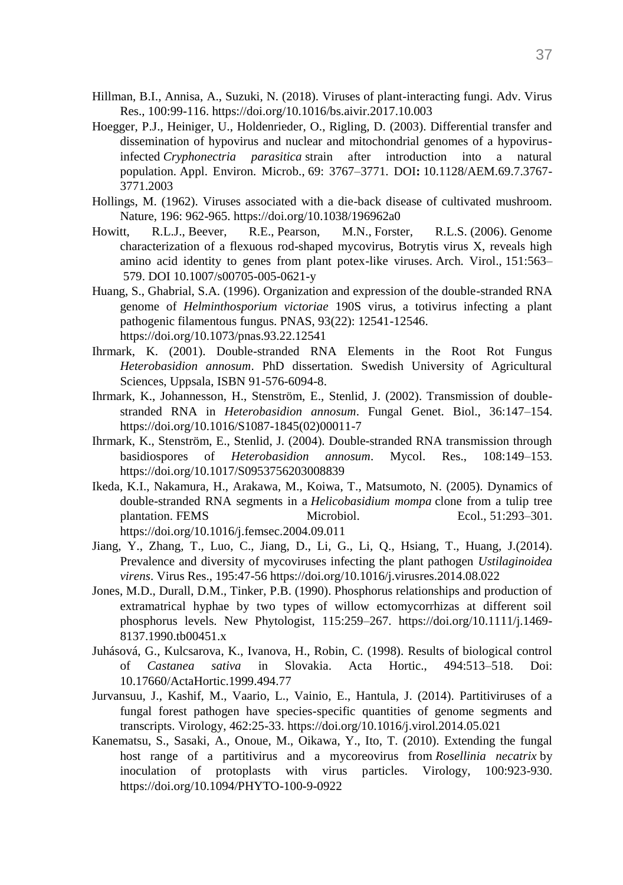Hillman, B.I., Annisa, A., Suzuki, N. (2018). Viruses of plant-interacting fungi. Adv. Virus Res., 100:99-116. https://doi.org/10.1016/bs.aivir.2017.10.003

Hoegger, P.J., Heiniger, U., Holdenrieder, O., Rigling, D. (2003). Differential transfer and dissemination of hypovirus and nuclear and mitochondrial genomes of a hypovirus-infected *Cryphonectria parasitica* strain after introduction into a natural population. Appl. Environ. Microb., 69: 3767–3771. DOI**:** 10.1128/AEM.69.7.3767-3771.2003

Hollings, M. (1962). Viruses associated with a die-back disease of cultivated mushroom. Nature, 196: 962-965. https://doi.org/10.1038/196962a0

Howitt, R.L.J., Beever, R.E., Pearson, M.N., Forster, R.L.S. (2006). Genome characterization of a flexuous rod-shaped mycovirus, Botrytis virus X, reveals high amino acid identity to genes from plant potex-like viruses. Arch. Virol., 151:563–579. DOI 10.1007/s00705-005-0621-y

Huang, S., Ghabrial, S.A. (1996). Organization and expression of the double-stranded RNA genome of *Helminthosporium victoriae* 190S virus, a totivirus infecting a plant pathogenic filamentous fungus. PNAS, 93(22): 12541-12546. https://doi.org/10.1073/pnas.93.22.12541

Ihrmark, K. (2001). Double-stranded RNA Elements in the Root Rot Fungus *Heterobasidion annosum*. PhD dissertation. Swedish University of Agricultural Sciences, Uppsala, ISBN 91-576-6094-8.

Ihrmark, K., Johannesson, H., Stenström, E., Stenlid, J. (2002). Transmission of double-stranded RNA in *Heterobasidion annosum*. Fungal Genet. Biol., 36:147–154. https://doi.org/10.1016/S1087-1845(02)00011-7

Ihrmark, K., Stenström, E., Stenlid, J. (2004). Double-stranded RNA transmission through basidiospores of *Heterobasidion annosum*. Mycol. Res., 108:149–153. https://doi.org/10.1017/S0953756203008839

Ikeda, K.I., Nakamura, H., Arakawa, M., Koiwa, T., Matsumoto, N. (2005). Dynamics of double-stranded RNA segments in a *Helicobasidium mompa* clone from a tulip tree plantation. FEMS Microbiol. Ecol., 51:293–301. https://doi.org/10.1016/j.femsec.2004.09.011

Jiang, Y., Zhang, T., Luo, C., Jiang, D., Li, G., Li, Q., Hsiang, T., Huang, J.(2014). Prevalence and diversity of mycoviruses infecting the plant pathogen *Ustilaginoidea virens*. Virus Res., 195:47-56 https://doi.org/10.1016/j.virusres.2014.08.022

Jones, M.D., Durall, D.M., Tinker, P.B. (1990). Phosphorus relationships and production of extramatrical hyphae by two types of willow ectomycorrhizas at different soil phosphorus levels. New Phytologist, 115:259–267. https://doi.org/10.1111/j.1469-8137.1990.tb00451.x

Juhásová, G., Kulcsarova, K., Ivanova, H., Robin, C. (1998). Results of biological control of *Castanea sativa* in Slovakia. Acta Hortic., 494:513–518. Doi: 10.17660/ActaHortic.1999.494.77

Jurvansuu, J., Kashif, M., Vaario, L., Vainio, E., Hantula, J. (2014). Partitiviruses of a fungal forest pathogen have species-specific quantities of genome segments and transcripts. Virology, 462:25-33. https://doi.org/10.1016/j.virol.2014.05.021

Kanematsu, S., Sasaki, A., Onoue, M., Oikawa, Y., Ito, T. (2010). Extending the fungal host range of a partitivirus and a mycoreovirus from *Rosellinia necatrix* by inoculation of protoplasts with virus particles. Virology, 100:923-930. https://doi.org/10.1094/PHYTO-100-9-0922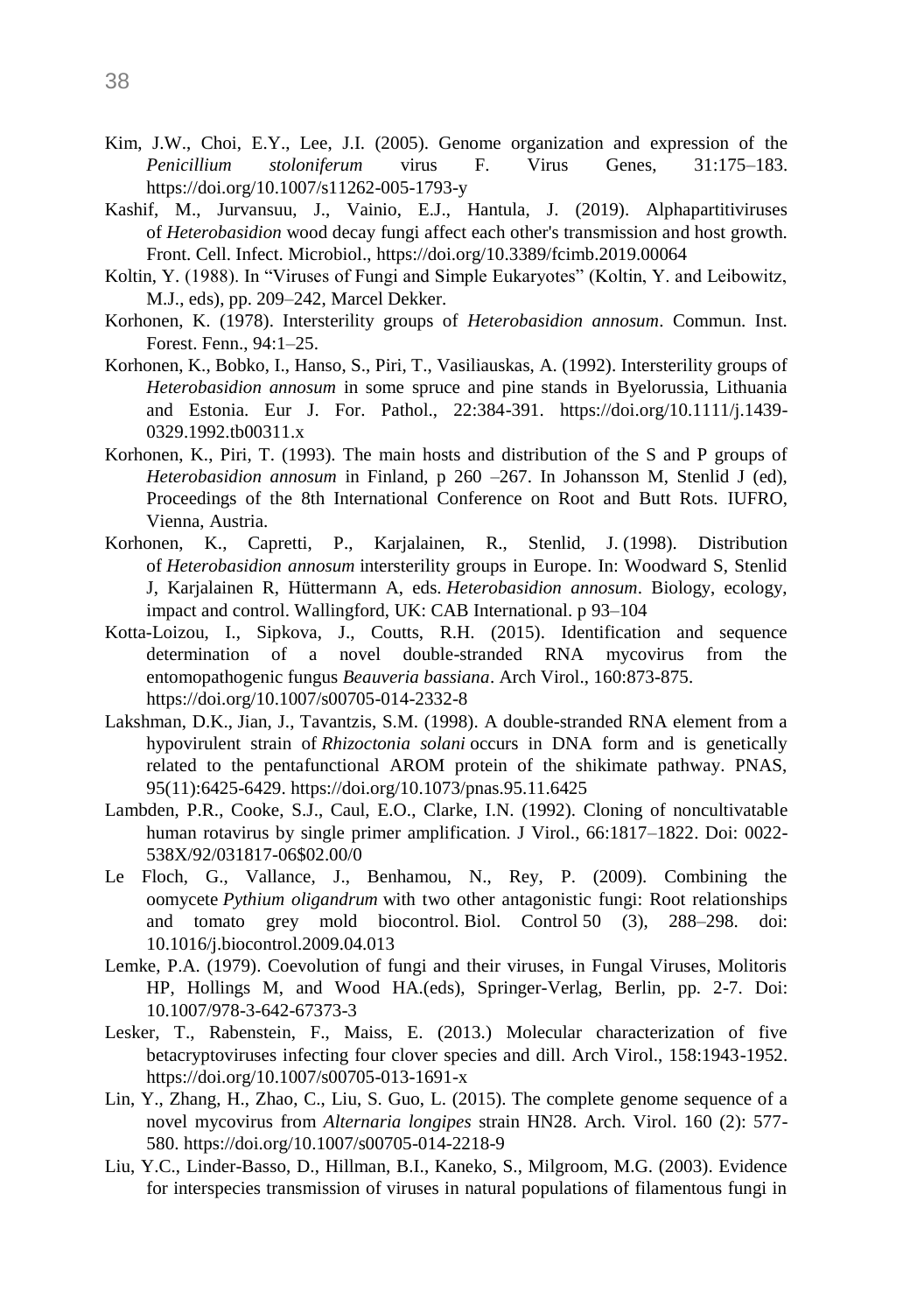Kim, J.W., Choi, E.Y., Lee, J.I. (2005). Genome organization and expression of the *Penicillium stoloniferum* virus F. Virus Genes, 31:175–183. https://doi.org/10.1007/s11262-005-1793-y

Kashif, M., Jurvansuu, J., Vainio, E.J., Hantula, J. (2019). Alphapartitiviruses of *Heterobasidion* wood decay fungi affect each other's transmission and host growth. Front. Cell. Infect. Microbiol., https://doi.org/10.3389/fcimb.2019.00064

Koltin, Y. (1988). In "Viruses of Fungi and Simple Eukaryotes" (Koltin, Y. and Leibowitz, M.J., eds), pp. 209–242, Marcel Dekker.

Korhonen, K. (1978). Intersterility groups of *Heterobasidion annosum*. Commun. Inst. Forest. Fenn., 94:1–25.

Korhonen, K., Bobko, I., Hanso, S., Piri, T., Vasiliauskas, A. (1992). Intersterility groups of *Heterobasidion annosum* in some spruce and pine stands in Byelorussia, Lithuania and Estonia. Eur J. For. Pathol., 22:384-391. https://doi.org/10.1111/j.1439-0329.1992.tb00311.x

Korhonen, K., Piri, T. (1993). The main hosts and distribution of the S and P groups of *Heterobasidion annosum* in Finland, p 260 –267. In Johansson M, Stenlid J (ed), Proceedings of the 8th International Conference on Root and Butt Rots. IUFRO, Vienna, Austria.

Korhonen, K., Capretti, P., Karjalainen, R., Stenlid, J. (1998). Distribution of *Heterobasidion annosum* intersterility groups in Europe. In: Woodward S, Stenlid J, Karjalainen R, Hüttermann A, eds. *Heterobasidion annosum*. Biology, ecology, impact and control. Wallingford, UK: CAB International. p 93–104

Kotta-Loizou, I., Sipkova, J., Coutts, R.H. (2015). Identification and sequence determination of a novel double-stranded RNA mycovirus from the entomopathogenic fungus *Beauveria bassiana*. Arch Virol., 160:873-875. https://doi.org/10.1007/s00705-014-2332-8

Lakshman, D.K., Jian, J., Tavantzis, S.M. (1998). A double-stranded RNA element from a hypovirulent strain of *Rhizoctonia solani* occurs in DNA form and is genetically related to the pentafunctional AROM protein of the shikimate pathway. PNAS, 95(11):6425-6429. https://doi.org/10.1073/pnas.95.11.6425

Lambden, P.R., Cooke, S.J., Caul, E.O., Clarke, I.N. (1992). Cloning of noncultivatable human rotavirus by single primer amplification. J Virol., 66:1817–1822. Doi: 0022-538X/92/031817-06$02.00/0

Le Floch, G., Vallance, J., Benhamou, N., Rey, P. (2009). Combining the oomycete *Pythium oligandrum* with two other antagonistic fungi: Root relationships and tomato grey mold biocontrol. Biol. Control 50 (3), 288–298. doi: 10.1016/j.biocontrol.2009.04.013

Lemke, P.A. (1979). Coevolution of fungi and their viruses, in Fungal Viruses, Molitoris HP, Hollings M, and Wood HA.(eds), Springer-Verlag, Berlin, pp. 2-7. Doi: 10.1007/978-3-642-67373-3

Lesker, T., Rabenstein, F., Maiss, E. (2013.) Molecular characterization of five betacryptoviruses infecting four clover species and dill. Arch Virol., 158:1943-1952. https://doi.org/10.1007/s00705-013-1691-x

Lin, Y., Zhang, H., Zhao, C., Liu, S. Guo, L. (2015). The complete genome sequence of a novel mycovirus from *Alternaria longipes* strain HN28. Arch. Virol. 160 (2): 577-580. https://doi.org/10.1007/s00705-014-2218-9

Liu, Y.C., Linder-Basso, D., Hillman, B.I., Kaneko, S., Milgroom, M.G. (2003). Evidence for interspecies transmission of viruses in natural populations of filamentous fungi in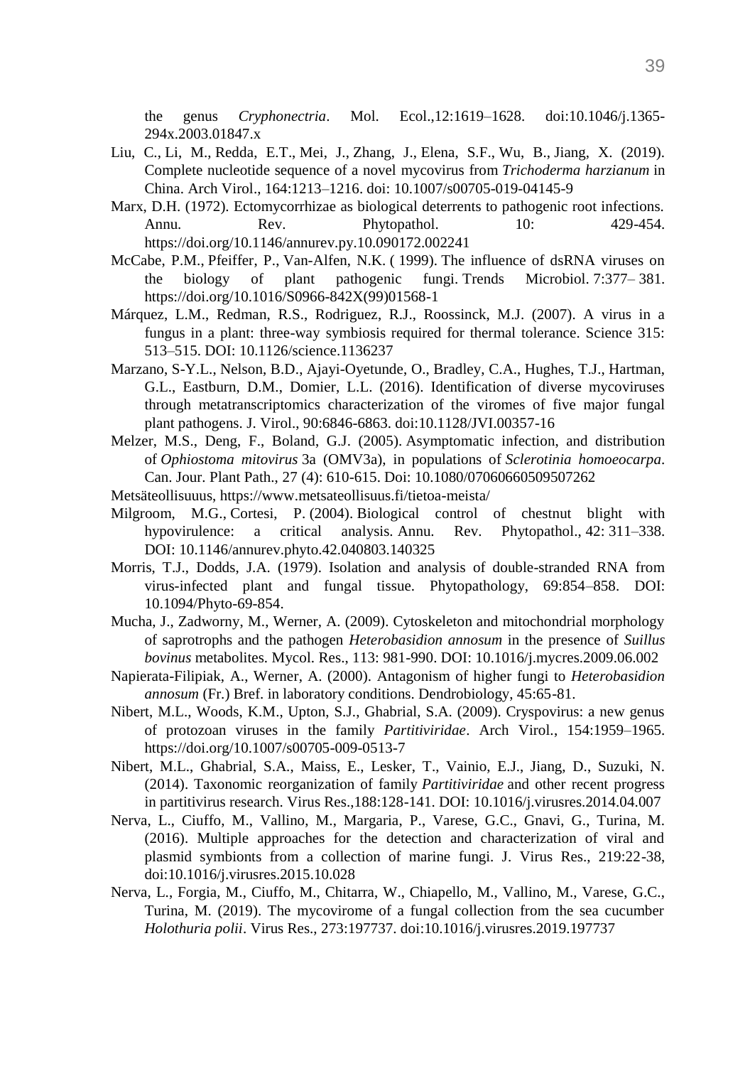the genus *Cryphonectria*. Mol. Ecol.,12:1619–1628. doi:10.1046/j.1365-294x.2003.01847.x

Liu, C., Li, M., Redda, E.T., Mei, J., Zhang, J., Elena, S.F., Wu, B., Jiang, X. (2019). Complete nucleotide sequence of a novel mycovirus from *Trichoderma harzianum* in China. Arch Virol., 164:1213–1216. doi: 10.1007/s00705-019-04145-9

Marx, D.H. (1972). Ectomycorrhizae as biological deterrents to pathogenic root infections. Annu. Rev. Phytopathol. 10: 429-454. https://doi.org/10.1146/annurev.py.10.090172.002241

McCabe, P.M., Pfeiffer, P., Van-Alfen, N.K. ( 1999). The influence of dsRNA viruses on the biology of plant pathogenic fungi. Trends Microbiol. 7:377– 381. https://doi.org/10.1016/S0966-842X(99)01568-1

Márquez, L.M., Redman, R.S., Rodriguez, R.J., Roossinck, M.J. (2007). A virus in a fungus in a plant: three-way symbiosis required for thermal tolerance. Science 315: 513–515. DOI: 10.1126/science.1136237

Marzano, S-Y.L., Nelson, B.D., Ajayi-Oyetunde, O., Bradley, C.A., Hughes, T.J., Hartman, G.L., Eastburn, D.M., Domier, L.L. (2016). Identification of diverse mycoviruses through metatranscriptomics characterization of the viromes of five major fungal plant pathogens. J. Virol., 90:6846-6863. doi:10.1128/JVI.00357-16

Melzer, M.S., Deng, F., Boland, G.J. (2005). Asymptomatic infection, and distribution of *Ophiostoma mitovirus* 3a (OMV3a), in populations of *Sclerotinia homoeocarpa*. Can. Jour. Plant Path., 27 (4): 610-615. Doi: 10.1080/07060660509507262

Metsäteollisuus, https://www.metsateollisuus.fi/tietoa-meista/

Milgroom, M.G., Cortesi, P. (2004). Biological control of chestnut blight with hypovirulence: a critical analysis. Annu. Rev. Phytopathol., 42: 311–338. DOI: 10.1146/annurev.phyto.42.040803.140325

Morris, T.J., Dodds, J.A. (1979). Isolation and analysis of double-stranded RNA from virus-infected plant and fungal tissue. Phytopathology, 69:854–858. DOI: 10.1094/Phyto-69-854.

Mucha, J., Zadworny, M., Werner, A. (2009). Cytoskeleton and mitochondrial morphology of saprotrophs and the pathogen *Heterobasidion annosum* in the presence of *Suillus bovinus* metabolites. Mycol. Res., 113: 981-990. DOI: 10.1016/j.mycres.2009.06.002

Napierata-Filipiak, A., Werner, A. (2000). Antagonism of higher fungi to *Heterobasidion annosum* (Fr.) Bref. in laboratory conditions. Dendrobiology, 45:65-81.

Nibert, M.L., Woods, K.M., Upton, S.J., Ghabrial, S.A. (2009). Cryspovirus: a new genus of protozoan viruses in the family *Partitiviridae*. Arch Virol., 154:1959–1965. https://doi.org/10.1007/s00705-009-0513-7

Nibert, M.L., Ghabrial, S.A., Maiss, E., Lesker, T., Vainio, E.J., Jiang, D., Suzuki, N. (2014). Taxonomic reorganization of family *Partitiviridae* and other recent progress in partitivirus research. Virus Res.,188:128-141. DOI: 10.1016/j.virusres.2014.04.007

Nerva, L., Ciuffo, M., Vallino, M., Margaria, P., Varese, G.C., Gnavi, G., Turina, M. (2016). Multiple approaches for the detection and characterization of viral and plasmid symbionts from a collection of marine fungi. J. Virus Res., 219:22-38, doi:10.1016/j.virusres.2015.10.028

Nerva, L., Forgia, M., Ciuffo, M., Chitarra, W., Chiapello, M., Vallino, M., Varese, G.C., Turina, M. (2019). The mycovirome of a fungal collection from the sea cucumber *Holothuria polii*. Virus Res., 273:197737. doi:10.1016/j.virusres.2019.197737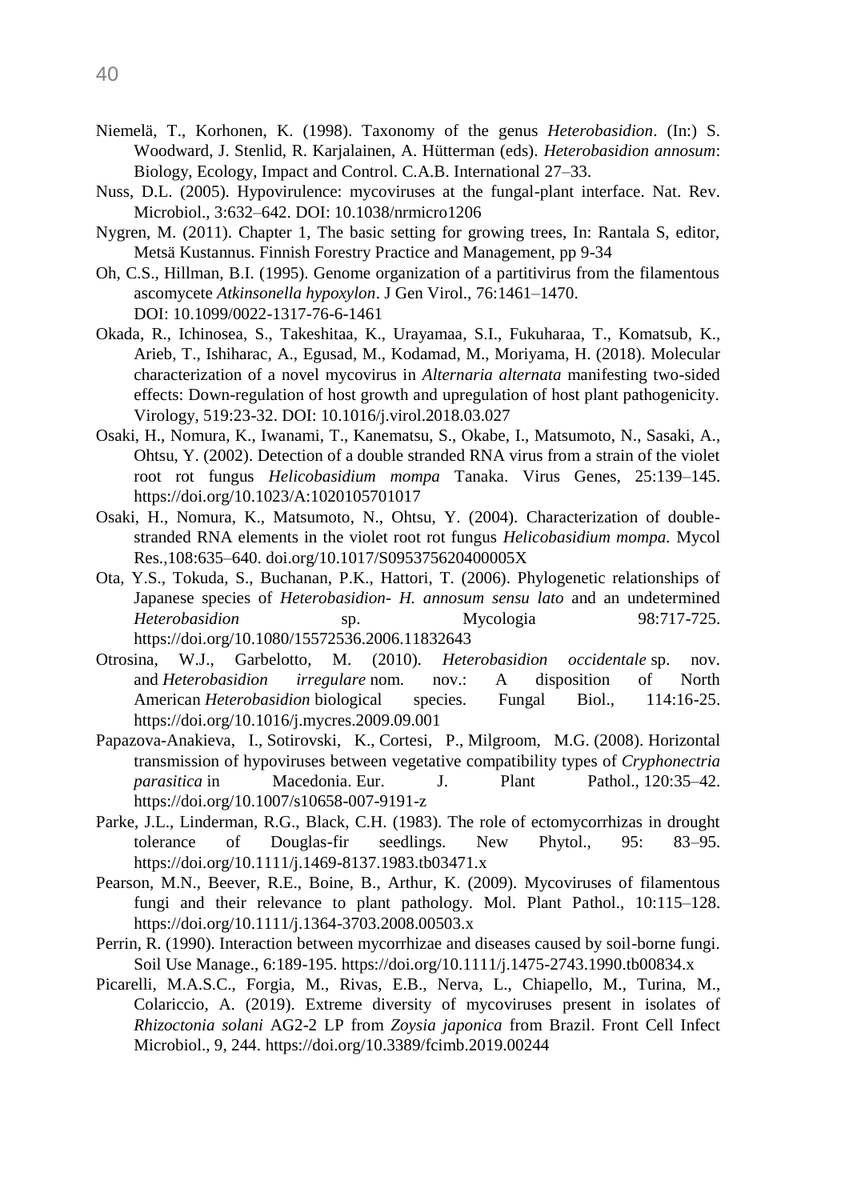- Niemelä, T., Korhonen, K. (1998). Taxonomy of the genus *Heterobasidion*. (In:) S. Woodward, J. Stenlid, R. Karjalainen, A. Hütterman (eds). *Heterobasidion annosum*: Biology, Ecology, Impact and Control. C.A.B. International 27–33.
- Nuss, D.L. (2005). Hypovirulence: mycoviruses at the fungal-plant interface. Nat. Rev. Microbiol., 3:632–642. DOI: 10.1038/nrmicro1206
- Nygren, M. (2011). Chapter 1, The basic setting for growing trees, In: Rantala S, editor, Metsä Kustannus. Finnish Forestry Practice and Management, pp 9-34
- Oh, C.S., Hillman, B.I. (1995). Genome organization of a partitivirus from the filamentous ascomycete *Atkinsonella hypoxylon*. J Gen Virol., 76:1461–1470. DOI: 10.1099/0022-1317-76-6-1461
- Okada, R., Ichinosea, S., Takeshitaa, K., Urayamaa, S.I., Fukuharaa, T., Komatsub, K., Arieb, T., Ishiharac, A., Egusad, M., Kodamad, M., Moriyama, H. (2018). Molecular characterization of a novel mycovirus in *Alternaria alternata* manifesting two-sided effects: Down-regulation of host growth and upregulation of host plant pathogenicity. Virology, 519:23-32. DOI: 10.1016/j.virol.2018.03.027
- Osaki, H., Nomura, K., Iwanami, T., Kanematsu, S., Okabe, I., Matsumoto, N., Sasaki, A., Ohtsu, Y. (2002). Detection of a double stranded RNA virus from a strain of the violet root rot fungus *Helicobasidium mompa* Tanaka. Virus Genes, 25:139–145. https://doi.org/10.1023/A:1020105701017
- Osaki, H., Nomura, K., Matsumoto, N., Ohtsu, Y. (2004). Characterization of double-stranded RNA elements in the violet root rot fungus *Helicobasidium mompa*. Mycol Res.,108:635–640. doi.org/10.1017/S095375620400005X
- Ota, Y.S., Tokuda, S., Buchanan, P.K., Hattori, T. (2006). Phylogenetic relationships of Japanese species of *Heterobasidion- H. annosum sensu lato* and an undetermined *Heterobasidion* sp. Mycologia 98:717-725. https://doi.org/10.1080/15572536.2006.11832643
- Otrosina, W.J., Garbelotto, M. (2010). *Heterobasidion occidentale* sp. nov. and *Heterobasidion irregulare* nom. nov.: A disposition of North American *Heterobasidion* biological species. Fungal Biol., 114:16-25. https://doi.org/10.1016/j.mycres.2009.09.001
- Papazova-Anakieva, I., Sotirovski, K., Cortesi, P., Milgroom, M.G. (2008). Horizontal transmission of hypoviruses between vegetative compatibility types of *Cryphonectria parasitica* in Macedonia. Eur. J. Plant Pathol., 120:35–42. https://doi.org/10.1007/s10658-007-9191-z
- Parke, J.L., Linderman, R.G., Black, C.H. (1983). The role of ectomycorrhizas in drought tolerance of Douglas-fir seedlings. New Phytol., 95: 83–95. https://doi.org/10.1111/j.1469-8137.1983.tb03471.x
- Pearson, M.N., Beever, R.E., Boine, B., Arthur, K. (2009). Mycoviruses of filamentous fungi and their relevance to plant pathology. Mol. Plant Pathol., 10:115–128. https://doi.org/10.1111/j.1364-3703.2008.00503.x
- Perrin, R. (1990). Interaction between mycorrhizae and diseases caused by soil-borne fungi. Soil Use Manage., 6:189-195. https://doi.org/10.1111/j.1475-2743.1990.tb00834.x
- Picarelli, M.A.S.C., Forgia, M., Rivas, E.B., Nerva, L., Chiapello, M., Turina, M., Colariccio, A. (2019). Extreme diversity of mycoviruses present in isolates of *Rhizoctonia solani* AG2-2 LP from *Zoysia japonica* from Brazil. Front Cell Infect Microbiol., 9, 244. https://doi.org/10.3389/fcimb.2019.00244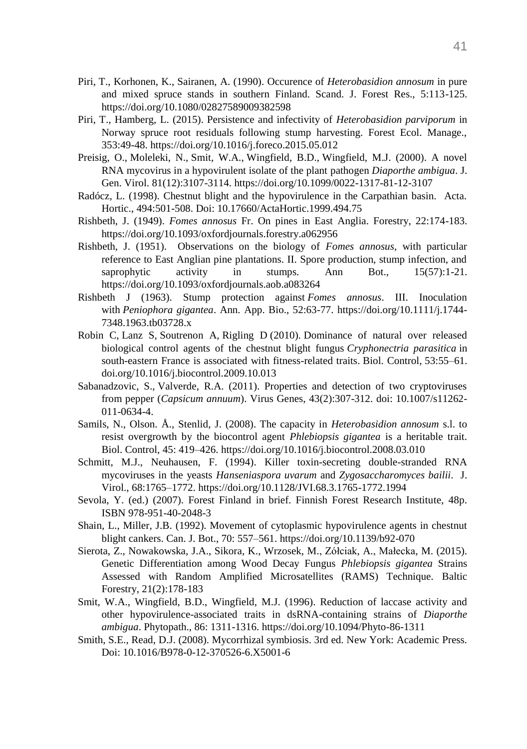Piri, T., Korhonen, K., Sairanen, A. (1990). Occurence of *Heterobasidion annosum* in pure and mixed spruce stands in southern Finland. Scand. J. Forest Res., 5:113-125. https://doi.org/10.1080/02827589009382598

Piri, T., Hamberg, L. (2015). Persistence and infectivity of *Heterobasidion parviporum* in Norway spruce root residuals following stump harvesting. Forest Ecol. Manage., 353:49-48. https://doi.org/10.1016/j.foreco.2015.05.012

Preisig, O., Moleleki, N., Smit, W.A., Wingfield, B.D., Wingfield, M.J. (2000). A novel RNA mycovirus in a hypovirulent isolate of the plant pathogen *Diaporthe ambigua*. J. Gen. Virol. 81(12):3107-3114. https://doi.org/10.1099/0022-1317-81-12-3107

Radócz, L. (1998). Chestnut blight and the hypovirulence in the Carpathian basin. Acta. Hortic., 494:501-508. Doi: 10.17660/ActaHortic.1999.494.75

Rishbeth, J. (1949). *Fomes annosus* Fr. On pines in East Anglia. Forestry, 22:174-183. https://doi.org/10.1093/oxfordjournals.forestry.a062956

Rishbeth, J. (1951). Observations on the biology of *Fomes annosus*, with particular reference to East Anglian pine plantations. II. Spore production, stump infection, and saprophytic activity in stumps. Ann Bot., 15(57):1-21. https://doi.org/10.1093/oxfordjournals.aob.a083264

Rishbeth J (1963). Stump protection against *Fomes annosus*. III. Inoculation with *Peniophora gigantea*. Ann. App. Bio., 52:63-77. https://doi.org/10.1111/j.1744-7348.1963.tb03728.x

Robin C, Lanz S, Soutrenon A, Rigling D (2010). Dominance of natural over released biological control agents of the chestnut blight fungus *Cryphonectria parasitica* in south-eastern France is associated with fitness-related traits. Biol. Control, 53:55–61. doi.org/10.1016/j.biocontrol.2009.10.013

Sabanadzovic, S., Valverde, R.A. (2011). Properties and detection of two cryptoviruses from pepper (*Capsicum annuum*). Virus Genes, 43(2):307-312. doi: 10.1007/s11262-011-0634-4.

Samils, N., Olson. Å., Stenlid, J. (2008). The capacity in *Heterobasidion annosum* s.l. to resist overgrowth by the biocontrol agent *Phlebiopsis gigantea* is a heritable trait. Biol. Control, 45: 419–426. https://doi.org/10.1016/j.biocontrol.2008.03.010

Schmitt, M.J., Neuhausen, F. (1994). Killer toxin-secreting double-stranded RNA mycoviruses in the yeasts *Hanseniaspora uvarum* and *Zygosaccharomyces bailii*. J. Virol., 68:1765–1772. https://doi.org/10.1128/JVI.68.3.1765-1772.1994

Sevola, Y. (ed.) (2007). Forest Finland in brief. Finnish Forest Research Institute, 48p. ISBN 978-951-40-2048-3

Shain, L., Miller, J.B. (1992). Movement of cytoplasmic hypovirulence agents in chestnut blight cankers. Can. J. Bot., 70: 557–561. https://doi.org/10.1139/b92-070

Sierota, Z., Nowakowska, J.A., Sikora, K., Wrzosek, M., Żółciak, A., Małecka, M. (2015). Genetic Differentiation among Wood Decay Fungus *Phlebiopsis gigantea* Strains Assessed with Random Amplified Microsatellites (RAMS) Technique. Baltic Forestry, 21(2):178-183

Smit, W.A., Wingfield, B.D., Wingfield, M.J. (1996). Reduction of laccase activity and other hypovirulence-associated traits in dsRNA-containing strains of *Diaporthe ambigua*. Phytopath., 86: 1311-1316. https://doi.org/10.1094/Phyto-86-1311

Smith, S.E., Read, D.J. (2008). Mycorrhizal symbiosis. 3rd ed. New York: Academic Press. Doi: 10.1016/B978-0-12-370526-6.X5001-6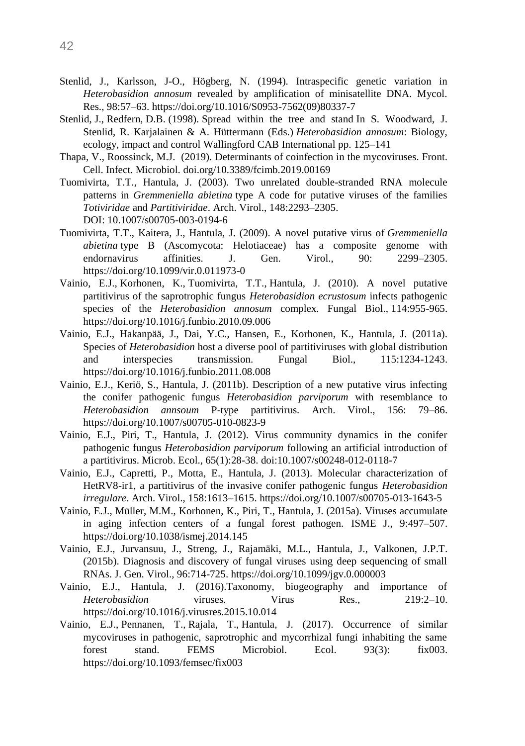Stenlid, J., Karlsson, J-O., Högberg, N. (1994). Intraspecific genetic variation in *Heterobasidion annosum* revealed by amplification of minisatellite DNA. Mycol. Res., 98:57–63. https://doi.org/10.1016/S0953-7562(09)80337-7

Stenlid, J., Redfern, D.B. (1998). Spread within the tree and stand In S. Woodward, J. Stenlid, R. Karjalainen & A. Hüttermann (Eds.) *Heterobasidion annosum*: Biology, ecology, impact and control Wallingford CAB International pp. 125–141

Thapa, V., Roossinck, M.J. (2019). Determinants of coinfection in the mycoviruses. Front. Cell. Infect. Microbiol. doi.org/10.3389/fcimb.2019.00169

Tuomivirta, T.T., Hantula, J. (2003). Two unrelated double-stranded RNA molecule patterns in *Gremmeniella abietina* type A code for putative viruses of the families *Totiviridae* and *Partitiviridae*. Arch. Virol., 148:2293–2305. DOI: 10.1007/s00705-003-0194-6

Tuomivirta, T.T., Kaitera, J., Hantula, J. (2009). A novel putative virus of *Gremmeniella abietina* type B (Ascomycota: Helotiaceae) has a composite genome with endornavirus affinities. J. Gen. Virol., 90: 2299–2305. https://doi.org/10.1099/vir.0.011973-0

Vainio, E.J., Korhonen, K., Tuomivirta, T.T., Hantula, J. (2010). A novel putative partitivirus of the saprotrophic fungus *Heterobasidion ecrustosum* infects pathogenic species of the *Heterobasidion annosum* complex. Fungal Biol., 114:955-965. https://doi.org/10.1016/j.funbio.2010.09.006

Vainio, E.J., Hakanpää, J., Dai, Y.C., Hansen, E., Korhonen, K., Hantula, J. (2011a). Species of *Heterobasidion* host a diverse pool of partitiviruses with global distribution and interspecies transmission. Fungal Biol., 115:1234-1243. https://doi.org/10.1016/j.funbio.2011.08.008

Vainio, E.J., Keriö, S., Hantula, J. (2011b). Description of a new putative virus infecting the conifer pathogenic fungus *Heterobasidion parviporum* with resemblance to *Heterobasidion annsoum* P-type partitivirus. Arch. Virol., 156: 79–86. https://doi.org/10.1007/s00705-010-0823-9

Vainio, E.J., Piri, T., Hantula, J. (2012). Virus community dynamics in the conifer pathogenic fungus *Heterobasidion parviporum* following an artificial introduction of a partitivirus. Microb. Ecol., 65(1):28-38. doi:10.1007/s00248-012-0118-7

Vainio, E.J., Capretti, P., Motta, E., Hantula, J. (2013). Molecular characterization of HetRV8-ir1, a partitivirus of the invasive conifer pathogenic fungus *Heterobasidion irregulare*. Arch. Virol., 158:1613–1615. https://doi.org/10.1007/s00705-013-1643-5

Vainio, E.J., Müller, M.M., Korhonen, K., Piri, T., Hantula, J. (2015a). Viruses accumulate in aging infection centers of a fungal forest pathogen. ISME J., 9:497–507. https://doi.org/10.1038/ismej.2014.145

Vainio, E.J., Jurvansuu, J., Streng, J., Rajamäki, M.L., Hantula, J., Valkonen, J.P.T. (2015b). Diagnosis and discovery of fungal viruses using deep sequencing of small RNAs. J. Gen. Virol., 96:714-725. https://doi.org/10.1099/jgv.0.000003

Vainio, E.J., Hantula, J. (2016).Taxonomy, biogeography and importance of *Heterobasidion* viruses. Virus Res., 219:2–10. https://doi.org/10.1016/j.virusres.2015.10.014

Vainio, E.J., Pennanen, T., Rajala, T., Hantula, J. (2017). Occurrence of similar mycoviruses in pathogenic, saprotrophic and mycorrhizal fungi inhabiting the same forest stand. FEMS Microbiol. Ecol. 93(3): fix003. https://doi.org/10.1093/femsec/fix003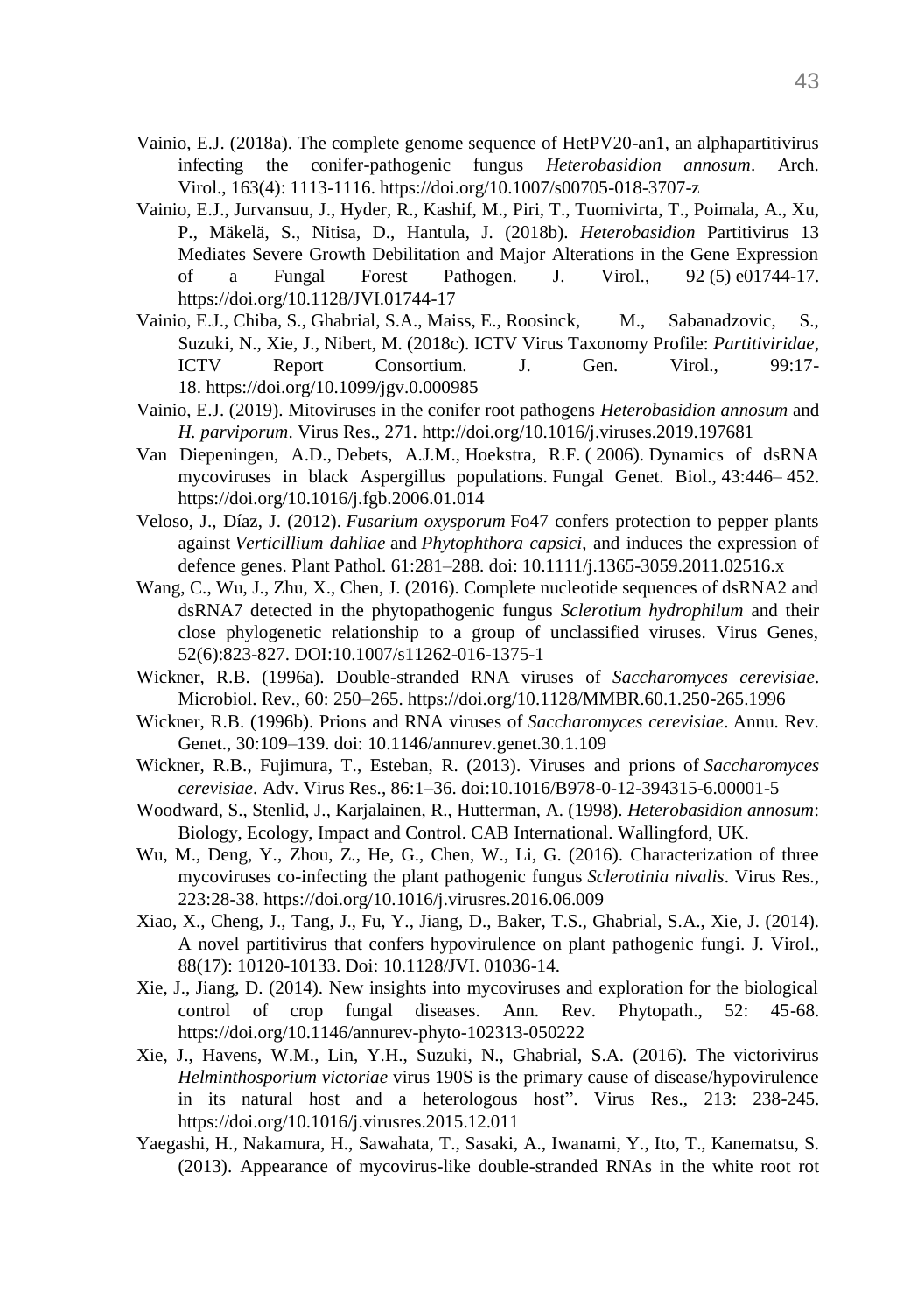Vainio, E.J. (2018a). The complete genome sequence of HetPV20-an1, an alphapartitivirus infecting the conifer-pathogenic fungus *Heterobasidion annosum*. Arch. Virol., 163(4): 1113-1116. https://doi.org/10.1007/s00705-018-3707-z

Vainio, E.J., Jurvansuu, J., Hyder, R., Kashif, M., Piri, T., Tuomivirta, T., Poimala, A., Xu, P., Mäkelä, S., Nitisa, D., Hantula, J. (2018b). *Heterobasidion* Partitivirus 13 Mediates Severe Growth Debilitation and Major Alterations in the Gene Expression of a Fungal Forest Pathogen. J. Virol., 92 (5) e01744-17. https://doi.org/10.1128/JVI.01744-17

Vainio, E.J., Chiba, S., Ghabrial, S.A., Maiss, E., Roosinck, M., Sabanadzovic, S., Suzuki, N., Xie, J., Nibert, M. (2018c). ICTV Virus Taxonomy Profile: *Partitiviridae*, ICTV Report Consortium. J. Gen. Virol., 99:17-18. https://doi.org/10.1099/jgv.0.000985

Vainio, E.J. (2019). Mitoviruses in the conifer root pathogens *Heterobasidion annosum* and *H. parviporum*. Virus Res., 271. http://doi.org/10.1016/j.viruses.2019.197681

Van Diepeningen, A.D., Debets, A.J.M., Hoekstra, R.F. ( 2006). Dynamics of dsRNA mycoviruses in black Aspergillus populations. Fungal Genet. Biol., 43:446– 452. https://doi.org/10.1016/j.fgb.2006.01.014

Veloso, J., Díaz, J. (2012). *Fusarium oxysporum* Fo47 confers protection to pepper plants against *Verticillium dahliae* and *Phytophthora capsici*, and induces the expression of defence genes. Plant Pathol. 61:281–288. doi: 10.1111/j.1365-3059.2011.02516.x

Wang, C., Wu, J., Zhu, X., Chen, J. (2016). Complete nucleotide sequences of dsRNA2 and dsRNA7 detected in the phytopathogenic fungus *Sclerotium hydrophilum* and their close phylogenetic relationship to a group of unclassified viruses. Virus Genes, 52(6):823-827. DOI:10.1007/s11262-016-1375-1

Wickner, R.B. (1996a). Double-stranded RNA viruses of *Saccharomyces cerevisiae*. Microbiol. Rev., 60: 250–265. https://doi.org/10.1128/MMBR.60.1.250-265.1996

Wickner, R.B. (1996b). Prions and RNA viruses of *Saccharomyces cerevisiae*. Annu. Rev. Genet., 30:109–139. doi: 10.1146/annurev.genet.30.1.109

Wickner, R.B., Fujimura, T., Esteban, R. (2013). Viruses and prions of *Saccharomyces cerevisiae*. Adv. Virus Res., 86:1–36. doi:10.1016/B978-0-12-394315-6.00001-5

Woodward, S., Stenlid, J., Karjalainen, R., Hutterman, A. (1998). *Heterobasidion annosum*: Biology, Ecology, Impact and Control. CAB International. Wallingford, UK.

Wu, M., Deng, Y., Zhou, Z., He, G., Chen, W., Li, G. (2016). Characterization of three mycoviruses co-infecting the plant pathogenic fungus *Sclerotinia nivalis*. Virus Res., 223:28-38. https://doi.org/10.1016/j.virusres.2016.06.009

Xiao, X., Cheng, J., Tang, J., Fu, Y., Jiang, D., Baker, T.S., Ghabrial, S.A., Xie, J. (2014). A novel partitivirus that confers hypovirulence on plant pathogenic fungi. J. Virol., 88(17): 10120-10133. Doi: 10.1128/JVI. 01036-14.

Xie, J., Jiang, D. (2014). New insights into mycoviruses and exploration for the biological control of crop fungal diseases. Ann. Rev. Phytopath., 52: 45-68. https://doi.org/10.1146/annurev-phyto-102313-050222

Xie, J., Havens, W.M., Lin, Y.H., Suzuki, N., Ghabrial, S.A. (2016). The victorivirus *Helminthosporium victoriae* virus 190S is the primary cause of disease/hypovirulence in its natural host and a heterologous host". Virus Res., 213: 238-245. https://doi.org/10.1016/j.virusres.2015.12.011

Yaegashi, H., Nakamura, H., Sawahata, T., Sasaki, A., Iwanami, Y., Ito, T., Kanematsu, S. (2013). Appearance of mycovirus-like double-stranded RNAs in the white root rot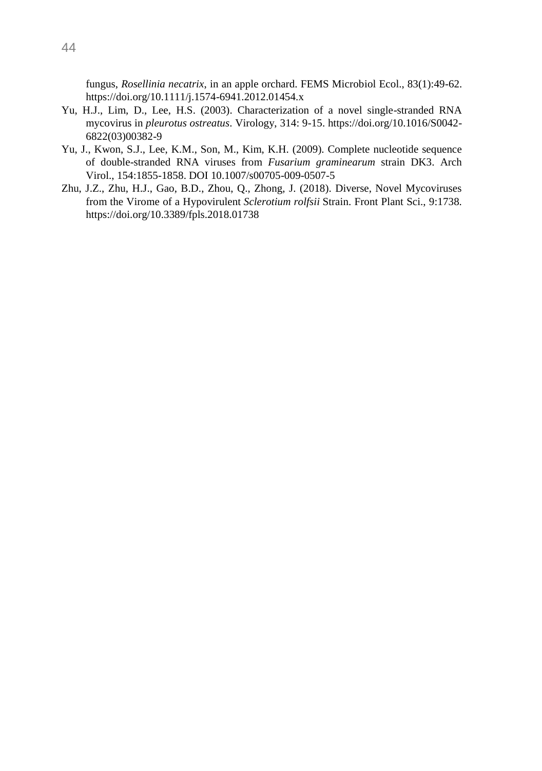fungus, *Rosellinia necatrix*, in an apple orchard. FEMS Microbiol Ecol., 83(1):49-62. https://doi.org/10.1111/j.1574-6941.2012.01454.x

Yu, H.J., Lim, D., Lee, H.S. (2003). Characterization of a novel single-stranded RNA mycovirus in *pleurotus ostreatus*. Virology, 314: 9-15. https://doi.org/10.1016/S0042-6822(03)00382-9

Yu, J., Kwon, S.J., Lee, K.M., Son, M., Kim, K.H. (2009). Complete nucleotide sequence of double-stranded RNA viruses from *Fusarium graminearum* strain DK3. Arch Virol., 154:1855-1858. DOI 10.1007/s00705-009-0507-5

Zhu, J.Z., Zhu, H.J., Gao, B.D., Zhou, Q., Zhong, J. (2018). Diverse, Novel Mycoviruses from the Virome of a Hypovirulent *Sclerotium rolfsii* Strain. Front Plant Sci., 9:1738. https://doi.org/10.3389/fpls.2018.01738